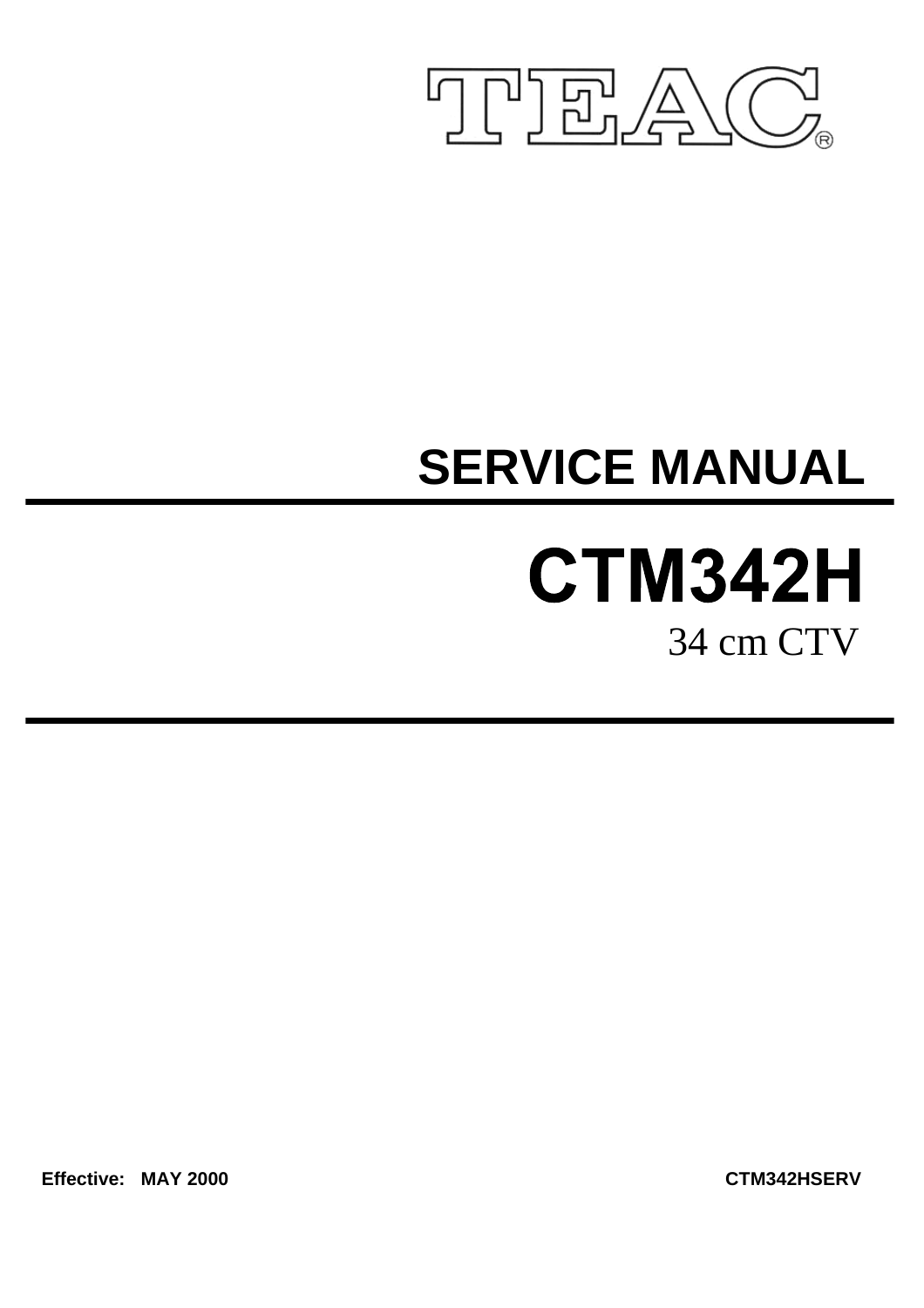TEAC®

# SERVICE MANUAL

# CTM342H

34 cm CTV

**Effective: MAY 2000** **CTM342HSERV**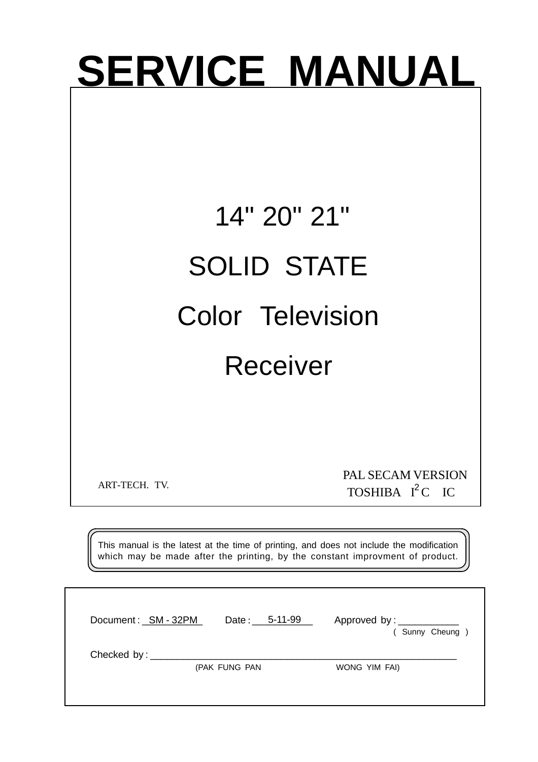# SERVICE MANUAL

14" 20" 21"

SOLID STATE

Color Television

Receiver

ART-TECH. TV.

PAL SECAM VERSION

TOSHIBA $I^2C$ IC

This manual is the latest at the time of printing, and does not include the modification which may be made after the printing, by the constant improvment of product.

Document : SM - 32PM Date : 5-11-99 Approved by : ___________
( Sunny Cheung )

Checked by : ___________________________________________
(PAK FUNG PAN WONG YIM FAI)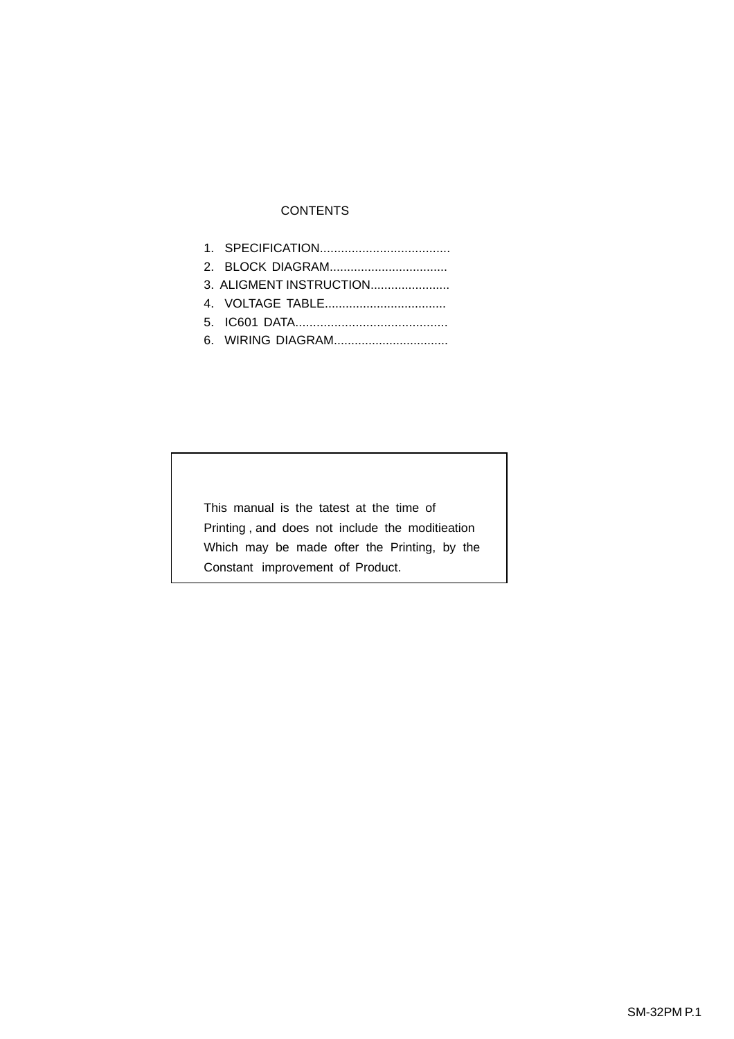# CONTENTS

1. SPECIFICATION....................................
2. BLOCK DIAGRAM.................................
3. ALIGMENT INSTRUCTION......................
4. VOLTAGE TABLE..................................
5. IC601 DATA...........................................
6. WIRING DIAGRAM................................

> This manual is the tatest at the time of Printing , and does not include the moditieation Which may be made ofter the Printing, by the Constant improvement of Product.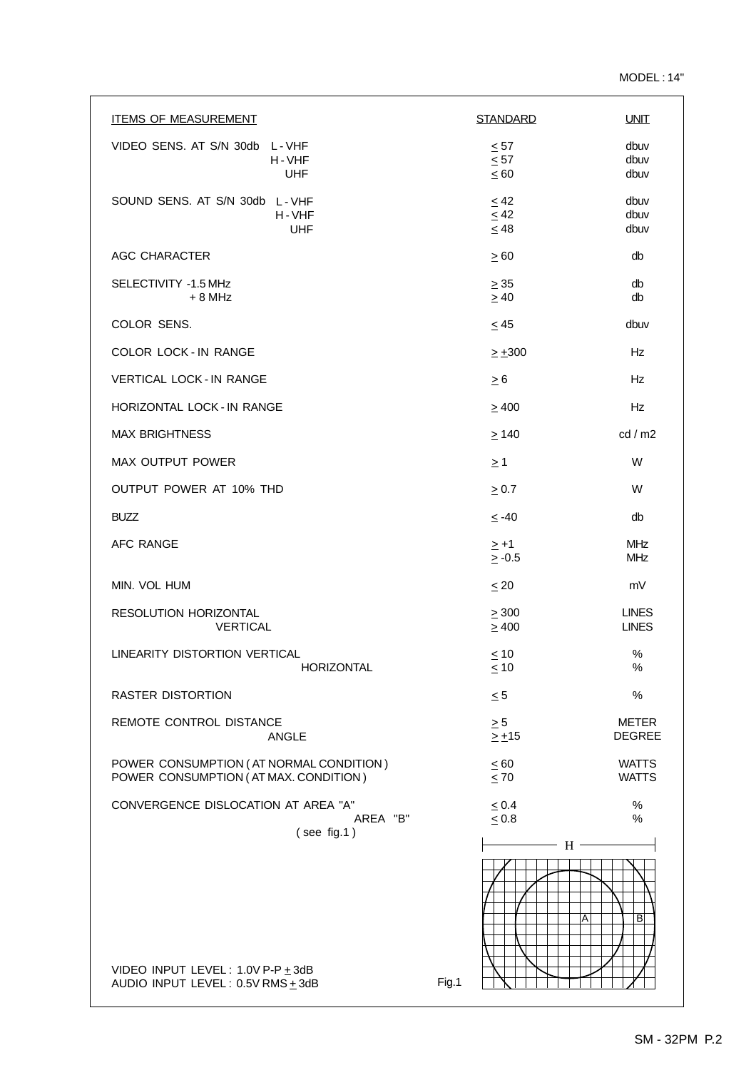MODEL : 14"

| ITEMS OF MEASUREMENT | | STANDARD | UNIT |
|---|---|---|---|
| VIDEO SENS. AT S/N 30db | L - VHF | ≤ 57 | dbuv |
| | H - VHF | ≤ 57 | dbuv |
| | UHF | ≤ 60 | dbuv |
| SOUND SENS. AT S/N 30db | L - VHF | ≤ 42 | dbuv |
| | H - VHF | ≤ 42 | dbuv |
| | UHF | ≤ 48 | dbuv |
| AGC CHARACTER | | ≥ 60 | db |
| SELECTIVITY | -1.5 MHz | ≥ 35 | db |
| | + 8 MHz | ≥ 40 | db |
| COLOR SENS. | | ≤ 45 | dbuv |
| COLOR LOCK - IN RANGE | | ≥ ±300 | Hz |
| VERTICAL LOCK - IN RANGE | | ≥ 6 | Hz |
| HORIZONTAL LOCK - IN RANGE | | ≥ 400 | Hz |
| MAX BRIGHTNESS | | ≥ 140 | cd / m2 |
| MAX OUTPUT POWER | | ≥ 1 | W |
| OUTPUT POWER AT 10% THD | | ≥ 0.7 | W |
| BUZZ | | ≤ -40 | db |
| AFC RANGE | | ≥ +1 | MHz |
| | | ≥ -0.5 | MHz |
| MIN. VOL HUM | | ≤ 20 | mV |
| RESOLUTION | HORIZONTAL | ≥ 300 | LINES |
| | VERTICAL | ≥ 400 | LINES |
| LINEARITY DISTORTION | VERTICAL | ≤ 10 | % |
| | HORIZONTAL | ≤ 10 | % |
| RASTER DISTORTION | | ≤ 5 | % |
| REMOTE CONTROL | DISTANCE | ≥ 5 | METER |
| | ANGLE | ≥ ±15 | DEGREE |
| POWER CONSUMPTION ( AT NORMAL CONDITION ) | | ≤ 60 | WATTS |
| POWER CONSUMPTION ( AT MAX. CONDITION ) | | ≤ 70 | WATTS |
| CONVERGENCE DISLOCATION AT AREA "A" | | ≤ 0.4 | % |
| | AREA "B" ( see fig.1 ) | ≤ 0.8 | % |

VIDEO INPUT LEVEL : 1.0V P-P ± 3dB

AUDIO INPUT LEVEL : 0.5V RMS ± 3dB

Fig.1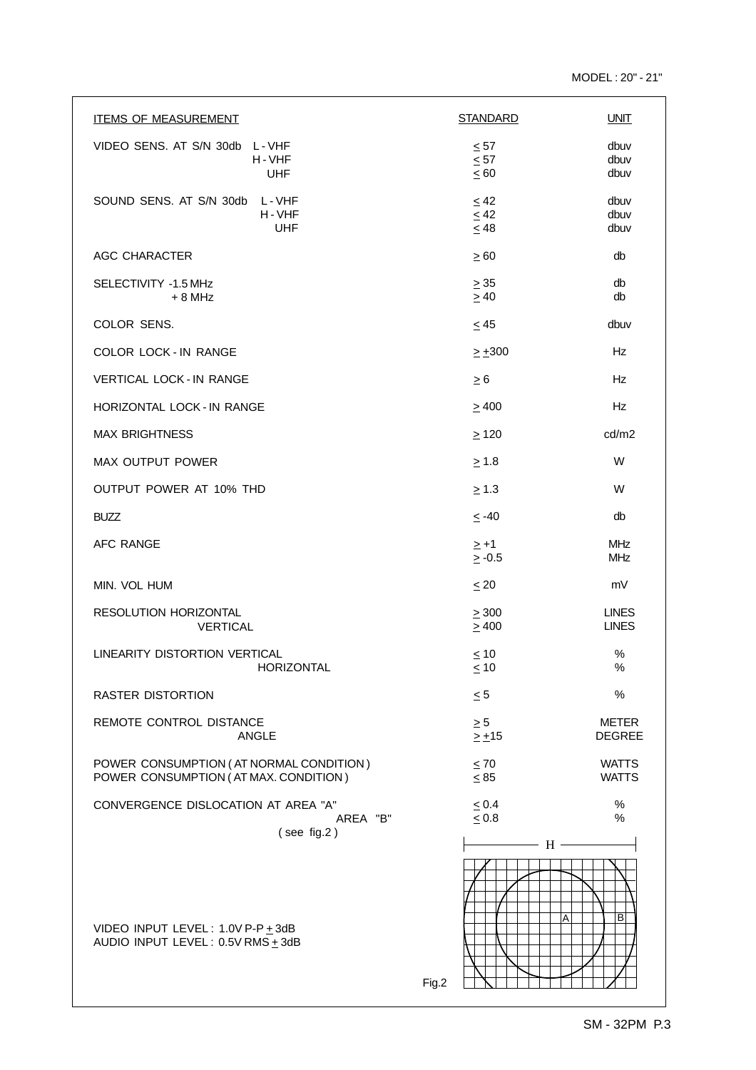MODEL : 20" - 21"

| ITEMS OF MEASUREMENT | | STANDARD | UNIT |
|---|---|---|---|
| VIDEO SENS. AT S/N 30db | L - VHF | ≤ 57 | dbuv |
| | H - VHF | ≤ 57 | dbuv |
| | UHF | ≤ 60 | dbuv |
| SOUND SENS. AT S/N 30db | L - VHF | ≤ 42 | dbuv |
| | H - VHF | ≤ 42 | dbuv |
| | UHF | ≤ 48 | dbuv |
| AGC CHARACTER | | ≥ 60 | db |
| SELECTIVITY | -1.5 MHz | ≥ 35 | db |
| | + 8 MHz | ≥ 40 | db |
| COLOR SENS. | | ≤ 45 | dbuv |
| COLOR LOCK - IN RANGE | | ≥ ±300 | Hz |
| VERTICAL LOCK - IN RANGE | | ≥ 6 | Hz |
| HORIZONTAL LOCK - IN RANGE | | ≥ 400 | Hz |
| MAX BRIGHTNESS | | ≥ 120 | cd/m2 |
| MAX OUTPUT POWER | | ≥ 1.8 | W |
| OUTPUT POWER AT 10% THD | | ≥ 1.3 | W |
| BUZZ | | ≤ -40 | db |
| AFC RANGE | | ≥ +1 | MHz |
| | | ≥ -0.5 | MHz |
| MIN. VOL HUM | | ≤ 20 | mV |
| RESOLUTION | HORIZONTAL | ≥ 300 | LINES |
| | VERTICAL | ≥ 400 | LINES |
| LINEARITY DISTORTION | VERTICAL | ≤ 10 | % |
| | HORIZONTAL | ≤ 10 | % |
| RASTER DISTORTION | | ≤ 5 | % |
| REMOTE CONTROL | DISTANCE | ≥ 5 | METER |
| | ANGLE | ≥ ±15 | DEGREE |
| POWER CONSUMPTION ( AT NORMAL CONDITION ) | | ≤ 70 | WATTS |
| POWER CONSUMPTION ( AT MAX. CONDITION ) | | ≤ 85 | WATTS |
| CONVERGENCE DISLOCATION AT | AREA "A" | ≤ 0.4 | % |
| | AREA "B" | ≤ 0.8 | % |
| ( see fig.2 ) | | | |

VIDEO INPUT LEVEL : 1.0V P-P ± 3dB
AUDIO INPUT LEVEL : 0.5V RMS ± 3dB

Fig.2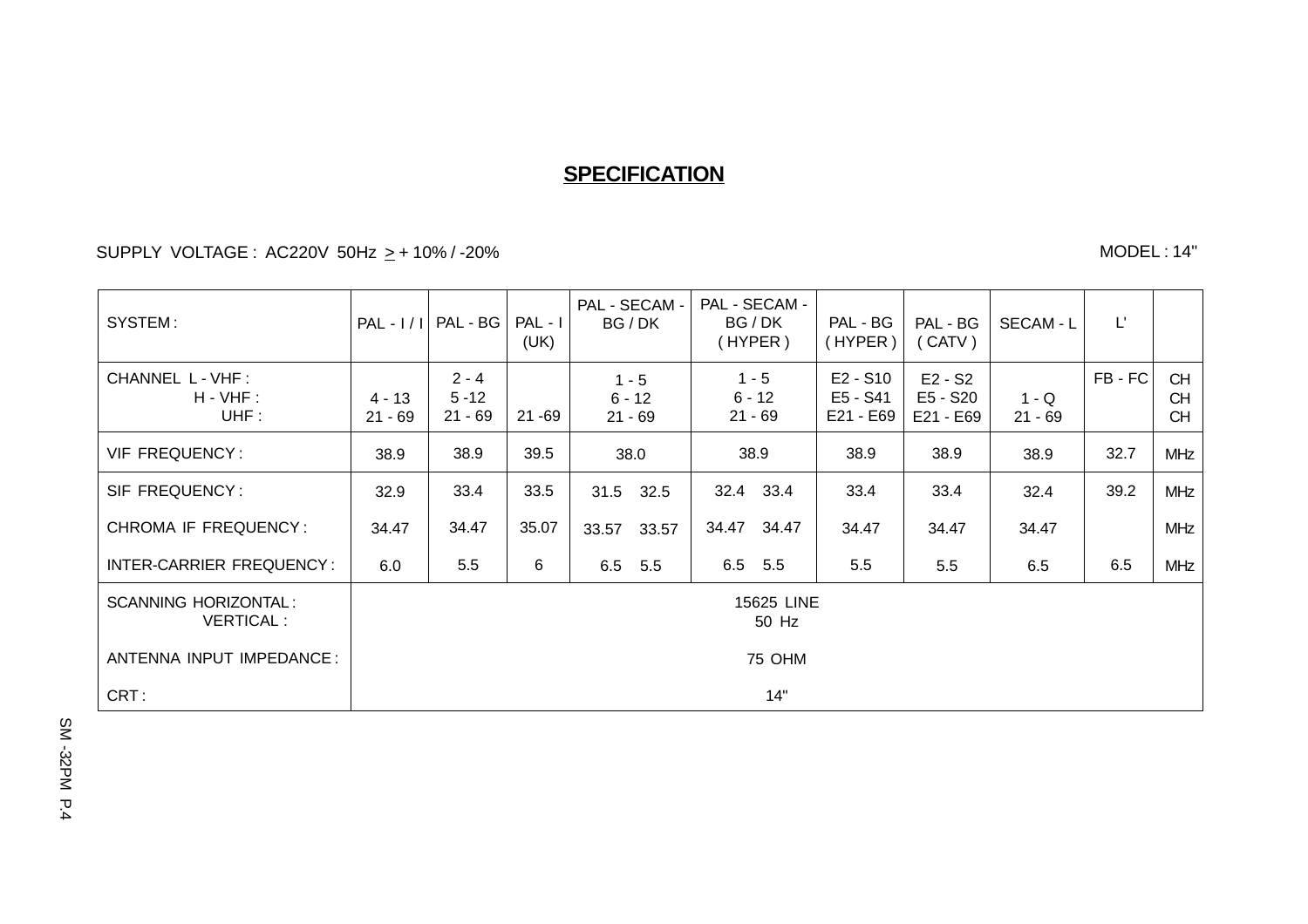# SPECIFICATION

SUPPLY VOLTAGE : AC220V 50Hz ≥ + 10% / -20%

MODEL : 14"

| SYSTEM : | PAL - I / I | PAL - BG | PAL - I (UK) | PAL - SECAM - BG / DK | PAL - SECAM - BG / DK ( HYPER ) | PAL - BG ( HYPER ) | PAL - BG ( CATV ) | SECAM - L | L' | |
|---|---|---|---|---|---|---|---|---|---|---|
| CHANNEL L - VHF : | | 2 - 4 | | 1 - 5 | 1 - 5 | E2 - S10 | E2 - S2 | | FB - FC | CH |
| H - VHF : | 4 - 13 | 5 -12 | | 6 - 12 | 6 - 12 | E5 - S41 | E5 - S20 | 1 - Q | | CH |
| UHF : | 21 - 69 | 21 - 69 | 21 -69 | 21 - 69 | 21 - 69 | E21 - E69 | E21 - E69 | 21 - 69 | | CH |
| VIF FREQUENCY : | 38.9 | 38.9 | 39.5 | 38.0 | 38.9 | 38.9 | 38.9 | 38.9 | 32.7 | MHz |
| SIF FREQUENCY : | 32.9 | 33.4 | 33.5 | 31.5 32.5 | 32.4 33.4 | 33.4 | 33.4 | 32.4 | 39.2 | MHz |
| CHROMA IF FREQUENCY : | 34.47 | 34.47 | 35.07 | 33.57 33.57 | 34.47 34.47 | 34.47 | 34.47 | 34.47 | | MHz |
| INTER-CARRIER FREQUENCY : | 6.0 | 5.5 | 6 | 6.5 5.5 | 6.5 5.5 | 5.5 | 5.5 | 6.5 | 6.5 | MHz |
| SCANNING HORIZONTAL : | 15625 LINE | | | | | | | | | |
| VERTICAL : | 50 Hz | | | | | | | | | |
| ANTENNA INPUT IMPEDANCE : | 75 OHM | | | | | | | | | |
| CRT : | 14" | | | | | | | | | |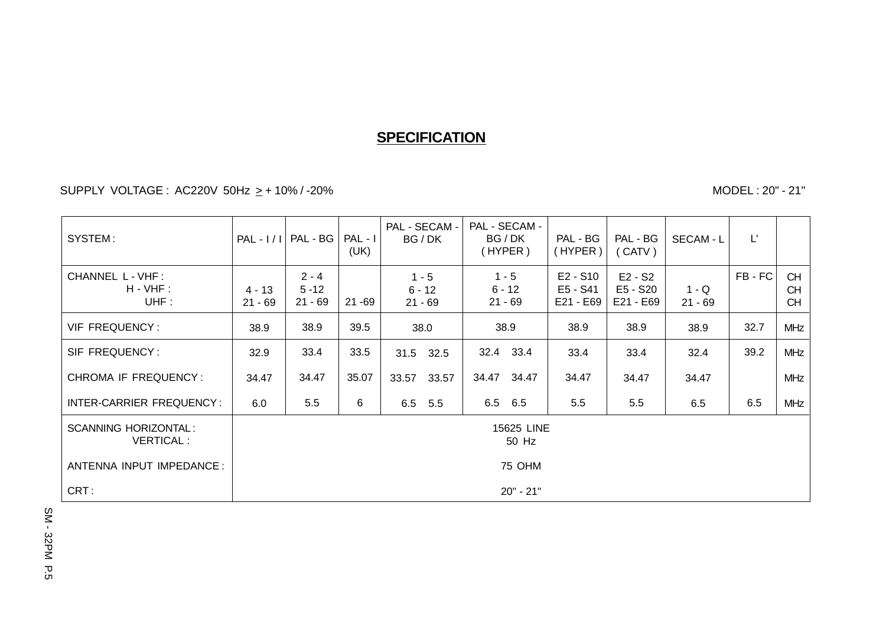# SPECIFICATION

SUPPLY VOLTAGE : AC220V 50Hz $\geq$ + 10% / -20%

MODEL : 20" - 21"

| SYSTEM : | PAL - I / I | PAL - BG | PAL - I (UK) | PAL - SECAM - BG / DK | PAL - SECAM - BG / DK ( HYPER ) | PAL - BG ( HYPER ) | PAL - BG ( CATV ) | SECAM - L | L' | |
|---|---|---|---|---|---|---|---|---|---|---|
| CHANNEL L - VHF :<br>H - VHF :<br>UHF : | 4 - 13<br>21 - 69 | 2 - 4<br>5 -12<br>21 - 69 | 21 -69 | 1 - 5<br>6 - 12<br>21 - 69 | 1 - 5<br>6 - 12<br>21 - 69 | E2 - S10<br>E5 - S41<br>E21 - E69 | E2 - S2<br>E5 - S20<br>E21 - E69 | 1 - Q<br>21 - 69 | FB - FC | CH<br>CH<br>CH |
| VIF FREQUENCY : | 38.9 | 38.9 | 39.5 | 38.0 | 38.9 | 38.9 | 38.9 | 38.9 | 32.7 | MHz |
| SIF FREQUENCY : | 32.9 | 33.4 | 33.5 | 31.5 32.5 | 32.4 33.4 | 33.4 | 33.4 | 32.4 | 39.2 | MHz |
| CHROMA IF FREQUENCY : | 34.47 | 34.47 | 35.07 | 33.57 33.57 | 34.47 34.47 | 34.47 | 34.47 | 34.47 | | MHz |
| INTER-CARRIER FREQUENCY : | 6.0 | 5.5 | 6 | 6.5 5.5 | 6.5 6.5 | 5.5 | 5.5 | 6.5 | 6.5 | MHz |
| SCANNING HORIZONTAL :<br>VERTICAL : | 15625 LINE<br>50 Hz | | | | | | | | | |
| ANTENNA INPUT IMPEDANCE : | 75 OHM | | | | | | | | | |
| CRT : | 20" - 21" | | | | | | | | | |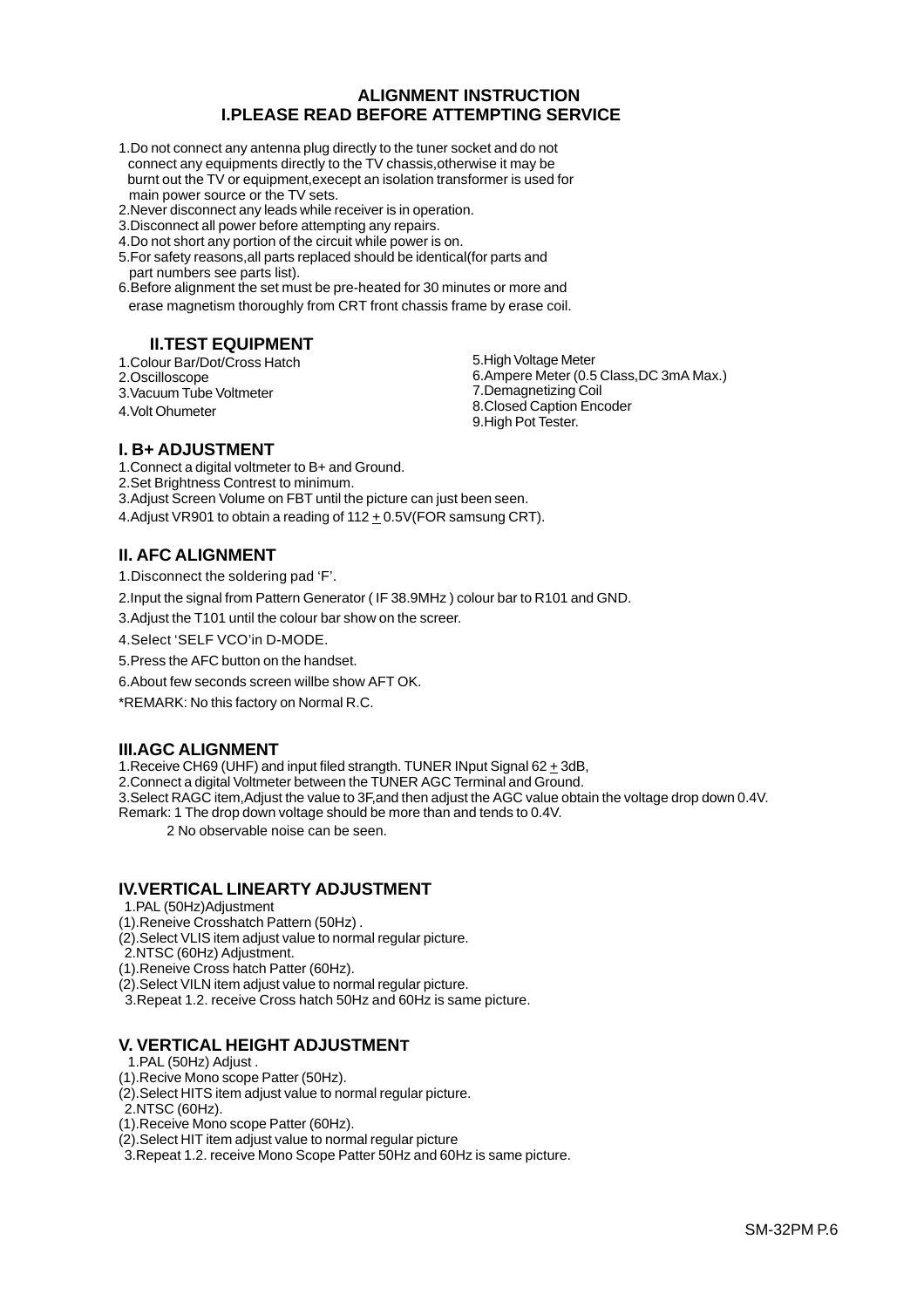# ALIGNMENT INSTRUCTION

## I.PLEASE READ BEFORE ATTEMPTING SERVICE

1.Do not connect any antenna plug directly to the tuner socket and do not connect any equipments directly to the TV chassis,otherwise it may be burnt out the TV or equipment,execept an isolation transformer is used for main power source or the TV sets.
2.Never disconnect any leads while receiver is in operation.
3.Disconnect all power before attempting any repairs.
4.Do not short any portion of the circuit while power is on.
5.For safety reasons,all parts replaced should be identical(for parts and part numbers see parts list).
6.Before alignment the set must be pre-heated for 30 minutes or more and erase magnetism thoroughly from CRT front chassis frame by erase coil.

## II.TEST EQUIPMENT

1.Colour Bar/Dot/Cross Hatch
2.Oscilloscope
3.Vacuum Tube Voltmeter
4.Volt Ohumeter
5.High Voltage Meter
6.Ampere Meter (0.5 Class,DC 3mA Max.)
7.Demagnetizing Coil
8.Closed Caption Encoder
9.High Pot Tester.

### I. B+ ADJUSTMENT

1.Connect a digital voltmeter to B+ and Ground.
2.Set Brightness Contrest to minimum.
3.Adjust Screen Volume on FBT until the picture can just been seen.
4.Adjust VR901 to obtain a reading of 112 $\pm$ 0.5V(FOR samsung CRT).

### II. AFC ALIGNMENT

1.Disconnect the soldering pad 'F'.
2.Input the signal from Pattern Generator ( IF 38.9MHz ) colour bar to R101 and GND.
3.Adjust the T101 until the colour bar show on the screer.
4.Select 'SELF VCO'in D-MODE.
5.Press the AFC button on the handset.
6.About few seconds screen willbe show AFT OK.
*REMARK: No this factory on Normal R.C.

### III.AGC ALIGNMENT

1.Receive CH69 (UHF) and input filed strength. TUNER INput Signal 62 $\pm$ 3dB,
2.Connect a digital Voltmeter between the TUNER AGC Terminal and Ground.
3.Select RAGC item,Adjust the value to 3F,and then adjust the AGC value obtain the voltage drop down 0.4V.
Remark: 1 The drop down voltage should be more than and tends to 0.4V.
2 No observable noise can be seen.

### IV.VERTICAL LINEARTY ADJUSTMENT

1.PAL (50Hz)Adjustment
(1).Reneive Crosshatch Pattern (50Hz) .
(2).Select VLIS item adjust value to normal regular picture.
2.NTSC (60Hz) Adjustment.
(1).Reneive Cross hatch Patter (60Hz).
(2).Select VILN item adjust value to normal regular picture.
3.Repeat 1.2. receive Cross hatch 50Hz and 60Hz is same picture.

### V. VERTICAL HEIGHT ADJUSTMENT

1.PAL (50Hz) Adjust .
(1).Recive Mono scope Patter (50Hz).
(2).Select HITS item adjust value to normal regular picture.
2.NTSC (60Hz).
(1).Receive Mono scope Patter (60Hz).
(2).Select HIT item adjust value to normal regular picture
3.Repeat 1.2. receive Mono Scope Patter 50Hz and 60Hz is same picture.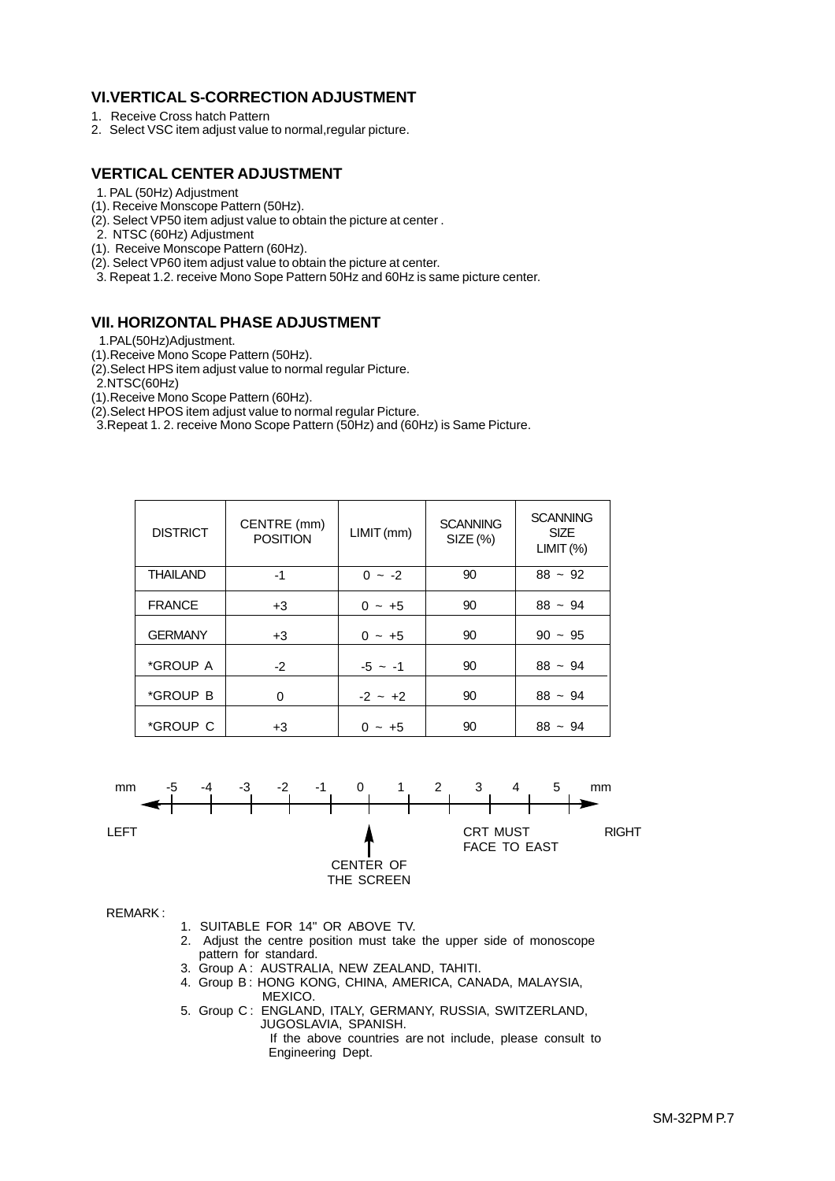## VI.VERTICAL S-CORRECTION ADJUSTMENT

1. Receive Cross hatch Pattern
2. Select VSC item adjust value to normal,regular picture.

## VERTICAL CENTER ADJUSTMENT

1. PAL (50Hz) Adjustment
(1). Receive Monscope Pattern (50Hz).
(2). Select VP50 item adjust value to obtain the picture at center .
2. NTSC (60Hz) Adjustment
(1). Receive Monscope Pattern (60Hz).
(2). Select VP60 item adjust value to obtain the picture at center.
3. Repeat 1.2. receive Mono Sope Pattern 50Hz and 60Hz is same picture center.

## VII. HORIZONTAL PHASE ADJUSTMENT

1.PAL(50Hz)Adjustment.
(1).Receive Mono Scope Pattern (50Hz).
(2).Select HPS item adjust value to normal regular Picture.
2.NTSC(60Hz)
(1).Receive Mono Scope Pattern (60Hz).
(2).Select HPOS item adjust value to normal regular Picture.
3.Repeat 1. 2. receive Mono Scope Pattern (50Hz) and (60Hz) is Same Picture.

| DISTRICT | CENTRE (mm) POSITION | LIMIT (mm) | SCANNING SIZE (%) | SCANNING SIZE LIMIT (%) |
|---|---|---|---|---|
| THAILAND | -1 | 0 ~ -2 | 90 | 88 ~ 92 |
| FRANCE | +3 | 0 ~ +5 | 90 | 88 ~ 94 |
| GERMANY | +3 | 0 ~ +5 | 90 | 90 ~ 95 |
| *GROUP A | -2 | -5 ~ -1 | 90 | 88 ~ 94 |
| *GROUP B | 0 | -2 ~ +2 | 90 | 88 ~ 94 |
| *GROUP C | +3 | 0 ~ +5 | 90 | 88 ~ 94 |

mm -5 -4 -3 -2 -1 0 1 2 3 4 5 mm

LEFT — CENTER OF THE SCREEN — CRT MUST FACE TO EAST — RIGHT

REMARK :

1. SUITABLE FOR 14" OR ABOVE TV.
2. Adjust the centre position must take the upper side of monoscope pattern for standard.
3. Group A : AUSTRALIA, NEW ZEALAND, TAHITI.
4. Group B : HONG KONG, CHINA, AMERICA, CANADA, MALAYSIA, MEXICO.
5. Group C : ENGLAND, ITALY, GERMANY, RUSSIA, SWITZERLAND, JUGOSLAVIA, SPANISH.
   If the above countries are not include, please consult to Engineering Dept.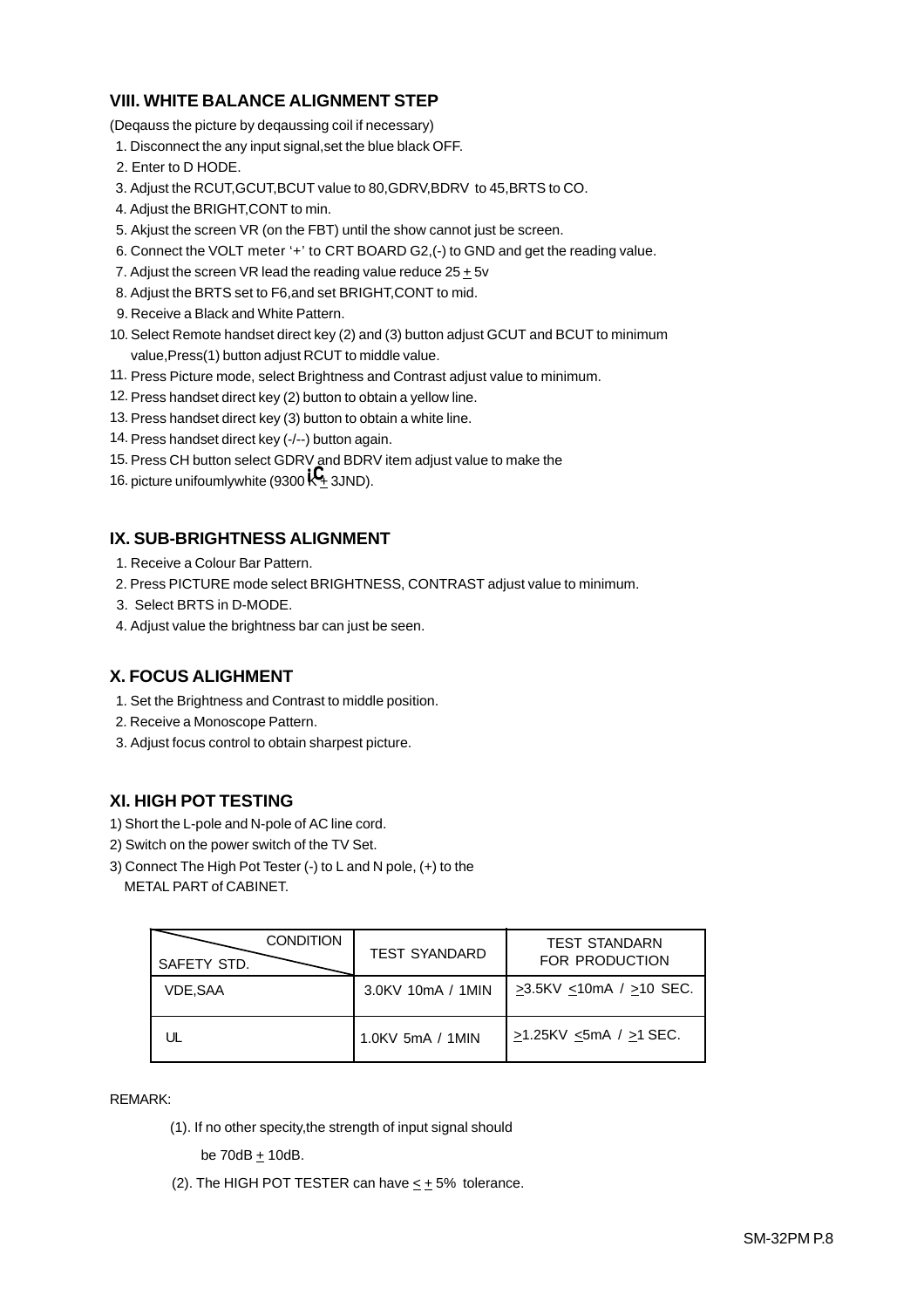## VIII. WHITE BALANCE ALIGNMENT STEP

(Deqauss the picture by deqaussing coil if necessary)

1. Disconnect the any input signal,set the blue black OFF.
2. Enter to D HODE.
3. Adjust the RCUT,GCUT,BCUT value to 80,GDRV,BDRV to 45,BRTS to CO.
4. Adjust the BRIGHT,CONT to min.
5. Akjust the screen VR (on the FBT) until the show cannot just be screen.
6. Connect the VOLT meter '+' to CRT BOARD G2,(-) to GND and get the reading value.
7. Adjust the screen VR lead the reading value reduce 25 ± 5v
8. Adjust the BRTS set to F6,and set BRIGHT,CONT to mid.
9. Receive a Black and White Pattern.
10. Select Remote handset direct key (2) and (3) button adjust GCUT and BCUT to minimum value,Press(1) button adjust RCUT to middle value.
11. Press Picture mode, select Brightness and Contrast adjust value to minimum.
12. Press handset direct key (2) button to obtain a yellow line.
13. Press handset direct key (3) button to obtain a white line.
14. Press handset direct key (-/--) button again.
15. Press CH button select GDRV and BDRV item adjust value to make the
16. picture unifoumlywhite (9300 K ± 3JND).

## IX. SUB-BRIGHTNESS ALIGNMENT

1. Receive a Colour Bar Pattern.
2. Press PICTURE mode select BRIGHTNESS, CONTRAST adjust value to minimum.
3. Select BRTS in D-MODE.
4. Adjust value the brightness bar can just be seen.

## X. FOCUS ALIGHMENT

1. Set the Brightness and Contrast to middle position.
2. Receive a Monoscope Pattern.
3. Adjust focus control to obtain sharpest picture.

## XI. HIGH POT TESTING

1) Short the L-pole and N-pole of AC line cord.
2) Switch on the power switch of the TV Set.
3) Connect The High Pot Tester (-) to L and N pole, (+) to the METAL PART of CABINET.

| CONDITION / SAFETY STD. | TEST SYANDARD | TEST STANDARN FOR PRODUCTION |
|---|---|---|
| VDE,SAA | 3.0KV 10mA / 1MIN | ≥3.5KV ≤10mA / ≥10 SEC. |
| UL | 1.0KV 5mA / 1MIN | ≥1.25KV ≤5mA / ≥1 SEC. |

REMARK:

(1). If no other specity,the strength of input signal should be 70dB ± 10dB.

(2). The HIGH POT TESTER can have ≤ ± 5% tolerance.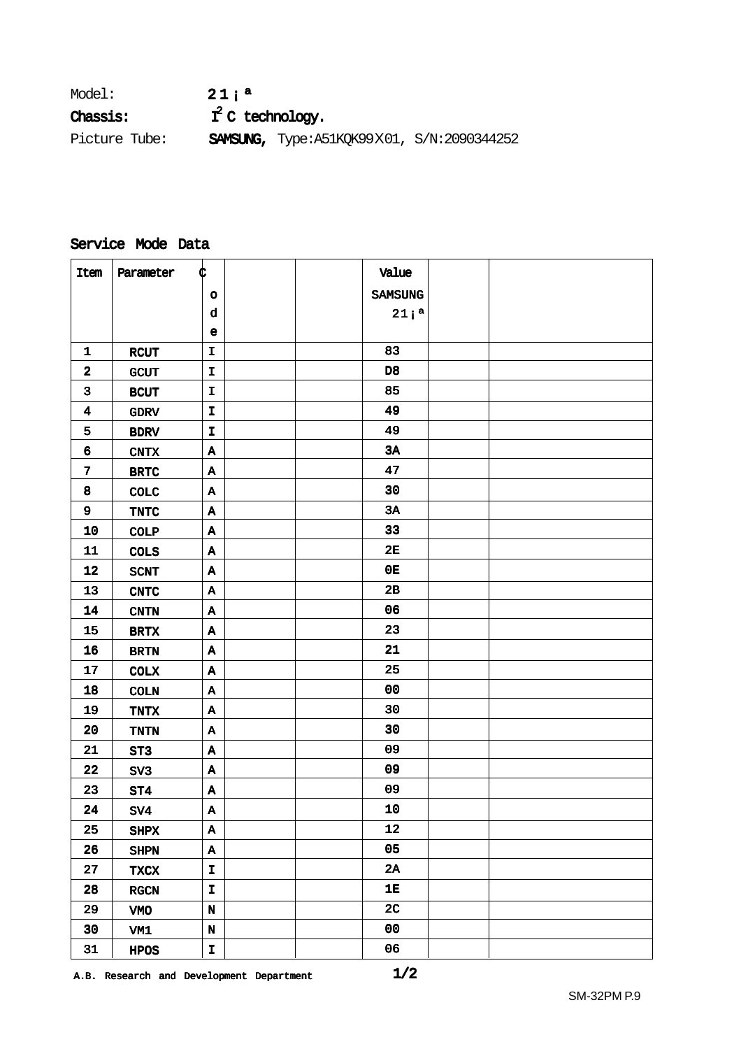Model: **21¡ª**

**Chassis:** **$I^2C$ technology.**

Picture Tube: **SAMSUNG,** Type:A51KQK99X01, S/N:2090344252

## Service Mode Data

| Item | Parameter | Code | | | Value SAMSUNG 21¡ª | | |
|---|---|---|---|---|---|---|---|
| 1 | RCUT | I | | | 83 | | |
| 2 | GCUT | I | | | D8 | | |
| 3 | BCUT | I | | | 85 | | |
| 4 | GDRV | I | | | 49 | | |
| 5 | BDRV | I | | | 49 | | |
| 6 | CNTX | A | | | 3A | | |
| 7 | BRTC | A | | | 47 | | |
| 8 | COLC | A | | | 30 | | |
| 9 | TNTC | A | | | 3A | | |
| 10 | COLP | A | | | 33 | | |
| 11 | COLS | A | | | 2E | | |
| 12 | SCNT | A | | | 0E | | |
| 13 | CNTC | A | | | 2B | | |
| 14 | CNTN | A | | | 06 | | |
| 15 | BRTX | A | | | 23 | | |
| 16 | BRTN | A | | | 21 | | |
| 17 | COLX | A | | | 25 | | |
| 18 | COLN | A | | | 00 | | |
| 19 | TNTX | A | | | 30 | | |
| 20 | TNTN | A | | | 30 | | |
| 21 | ST3 | A | | | 09 | | |
| 22 | SV3 | A | | | 09 | | |
| 23 | ST4 | A | | | 09 | | |
| 24 | SV4 | A | | | 10 | | |
| 25 | SHPX | A | | | 12 | | |
| 26 | SHPN | A | | | 05 | | |
| 27 | TXCX | I | | | 2A | | |
| 28 | RGCN | I | | | 1E | | |
| 29 | VMO | N | | | 2C | | |
| 30 | VM1 | N | | | 00 | | |
| 31 | HPOS | I | | | 06 | | |

A.B. Research and Development Department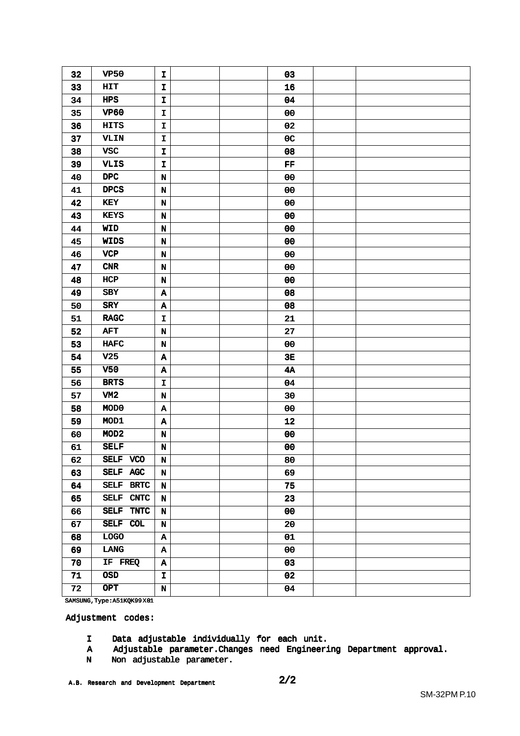| 32 | VP50 | I | | | 03 | | |
|---|---|---|---|---|---|---|---|
| 33 | HIT | I | | | 16 | | |
| 34 | HPS | I | | | 04 | | |
| 35 | VP60 | I | | | 00 | | |
| 36 | HITS | I | | | 02 | | |
| 37 | VLIN | I | | | 0C | | |
| 38 | VSC | I | | | 08 | | |
| 39 | VLIS | I | | | FF | | |
| 40 | DPC | N | | | 00 | | |
| 41 | DPCS | N | | | 00 | | |
| 42 | KEY | N | | | 00 | | |
| 43 | KEYS | N | | | 00 | | |
| 44 | WID | N | | | 00 | | |
| 45 | WIDS | N | | | 00 | | |
| 46 | VCP | N | | | 00 | | |
| 47 | CNR | N | | | 00 | | |
| 48 | HCP | N | | | 00 | | |
| 49 | SBY | A | | | 08 | | |
| 50 | SRY | A | | | 08 | | |
| 51 | RAGC | I | | | 21 | | |
| 52 | AFT | N | | | 27 | | |
| 53 | HAFC | N | | | 00 | | |
| 54 | V25 | A | | | 3E | | |
| 55 | V50 | A | | | 4A | | |
| 56 | BRTS | I | | | 04 | | |
| 57 | VM2 | N | | | 30 | | |
| 58 | MOD0 | A | | | 00 | | |
| 59 | MOD1 | A | | | 12 | | |
| 60 | MOD2 | N | | | 00 | | |
| 61 | SELF | N | | | 00 | | |
| 62 | SELF VCO | N | | | 80 | | |
| 63 | SELF AGC | N | | | 69 | | |
| 64 | SELF BRTC | N | | | 75 | | |
| 65 | SELF CNTC | N | | | 23 | | |
| 66 | SELF TNTC | N | | | 00 | | |
| 67 | SELF COL | N | | | 20 | | |
| 68 | LOGO | A | | | 01 | | |
| 69 | LANG | A | | | 00 | | |
| 70 | IF FREQ | A | | | 03 | | |
| 71 | OSD | I | | | 02 | | |
| 72 | OPT | N | | | 04 | | |

SAMSUNG,Type:A51KQK99X01

Adjustment codes:

- I Data adjustable individually for each unit.
- A Adjustable parameter.Changes need Engineering Department approval.
- N Non adjustable parameter.

A.B. Research and Development Department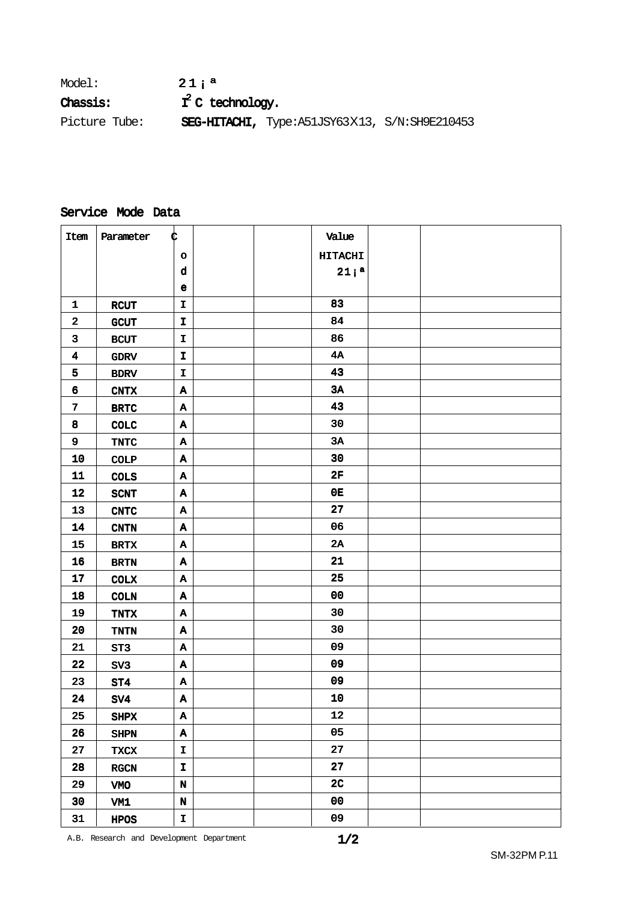Model: 21¡ª

**Chassis:** $I^2C$ technology.

Picture Tube: **SEG-HITACHI,** Type:A51JSY63X13, S/N:SH9E210453

## Service Mode Data

| Item | Parameter | Code | | | Value HITACHI 21¡ª | | |
|---|---|---|---|---|---|---|---|
| 1 | RCUT | I | | | 83 | | |
| 2 | GCUT | I | | | 84 | | |
| 3 | BCUT | I | | | 86 | | |
| 4 | GDRV | I | | | 4A | | |
| 5 | BDRV | I | | | 43 | | |
| 6 | CNTX | A | | | 3A | | |
| 7 | BRTC | A | | | 43 | | |
| 8 | COLC | A | | | 30 | | |
| 9 | TNTC | A | | | 3A | | |
| 10 | COLP | A | | | 30 | | |
| 11 | COLS | A | | | 2F | | |
| 12 | SCNT | A | | | 0E | | |
| 13 | CNTC | A | | | 27 | | |
| 14 | CNTN | A | | | 06 | | |
| 15 | BRTX | A | | | 2A | | |
| 16 | BRTN | A | | | 21 | | |
| 17 | COLX | A | | | 25 | | |
| 18 | COLN | A | | | 00 | | |
| 19 | TNTX | A | | | 30 | | |
| 20 | TNTN | A | | | 30 | | |
| 21 | ST3 | A | | | 09 | | |
| 22 | SV3 | A | | | 09 | | |
| 23 | ST4 | A | | | 09 | | |
| 24 | SV4 | A | | | 10 | | |
| 25 | SHPX | A | | | 12 | | |
| 26 | SHPN | A | | | 05 | | |
| 27 | TXCX | I | | | 27 | | |
| 28 | RGCN | I | | | 27 | | |
| 29 | VMO | N | | | 2C | | |
| 30 | VM1 | N | | | 00 | | |
| 31 | HPOS | I | | | 09 | | |

A.B. Research and Development Department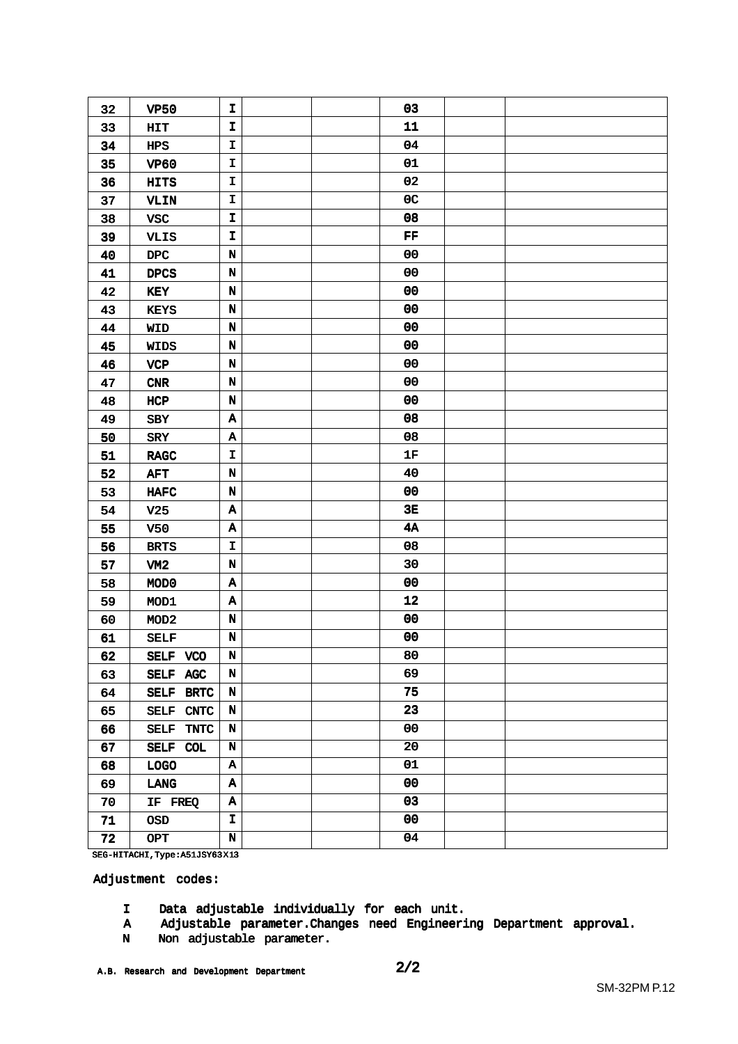| 32 | VP50 | I | | | 03 | | |
|---|---|---|---|---|---|---|---|
| 33 | HIT | I | | | 11 | | |
| 34 | HPS | I | | | 04 | | |
| 35 | VP60 | I | | | 01 | | |
| 36 | HITS | I | | | 02 | | |
| 37 | VLIN | I | | | 0C | | |
| 38 | VSC | I | | | 08 | | |
| 39 | VLIS | I | | | FF | | |
| 40 | DPC | N | | | 00 | | |
| 41 | DPCS | N | | | 00 | | |
| 42 | KEY | N | | | 00 | | |
| 43 | KEYS | N | | | 00 | | |
| 44 | WID | N | | | 00 | | |
| 45 | WIDS | N | | | 00 | | |
| 46 | VCP | N | | | 00 | | |
| 47 | CNR | N | | | 00 | | |
| 48 | HCP | N | | | 00 | | |
| 49 | SBY | A | | | 08 | | |
| 50 | SRY | A | | | 08 | | |
| 51 | RAGC | I | | | 1F | | |
| 52 | AFT | N | | | 40 | | |
| 53 | HAFC | N | | | 00 | | |
| 54 | V25 | A | | | 3E | | |
| 55 | V50 | A | | | 4A | | |
| 56 | BRTS | I | | | 08 | | |
| 57 | VM2 | N | | | 30 | | |
| 58 | MOD0 | A | | | 00 | | |
| 59 | MOD1 | A | | | 12 | | |
| 60 | MOD2 | N | | | 00 | | |
| 61 | SELF | N | | | 00 | | |
| 62 | SELF VCO | N | | | 80 | | |
| 63 | SELF AGC | N | | | 69 | | |
| 64 | SELF BRTC | N | | | 75 | | |
| 65 | SELF CNTC | N | | | 23 | | |
| 66 | SELF TNTC | N | | | 00 | | |
| 67 | SELF COL | N | | | 20 | | |
| 68 | LOGO | A | | | 01 | | |
| 69 | LANG | A | | | 00 | | |
| 70 | IF FREQ | A | | | 03 | | |
| 71 | OSD | I | | | 00 | | |
| 72 | OPT | N | | | 04 | | |

SEG-HITACHI,Type:A51JSY63X13

Adjustment codes:

- I  Data adjustable individually for each unit.
- A  Adjustable parameter.Changes need Engineering Department approval.
- N  Non adjustable parameter.

A.B. Research and Development Department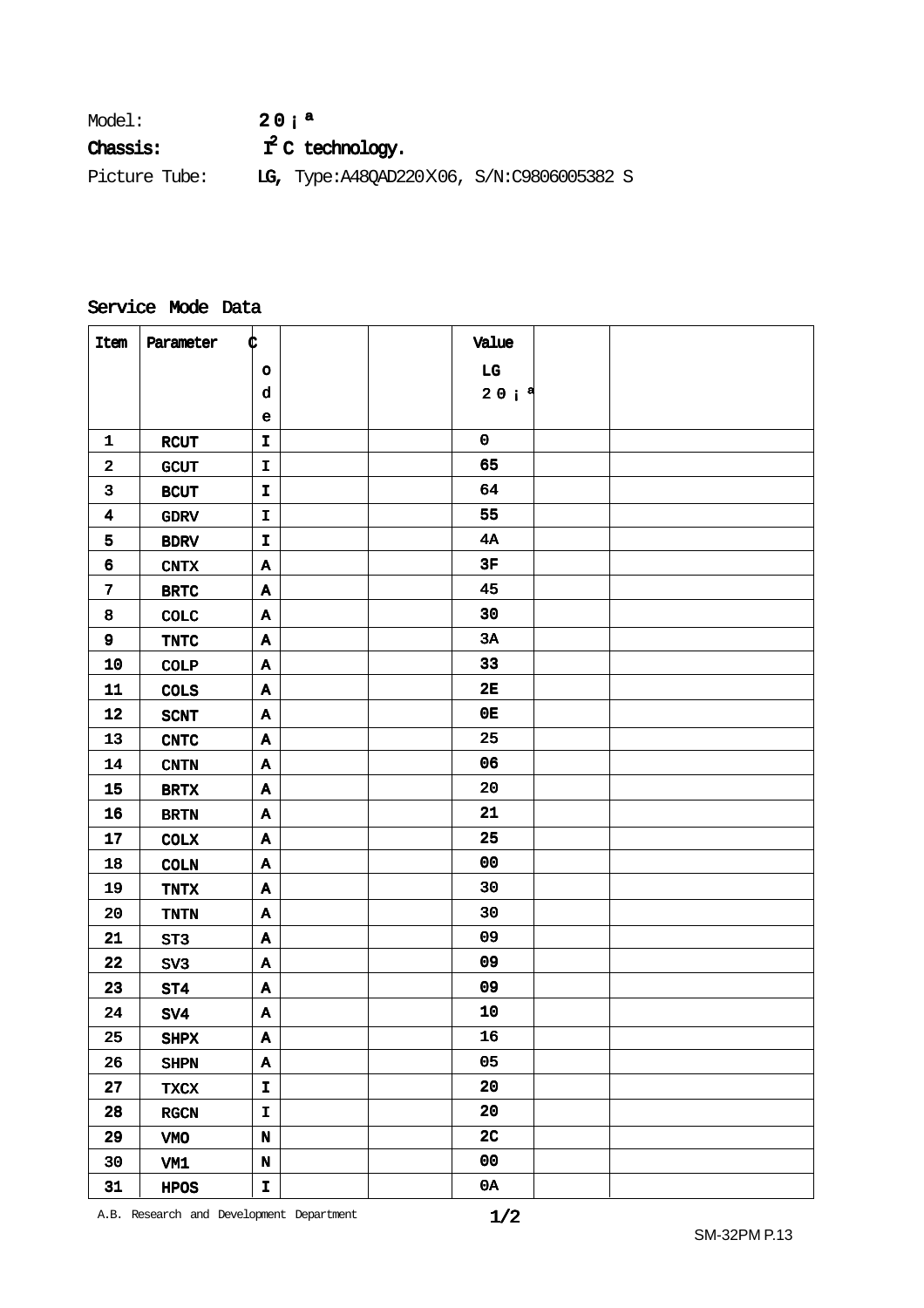Model: **20¡ª**

**Chassis:** **I²C technology.**

Picture Tube: **LG,** Type:A48QAD220X06, S/N:C9806005382 S

## Service Mode Data

| Item | Parameter | Code | | | Value LG 20¡ª | | |
|---|---|---|---|---|---|---|---|
| 1 | RCUT | I | | | 0 | | |
| 2 | GCUT | I | | | 65 | | |
| 3 | BCUT | I | | | 64 | | |
| 4 | GDRV | I | | | 55 | | |
| 5 | BDRV | I | | | 4A | | |
| 6 | CNTX | A | | | 3F | | |
| 7 | BRTC | A | | | 45 | | |
| 8 | COLC | A | | | 30 | | |
| 9 | TNTC | A | | | 3A | | |
| 10 | COLP | A | | | 33 | | |
| 11 | COLS | A | | | 2E | | |
| 12 | SCNT | A | | | 0E | | |
| 13 | CNTC | A | | | 25 | | |
| 14 | CNTN | A | | | 06 | | |
| 15 | BRTX | A | | | 20 | | |
| 16 | BRTN | A | | | 21 | | |
| 17 | COLX | A | | | 25 | | |
| 18 | COLN | A | | | 00 | | |
| 19 | TNTX | A | | | 30 | | |
| 20 | TNTN | A | | | 30 | | |
| 21 | ST3 | A | | | 09 | | |
| 22 | SV3 | A | | | 09 | | |
| 23 | ST4 | A | | | 09 | | |
| 24 | SV4 | A | | | 10 | | |
| 25 | SHPX | A | | | 16 | | |
| 26 | SHPN | A | | | 05 | | |
| 27 | TXCX | I | | | 20 | | |
| 28 | RGCN | I | | | 20 | | |
| 29 | VM0 | N | | | 2C | | |
| 30 | VM1 | N | | | 00 | | |
| 31 | HPOS | I | | | 0A | | |

A.B. Research and Development Department

1/2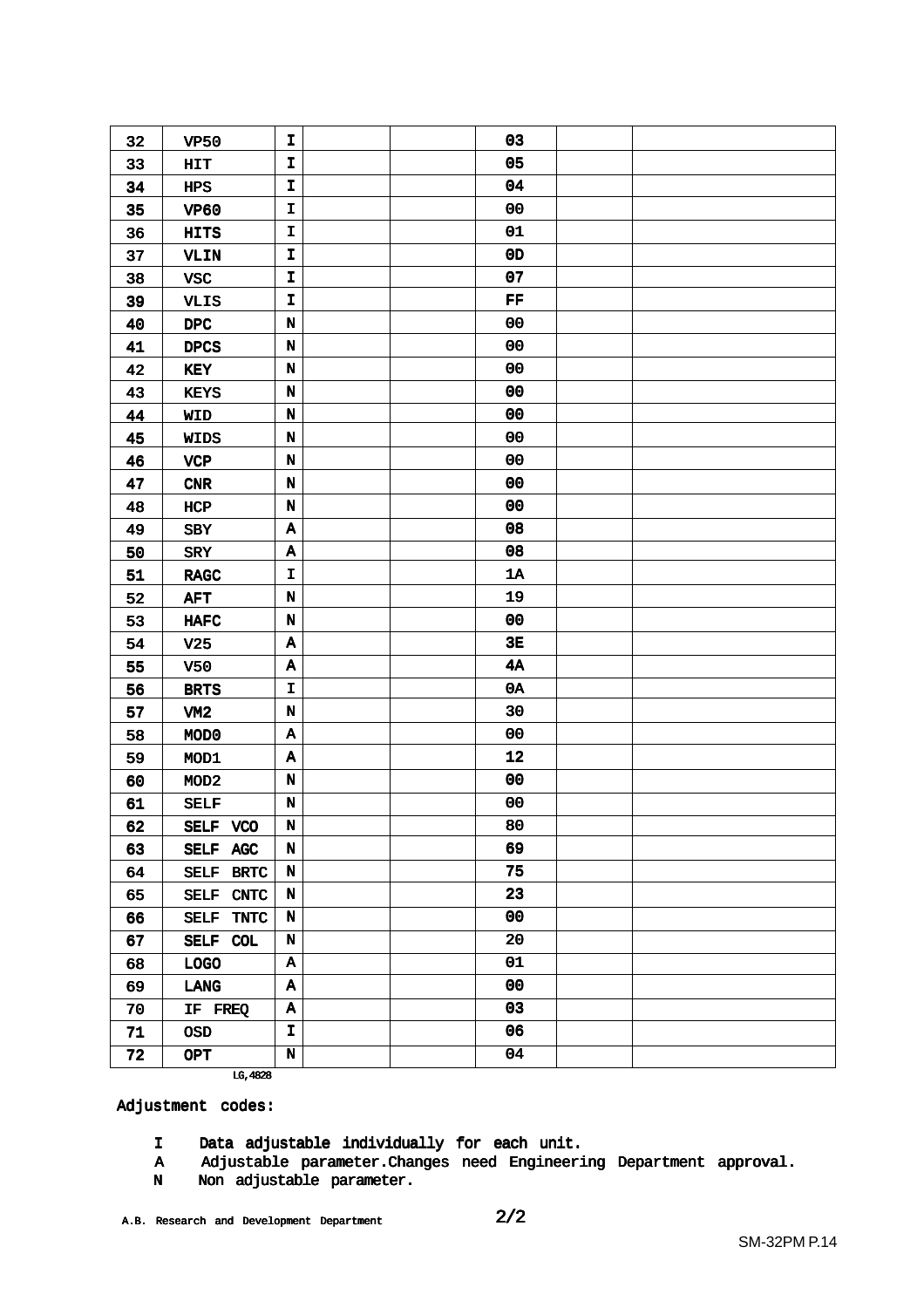| 32 | VP50 | I | | | 03 | | |
|---|---|---|---|---|---|---|---|
| 33 | HIT | I | | | 05 | | |
| 34 | HPS | I | | | 04 | | |
| 35 | VP60 | I | | | 00 | | |
| 36 | HITS | I | | | 01 | | |
| 37 | VLIN | I | | | 0D | | |
| 38 | VSC | I | | | 07 | | |
| 39 | VLIS | I | | | FF | | |
| 40 | DPC | N | | | 00 | | |
| 41 | DPCS | N | | | 00 | | |
| 42 | KEY | N | | | 00 | | |
| 43 | KEYS | N | | | 00 | | |
| 44 | WID | N | | | 00 | | |
| 45 | WIDS | N | | | 00 | | |
| 46 | VCP | N | | | 00 | | |
| 47 | CNR | N | | | 00 | | |
| 48 | HCP | N | | | 00 | | |
| 49 | SBY | A | | | 08 | | |
| 50 | SRY | A | | | 08 | | |
| 51 | RAGC | I | | | 1A | | |
| 52 | AFT | N | | | 19 | | |
| 53 | HAFC | N | | | 00 | | |
| 54 | V25 | A | | | 3E | | |
| 55 | V50 | A | | | 4A | | |
| 56 | BRTS | I | | | 0A | | |
| 57 | VM2 | N | | | 30 | | |
| 58 | MOD0 | A | | | 00 | | |
| 59 | MOD1 | A | | | 12 | | |
| 60 | MOD2 | N | | | 00 | | |
| 61 | SELF | N | | | 00 | | |
| 62 | SELF VCO | N | | | 80 | | |
| 63 | SELF AGC | N | | | 69 | | |
| 64 | SELF BRTC | N | | | 75 | | |
| 65 | SELF CNTC | N | | | 23 | | |
| 66 | SELF TNTC | N | | | 00 | | |
| 67 | SELF COL | N | | | 20 | | |
| 68 | LOGO | A | | | 01 | | |
| 69 | LANG | A | | | 00 | | |
| 70 | IF FREQ | A | | | 03 | | |
| 71 | OSD | I | | | 06 | | |
| 72 | OPT | N | | | 04 | | |

LG,4828

Adjustment codes:

- I   Data adjustable individually for each unit.
- A   Adjustable parameter.Changes need Engineering Department approval.
- N   Non adjustable parameter.

A.B. Research and Development Department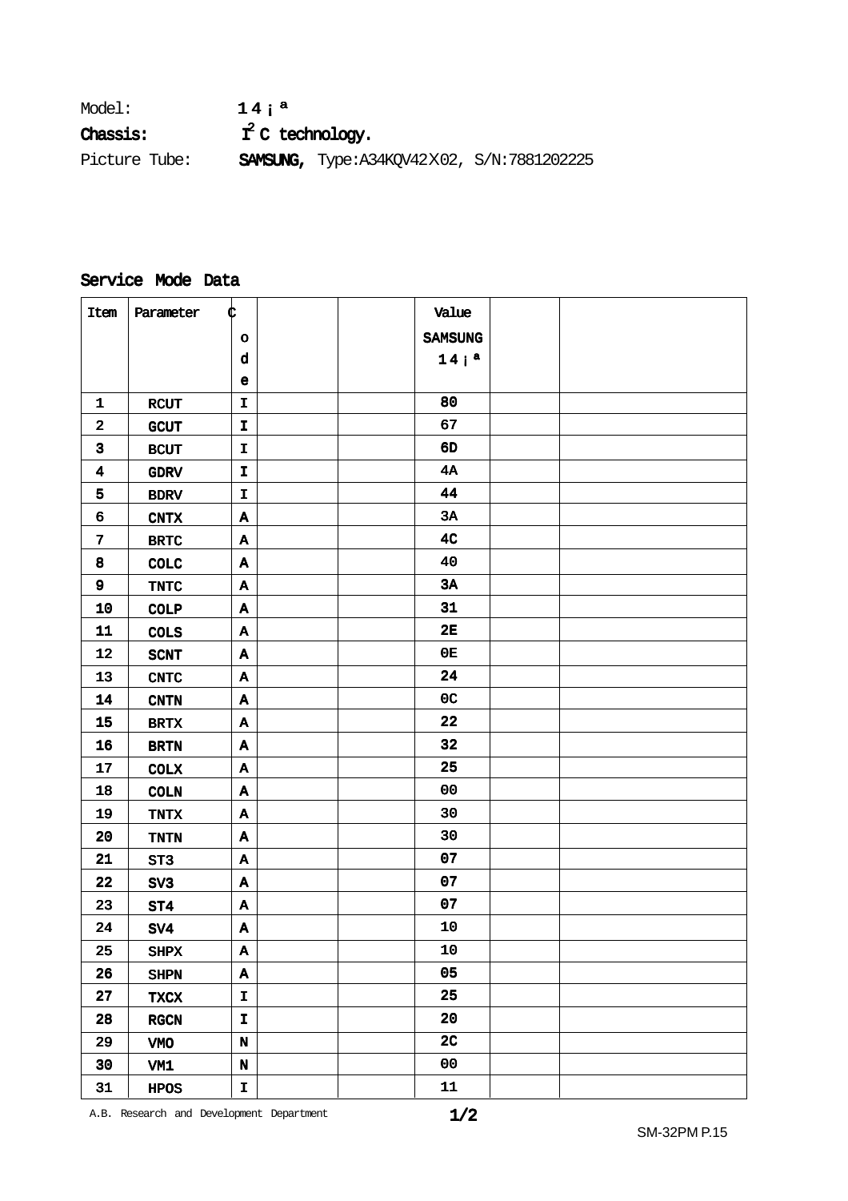Model: **14¡ª**

**Chassis:** **$I^2C$ technology.**

Picture Tube: **SAMSUNG,** Type:A34KQV42X02, S/N:7881202225

## Service Mode Data

| Item | Parameter | Code | | | Value SAMSUNG 14¡ª | | |
|---|---|---|---|---|---|---|---|
| 1 | RCUT | I | | | 80 | | |
| 2 | GCUT | I | | | 67 | | |
| 3 | BCUT | I | | | 6D | | |
| 4 | GDRV | I | | | 4A | | |
| 5 | BDRV | I | | | 44 | | |
| 6 | CNTX | A | | | 3A | | |
| 7 | BRTC | A | | | 4C | | |
| 8 | COLC | A | | | 40 | | |
| 9 | TNTC | A | | | 3A | | |
| 10 | COLP | A | | | 31 | | |
| 11 | COLS | A | | | 2E | | |
| 12 | SCNT | A | | | 0E | | |
| 13 | CNTC | A | | | 24 | | |
| 14 | CNTN | A | | | 0C | | |
| 15 | BRTX | A | | | 22 | | |
| 16 | BRTN | A | | | 32 | | |
| 17 | COLX | A | | | 25 | | |
| 18 | COLN | A | | | 00 | | |
| 19 | TNTX | A | | | 30 | | |
| 20 | TNTN | A | | | 30 | | |
| 21 | ST3 | A | | | 07 | | |
| 22 | SV3 | A | | | 07 | | |
| 23 | ST4 | A | | | 07 | | |
| 24 | SV4 | A | | | 10 | | |
| 25 | SHPX | A | | | 10 | | |
| 26 | SHPN | A | | | 05 | | |
| 27 | TXCX | I | | | 25 | | |
| 28 | RGCN | I | | | 20 | | |
| 29 | VMO | N | | | 2C | | |
| 30 | VM1 | N | | | 00 | | |
| 31 | HPOS | I | | | 11 | | |

A.B. Research and Development Department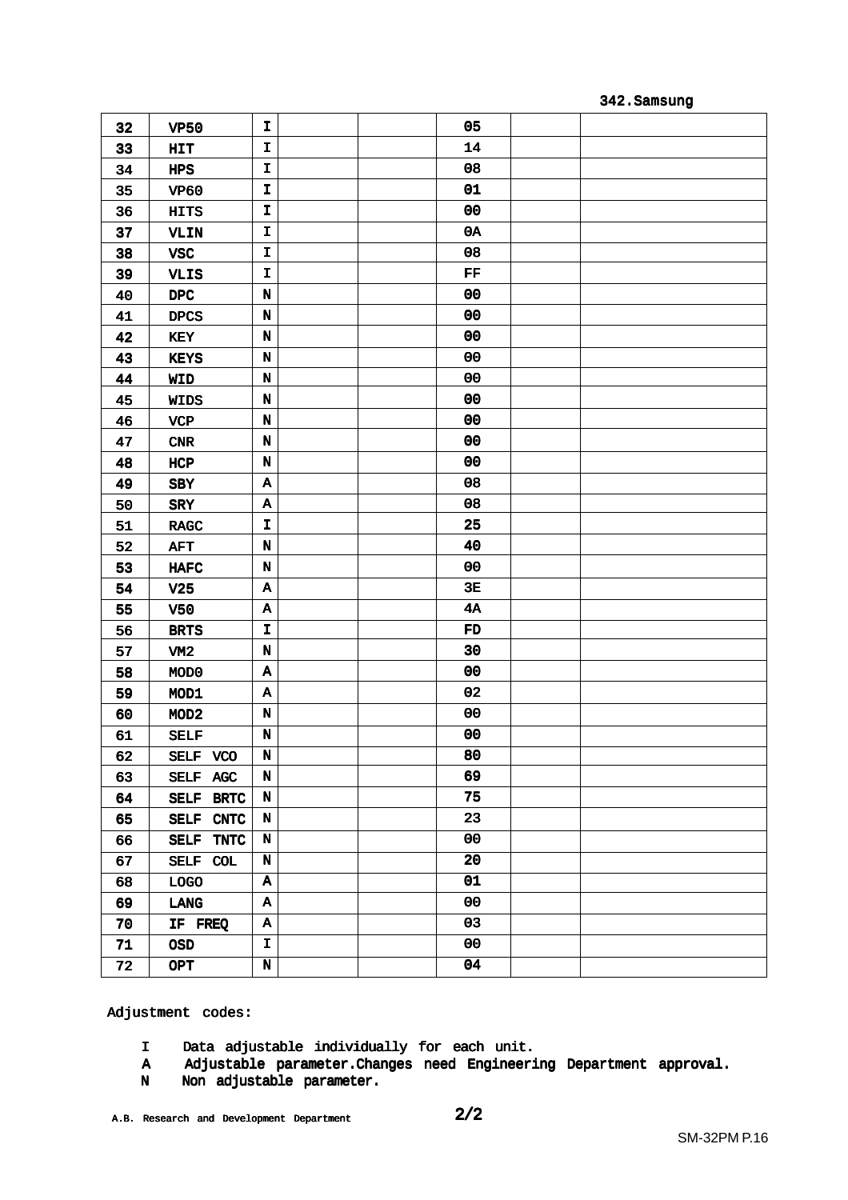342.Samsung

| | | | | | | | |
|---|---|---|---|---|---|---|---|
| 32 | VP50 | I | | | 05 | | |
| 33 | HIT | I | | | 14 | | |
| 34 | HPS | I | | | 08 | | |
| 35 | VP60 | I | | | 01 | | |
| 36 | HITS | I | | | 00 | | |
| 37 | VLIN | I | | | 0A | | |
| 38 | VSC | I | | | 08 | | |
| 39 | VLIS | I | | | FF | | |
| 40 | DPC | N | | | 00 | | |
| 41 | DPCS | N | | | 00 | | |
| 42 | KEY | N | | | 00 | | |
| 43 | KEYS | N | | | 00 | | |
| 44 | WID | N | | | 00 | | |
| 45 | WIDS | N | | | 00 | | |
| 46 | VCP | N | | | 00 | | |
| 47 | CNR | N | | | 00 | | |
| 48 | HCP | N | | | 00 | | |
| 49 | SBY | A | | | 08 | | |
| 50 | SRY | A | | | 08 | | |
| 51 | RAGC | I | | | 25 | | |
| 52 | AFT | N | | | 40 | | |
| 53 | HAFC | N | | | 00 | | |
| 54 | V25 | A | | | 3E | | |
| 55 | V50 | A | | | 4A | | |
| 56 | BRTS | I | | | FD | | |
| 57 | VM2 | N | | | 30 | | |
| 58 | MOD0 | A | | | 00 | | |
| 59 | MOD1 | A | | | 02 | | |
| 60 | MOD2 | N | | | 00 | | |
| 61 | SELF | N | | | 00 | | |
| 62 | SELF VCO | N | | | 80 | | |
| 63 | SELF AGC | N | | | 69 | | |
| 64 | SELF BRTC | N | | | 75 | | |
| 65 | SELF CNTC | N | | | 23 | | |
| 66 | SELF TNTC | N | | | 00 | | |
| 67 | SELF COL | N | | | 20 | | |
| 68 | LOGO | A | | | 01 | | |
| 69 | LANG | A | | | 00 | | |
| 70 | IF FREQ | A | | | 03 | | |
| 71 | OSD | I | | | 00 | | |
| 72 | OPT | N | | | 04 | | |

Adjustment codes:

- I  Data adjustable individually for each unit.
- A  Adjustable parameter.Changes need Engineering Department approval.
- N  Non adjustable parameter.

A.B. Research and Development Department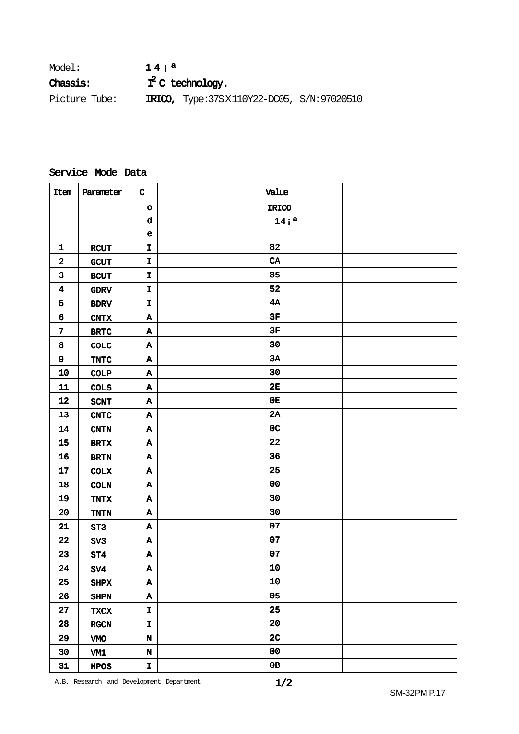Model: **14¡ª**

**Chassis:** **$I^2C$ technology.**

Picture Tube: **IRICO,** Type:37SX110Y22-DC05, S/N:97020510

Service Mode Data

| Item | Parameter | Code | | | Value IRICO 14¡ª | | |
|---|---|---|---|---|---|---|---|
| 1 | RCUT | I | | | 82 | | |
| 2 | GCUT | I | | | CA | | |
| 3 | BCUT | I | | | 85 | | |
| 4 | GDRV | I | | | 52 | | |
| 5 | BDRV | I | | | 4A | | |
| 6 | CNTX | A | | | 3F | | |
| 7 | BRTC | A | | | 3F | | |
| 8 | COLC | A | | | 30 | | |
| 9 | TNTC | A | | | 3A | | |
| 10 | COLP | A | | | 30 | | |
| 11 | COLS | A | | | 2E | | |
| 12 | SCNT | A | | | 0E | | |
| 13 | CNTC | A | | | 2A | | |
| 14 | CNTN | A | | | 0C | | |
| 15 | BRTX | A | | | 22 | | |
| 16 | BRTN | A | | | 36 | | |
| 17 | COLX | A | | | 25 | | |
| 18 | COLN | A | | | 00 | | |
| 19 | TNTX | A | | | 30 | | |
| 20 | TNTN | A | | | 30 | | |
| 21 | ST3 | A | | | 07 | | |
| 22 | SV3 | A | | | 07 | | |
| 23 | ST4 | A | | | 07 | | |
| 24 | SV4 | A | | | 10 | | |
| 25 | SHPX | A | | | 10 | | |
| 26 | SHPN | A | | | 05 | | |
| 27 | TXCX | I | | | 25 | | |
| 28 | RGCN | I | | | 20 | | |
| 29 | VMO | N | | | 2C | | |
| 30 | VM1 | N | | | 00 | | |
| 31 | HPOS | I | | | 0B | | |

A.B. Research and Development Department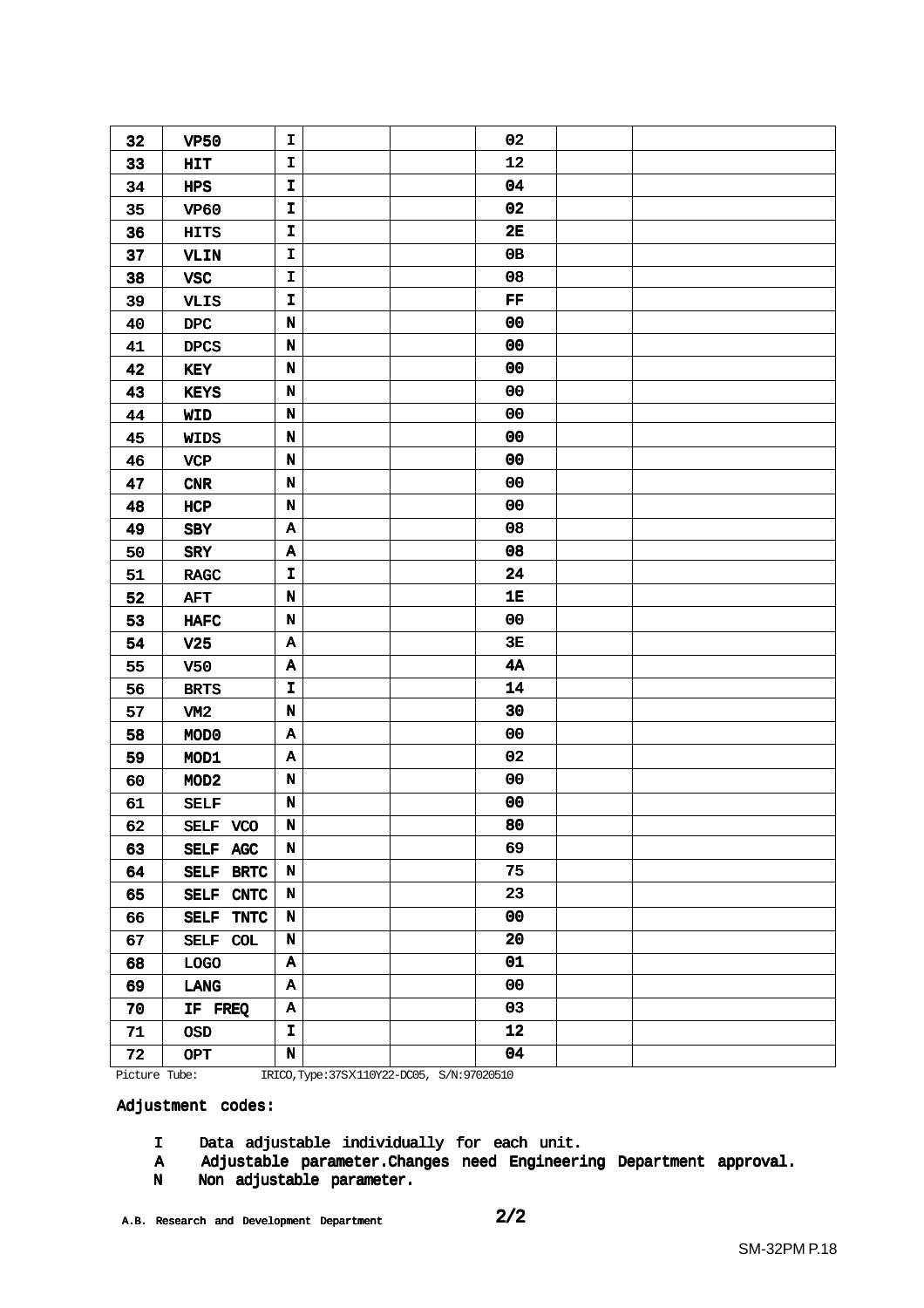| 32 | VP50 | I | | | 02 | | |
|---|---|---|---|---|---|---|---|
| 33 | HIT | I | | | 12 | | |
| 34 | HPS | I | | | 04 | | |
| 35 | VP60 | I | | | 02 | | |
| 36 | HITS | I | | | 2E | | |
| 37 | VLIN | I | | | 0B | | |
| 38 | VSC | I | | | 08 | | |
| 39 | VLIS | I | | | FF | | |
| 40 | DPC | N | | | 00 | | |
| 41 | DPCS | N | | | 00 | | |
| 42 | KEY | N | | | 00 | | |
| 43 | KEYS | N | | | 00 | | |
| 44 | WID | N | | | 00 | | |
| 45 | WIDS | N | | | 00 | | |
| 46 | VCP | N | | | 00 | | |
| 47 | CNR | N | | | 00 | | |
| 48 | HCP | N | | | 00 | | |
| 49 | SBY | A | | | 08 | | |
| 50 | SRY | A | | | 08 | | |
| 51 | RAGC | I | | | 24 | | |
| 52 | AFT | N | | | 1E | | |
| 53 | HAFC | N | | | 00 | | |
| 54 | V25 | A | | | 3E | | |
| 55 | V50 | A | | | 4A | | |
| 56 | BRTS | I | | | 14 | | |
| 57 | VM2 | N | | | 30 | | |
| 58 | MOD0 | A | | | 00 | | |
| 59 | MOD1 | A | | | 02 | | |
| 60 | MOD2 | N | | | 00 | | |
| 61 | SELF | N | | | 00 | | |
| 62 | SELF VCO | N | | | 80 | | |
| 63 | SELF AGC | N | | | 69 | | |
| 64 | SELF BRTC | N | | | 75 | | |
| 65 | SELF CNTC | N | | | 23 | | |
| 66 | SELF TNTC | N | | | 00 | | |
| 67 | SELF COL | N | | | 20 | | |
| 68 | LOGO | A | | | 01 | | |
| 69 | LANG | A | | | 00 | | |
| 70 | IF FREQ | A | | | 03 | | |
| 71 | OSD | I | | | 12 | | |
| 72 | OPT | N | | | 04 | | |

Picture Tube: IRICO,Type:37SX110Y22-DC05, S/N:97020510

Adjustment codes:

- I Data adjustable individually for each unit.
- A Adjustable parameter.Changes need Engineering Department approval.
- N Non adjustable parameter.

A.B. Research and Development Department 2/2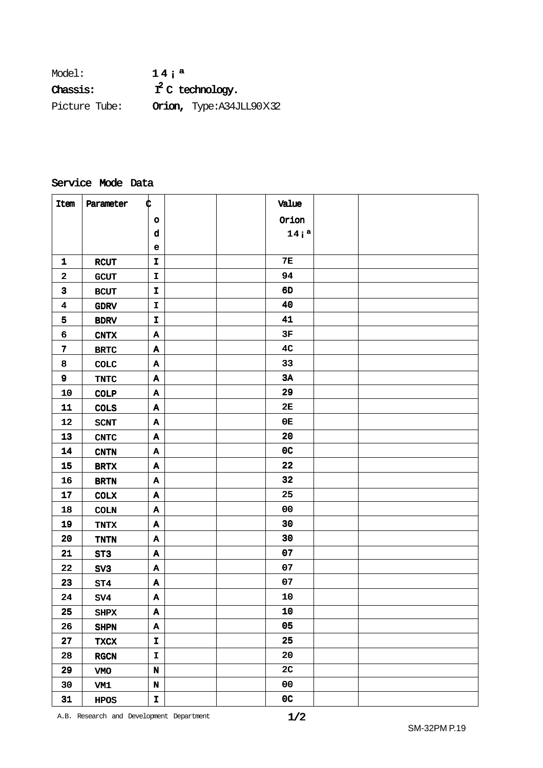Model: **14¡ª**

**Chassis:** **$I^2C$ technology.**

Picture Tube: **Orion,** Type:A34JLL90X32

## Service Mode Data

| Item | Parameter | Code | | | Value Orion 14¡ª | | |
|---|---|---|---|---|---|---|---|
| 1 | RCUT | I | | | 7E | | |
| 2 | GCUT | I | | | 94 | | |
| 3 | BCUT | I | | | 6D | | |
| 4 | GDRV | I | | | 40 | | |
| 5 | BDRV | I | | | 41 | | |
| 6 | CNTX | A | | | 3F | | |
| 7 | BRTC | A | | | 4C | | |
| 8 | COLC | A | | | 33 | | |
| 9 | TNTC | A | | | 3A | | |
| 10 | COLP | A | | | 29 | | |
| 11 | COLS | A | | | 2E | | |
| 12 | SCNT | A | | | 0E | | |
| 13 | CNTC | A | | | 20 | | |
| 14 | CNTN | A | | | 0C | | |
| 15 | BRTX | A | | | 22 | | |
| 16 | BRTN | A | | | 32 | | |
| 17 | COLX | A | | | 25 | | |
| 18 | COLN | A | | | 00 | | |
| 19 | TNTX | A | | | 30 | | |
| 20 | TNTN | A | | | 30 | | |
| 21 | ST3 | A | | | 07 | | |
| 22 | SV3 | A | | | 07 | | |
| 23 | ST4 | A | | | 07 | | |
| 24 | SV4 | A | | | 10 | | |
| 25 | SHPX | A | | | 10 | | |
| 26 | SHPN | A | | | 05 | | |
| 27 | TXCX | I | | | 25 | | |
| 28 | RGCN | I | | | 20 | | |
| 29 | VMO | N | | | 2C | | |
| 30 | VM1 | N | | | 00 | | |
| 31 | HPOS | I | | | 0C | | |

A.B. Research and Development Department

1/2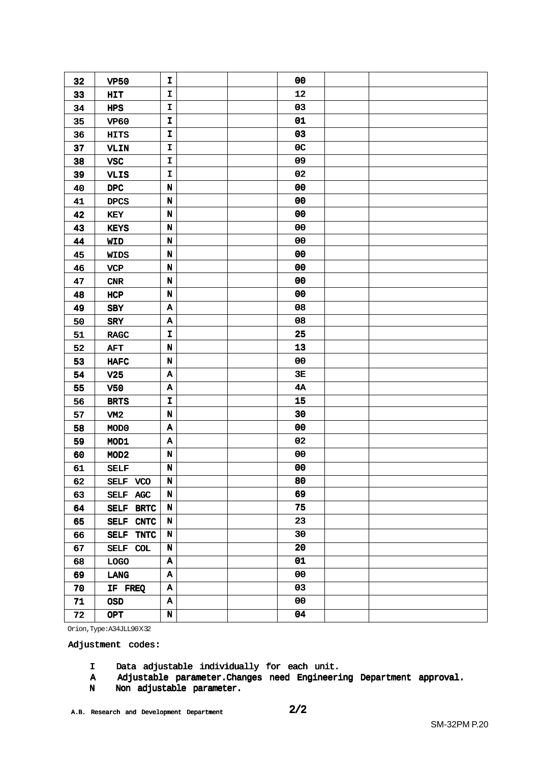| | | | | | | | |
|---|---|---|---|---|---|---|---|
| 32 | VP50 | I | | | 00 | | |
| 33 | HIT | I | | | 12 | | |
| 34 | HPS | I | | | 03 | | |
| 35 | VP60 | I | | | 01 | | |
| 36 | HITS | I | | | 03 | | |
| 37 | VLIN | I | | | 0C | | |
| 38 | VSC | I | | | 09 | | |
| 39 | VLIS | I | | | 02 | | |
| 40 | DPC | N | | | 00 | | |
| 41 | DPCS | N | | | 00 | | |
| 42 | KEY | N | | | 00 | | |
| 43 | KEYS | N | | | 00 | | |
| 44 | WID | N | | | 00 | | |
| 45 | WIDS | N | | | 00 | | |
| 46 | VCP | N | | | 00 | | |
| 47 | CNR | N | | | 00 | | |
| 48 | HCP | N | | | 00 | | |
| 49 | SBY | A | | | 08 | | |
| 50 | SRY | A | | | 08 | | |
| 51 | RAGC | I | | | 25 | | |
| 52 | AFT | N | | | 13 | | |
| 53 | HAFC | N | | | 00 | | |
| 54 | V25 | A | | | 3E | | |
| 55 | V50 | A | | | 4A | | |
| 56 | BRTS | I | | | 15 | | |
| 57 | VM2 | N | | | 30 | | |
| 58 | MOD0 | A | | | 00 | | |
| 59 | MOD1 | A | | | 02 | | |
| 60 | MOD2 | N | | | 00 | | |
| 61 | SELF | N | | | 00 | | |
| 62 | SELF VCO | N | | | 80 | | |
| 63 | SELF AGC | N | | | 69 | | |
| 64 | SELF BRTC | N | | | 75 | | |
| 65 | SELF CNTC | N | | | 23 | | |
| 66 | SELF TNTC | N | | | 30 | | |
| 67 | SELF COL | N | | | 20 | | |
| 68 | LOGO | A | | | 01 | | |
| 69 | LANG | A | | | 00 | | |
| 70 | IF FREQ | A | | | 03 | | |
| 71 | OSD | A | | | 00 | | |
| 72 | OPT | N | | | 04 | | |

Orion,Type:A34JLL90X32

Adjustment codes:

- I  Data adjustable individually for each unit.
- A  Adjustable parameter.Changes need Engineering Department approval.
- N  Non adjustable parameter.

A.B. Research and Development Department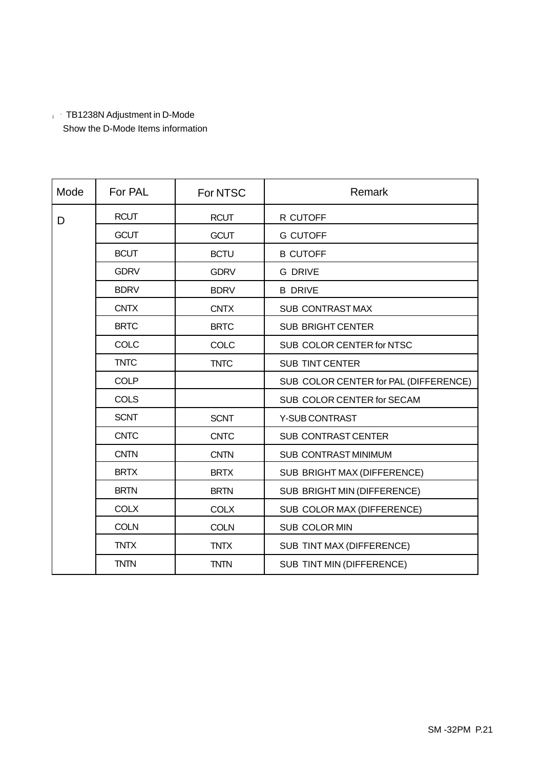¡ ˊ TB1238N Adjustment in D-Mode

Show the D-Mode Items information

| Mode | For PAL | For NTSC | Remark |
|---|---|---|---|
| D | RCUT | RCUT | R CUTOFF |
| | GCUT | GCUT | G CUTOFF |
| | BCUT | BCTU | B CUTOFF |
| | GDRV | GDRV | G DRIVE |
| | BDRV | BDRV | B DRIVE |
| | CNTX | CNTX | SUB CONTRAST MAX |
| | BRTC | BRTC | SUB BRIGHT CENTER |
| | COLC | COLC | SUB COLOR CENTER for NTSC |
| | TNTC | TNTC | SUB TINT CENTER |
| | COLP | | SUB COLOR CENTER for PAL (DIFFERENCE) |
| | COLS | | SUB COLOR CENTER for SECAM |
| | SCNT | SCNT | Y-SUB CONTRAST |
| | CNTC | CNTC | SUB CONTRAST CENTER |
| | CNTN | CNTN | SUB CONTRAST MINIMUM |
| | BRTX | BRTX | SUB BRIGHT MAX (DIFFERENCE) |
| | BRTN | BRTN | SUB BRIGHT MIN (DIFFERENCE) |
| | COLX | COLX | SUB COLOR MAX (DIFFERENCE) |
| | COLN | COLN | SUB COLOR MIN |
| | TNTX | TNTX | SUB TINT MAX (DIFFERENCE) |
| | TNTN | TNTN | SUB TINT MIN (DIFFERENCE) |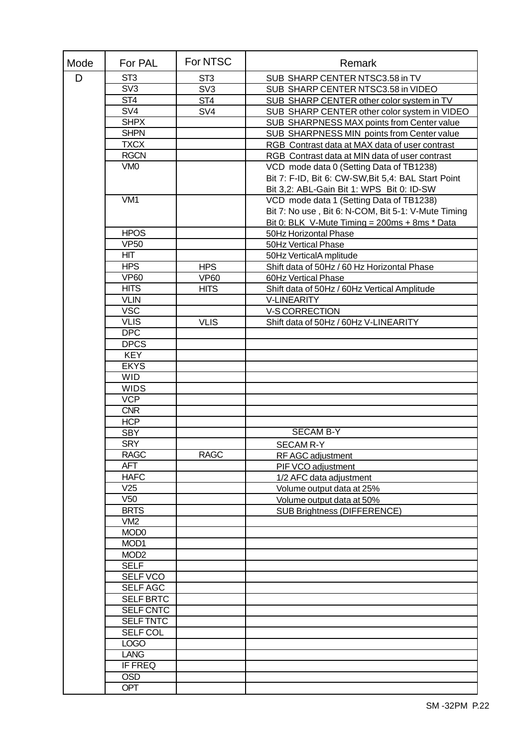| Mode | For PAL | For NTSC | Remark |
|---|---|---|---|
| D | ST3 | ST3 | SUB SHARP CENTER NTSC3.58 in TV |
| | SV3 | SV3 | SUB SHARP CENTER NTSC3.58 in VIDEO |
| | ST4 | ST4 | SUB SHARP CENTER other color system in TV |
| | SV4 | SV4 | SUB SHARP CENTER other color system in VIDEO |
| | SHPX | | SUB SHARPNESS MAX points from Center value |
| | SHPN | | SUB SHARPNESS MIN points from Center value |
| | TXCX | | RGB Contrast data at MAX data of user contrast |
| | RGCN | | RGB Contrast data at MIN data of user contrast |
| | VM0 | | VCD mode data 0 (Setting Data of TB1238)<br>Bit 7: F-ID, Bit 6: CW-SW,Bit 5,4: BAL Start Point<br>Bit 3,2: ABL-Gain Bit 1: WPS Bit 0: ID-SW |
| | VM1 | | VCD mode data 1 (Setting Data of TB1238)<br>Bit 7: No use , Bit 6: N-COM, Bit 5-1: V-Mute Timing<br>Bit 0: BLK V-Mute Timing = 200ms + 8ms * Data |
| | HPOS | | 50Hz Horizontal Phase |
| | VP50 | | 50Hz Vertical Phase |
| | HIT | | 50Hz VerticalA mplitude |
| | HPS | HPS | Shift data of 50Hz / 60 Hz Horizontal Phase |
| | VP60 | VP60 | 60Hz Vertical Phase |
| | HITS | HITS | Shift data of 50Hz / 60Hz Vertical Amplitude |
| | VLIN | | V-LINEARITY |
| | VSC | | V-S CORRECTION |
| | VLIS | VLIS | Shift data of 50Hz / 60Hz V-LINEARITY |
| | DPC | | |
| | DPCS | | |
| | KEY | | |
| | EKYS | | |
| | WID | | |
| | WIDS | | |
| | VCP | | |
| | CNR | | |
| | HCP | | |
| | SBY | | SECAM B-Y |
| | SRY | | SECAM R-Y |
| | RAGC | RAGC | RF AGC adjustment |
| | AFT | | PIF VCO adjustment |
| | HAFC | | 1/2 AFC data adjustment |
| | V25 | | Volume output data at 25% |
| | V50 | | Volume output data at 50% |
| | BRTS | | SUB Brightness (DIFFERENCE) |
| | VM2 | | |
| | MOD0 | | |
| | MOD1 | | |
| | MOD2 | | |
| | SELF | | |
| | SELF VCO | | |
| | SELF AGC | | |
| | SELF BRTC | | |
| | SELF CNTC | | |
| | SELF TNTC | | |
| | SELF COL | | |
| | LOGO | | |
| | LANG | | |
| | IF FREQ | | |
| | OSD | | |
| | OPT | | |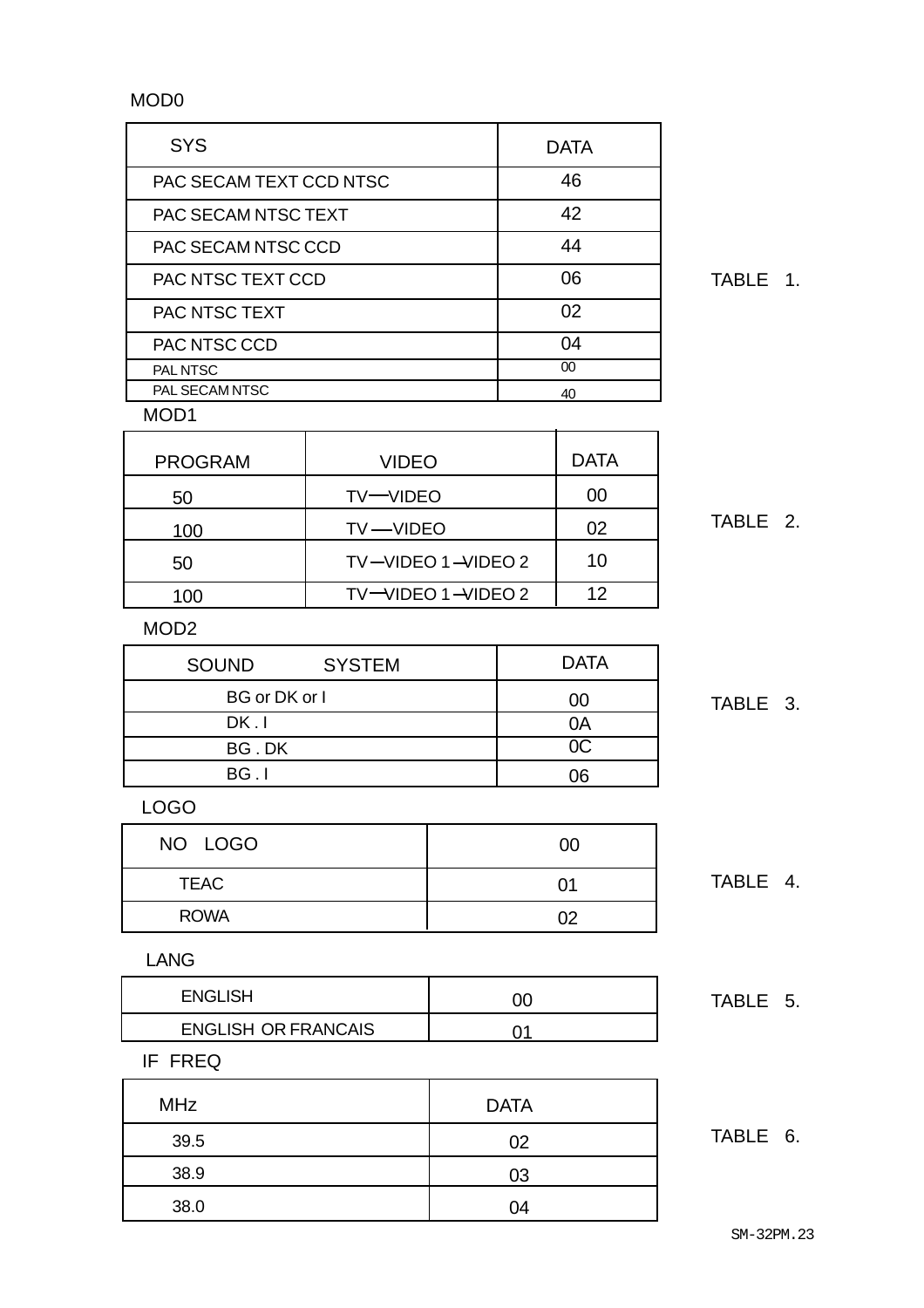MOD0

| SYS | DATA |
|---|---|
| PAC SECAM TEXT CCD NTSC | 46 |
| PAC SECAM NTSC TEXT | 42 |
| PAC SECAM NTSC CCD | 44 |
| PAC NTSC TEXT CCD | 06 |
| PAC NTSC TEXT | 02 |
| PAC NTSC CCD | 04 |
| PAL NTSC | 00 |
| PAL SECAM NTSC | 40 |

TABLE 1.

MOD1

| PROGRAM | VIDEO | DATA |
|---|---|---|
| 50 | TV—VIDEO | 00 |
| 100 | TV —VIDEO | 02 |
| 50 | TV—VIDEO 1—VIDEO 2 | 10 |
| 100 | TV—VIDEO 1—VIDEO 2 | 12 |

TABLE 2.

MOD2

| SOUND SYSTEM | DATA |
|---|---|
| BG or DK or I | 00 |
| DK . I | 0A |
| BG . DK | 0C |
| BG . I | 06 |

TABLE 3.

LOGO

| NO LOGO | 00 |
|---|---|
| TEAC | 01 |
| ROWA | 02 |

TABLE 4.

LANG

| ENGLISH | 00 |
|---|---|
| ENGLISH OR FRANCAIS | 01 |

TABLE 5.

IF FREQ

| MHz | DATA |
|---|---|
| 39.5 | 02 |
| 38.9 | 03 |
| 38.0 | 04 |

TABLE 6.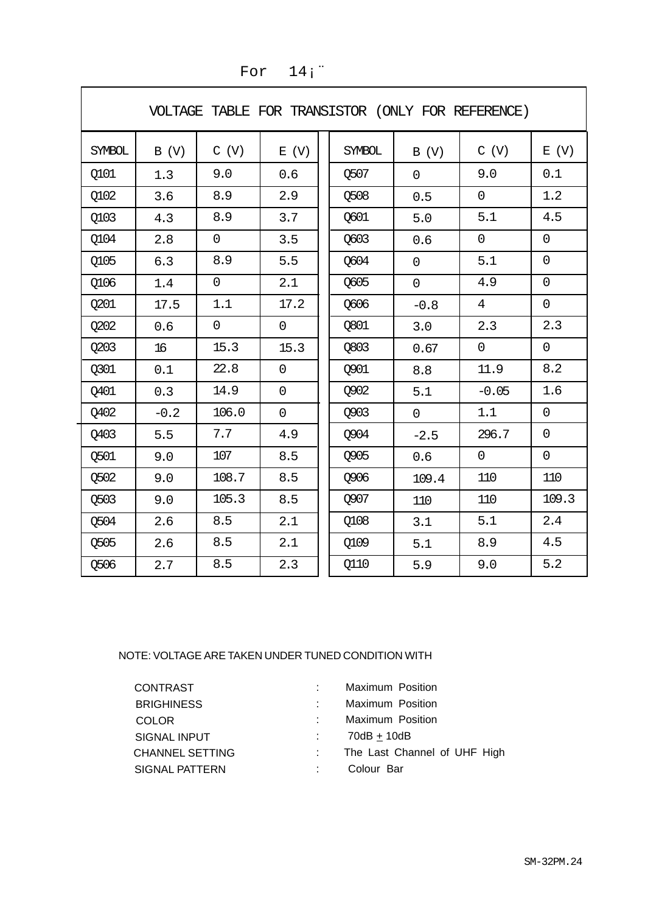For 14¡¨

| VOLTAGE TABLE FOR TRANSISTOR (ONLY FOR REFERENCE) | | | | | | | |
|---|---|---|---|---|---|---|---|
| SYMBOL | B (V) | C (V) | E (V) | SYMBOL | B (V) | C (V) | E (V) |
| Q101 | 1.3 | 9.0 | 0.6 | Q507 | 0 | 9.0 | 0.1 |
| Q102 | 3.6 | 8.9 | 2.9 | Q508 | 0.5 | 0 | 1.2 |
| Q103 | 4.3 | 8.9 | 3.7 | Q601 | 5.0 | 5.1 | 4.5 |
| Q104 | 2.8 | 0 | 3.5 | Q603 | 0.6 | 0 | 0 |
| Q105 | 6.3 | 8.9 | 5.5 | Q604 | 0 | 5.1 | 0 |
| Q106 | 1.4 | 0 | 2.1 | Q605 | 0 | 4.9 | 0 |
| Q201 | 17.5 | 1.1 | 17.2 | Q606 | -0.8 | 4 | 0 |
| Q202 | 0.6 | 0 | 0 | Q801 | 3.0 | 2.3 | 2.3 |
| Q203 | 16 | 15.3 | 15.3 | Q803 | 0.67 | 0 | 0 |
| Q301 | 0.1 | 22.8 | 0 | Q901 | 8.8 | 11.9 | 8.2 |
| Q401 | 0.3 | 14.9 | 0 | Q902 | 5.1 | -0.05 | 1.6 |
| Q402 | -0.2 | 106.0 | 0 | Q903 | 0 | 1.1 | 0 |
| Q403 | 5.5 | 7.7 | 4.9 | Q904 | -2.5 | 296.7 | 0 |
| Q501 | 9.0 | 107 | 8.5 | Q905 | 0.6 | 0 | 0 |
| Q502 | 9.0 | 108.7 | 8.5 | Q906 | 109.4 | 110 | 110 |
| Q503 | 9.0 | 105.3 | 8.5 | Q907 | 110 | 110 | 109.3 |
| Q504 | 2.6 | 8.5 | 2.1 | Q108 | 3.1 | 5.1 | 2.4 |
| Q505 | 2.6 | 8.5 | 2.1 | Q109 | 5.1 | 8.9 | 4.5 |
| Q506 | 2.7 | 8.5 | 2.3 | Q110 | 5.9 | 9.0 | 5.2 |

NOTE: VOLTAGE ARE TAKEN UNDER TUNED CONDITION WITH

| | | |
|---|---|---|
| CONTRAST | : | Maximum Position |
| BRIGHINESS | : | Maximum Position |
| COLOR | : | Maximum Position |
| SIGNAL INPUT | : | 70dB ± 10dB |
| CHANNEL SETTING | : | The Last Channel of UHF High |
| SIGNAL PATTERN | : | Colour Bar |

SM-32PM.24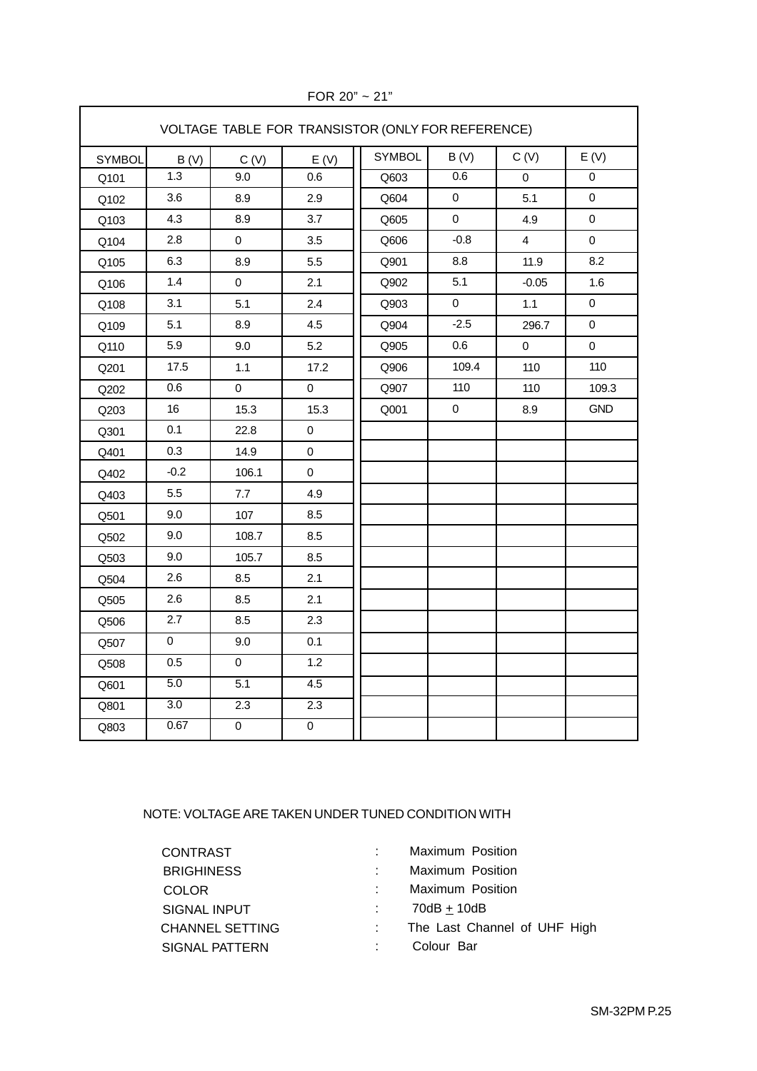FOR 20" ~ 21"

VOLTAGE TABLE FOR TRANSISTOR (ONLY FOR REFERENCE)

| SYMBOL | B (V) | C (V) | E (V) | SYMBOL | B (V) | C (V) | E (V) |
|---|---|---|---|---|---|---|---|
| Q101 | 1.3 | 9.0 | 0.6 | Q603 | 0.6 | 0 | 0 |
| Q102 | 3.6 | 8.9 | 2.9 | Q604 | 0 | 5.1 | 0 |
| Q103 | 4.3 | 8.9 | 3.7 | Q605 | 0 | 4.9 | 0 |
| Q104 | 2.8 | 0 | 3.5 | Q606 | -0.8 | 4 | 0 |
| Q105 | 6.3 | 8.9 | 5.5 | Q901 | 8.8 | 11.9 | 8.2 |
| Q106 | 1.4 | 0 | 2.1 | Q902 | 5.1 | -0.05 | 1.6 |
| Q108 | 3.1 | 5.1 | 2.4 | Q903 | 0 | 1.1 | 0 |
| Q109 | 5.1 | 8.9 | 4.5 | Q904 | -2.5 | 296.7 | 0 |
| Q110 | 5.9 | 9.0 | 5.2 | Q905 | 0.6 | 0 | 0 |
| Q201 | 17.5 | 1.1 | 17.2 | Q906 | 109.4 | 110 | 110 |
| Q202 | 0.6 | 0 | 0 | Q907 | 110 | 110 | 109.3 |
| Q203 | 16 | 15.3 | 15.3 | Q001 | 0 | 8.9 | GND |
| Q301 | 0.1 | 22.8 | 0 | | | | |
| Q401 | 0.3 | 14.9 | 0 | | | | |
| Q402 | -0.2 | 106.1 | 0 | | | | |
| Q403 | 5.5 | 7.7 | 4.9 | | | | |
| Q501 | 9.0 | 107 | 8.5 | | | | |
| Q502 | 9.0 | 108.7 | 8.5 | | | | |
| Q503 | 9.0 | 105.7 | 8.5 | | | | |
| Q504 | 2.6 | 8.5 | 2.1 | | | | |
| Q505 | 2.6 | 8.5 | 2.1 | | | | |
| Q506 | 2.7 | 8.5 | 2.3 | | | | |
| Q507 | 0 | 9.0 | 0.1 | | | | |
| Q508 | 0.5 | 0 | 1.2 | | | | |
| Q601 | 5.0 | 5.1 | 4.5 | | | | |
| Q801 | 3.0 | 2.3 | 2.3 | | | | |
| Q803 | 0.67 | 0 | 0 | | | | |

NOTE: VOLTAGE ARE TAKEN UNDER TUNED CONDITION WITH

| | | |
|---|---|---|
| CONTRAST | : | Maximum Position |
| BRIGHINESS | : | Maximum Position |
| COLOR | : | Maximum Position |
| SIGNAL INPUT | : | 70dB ± 10dB |
| CHANNEL SETTING | : | The Last Channel of UHF High |
| SIGNAL PATTERN | : | Colour Bar |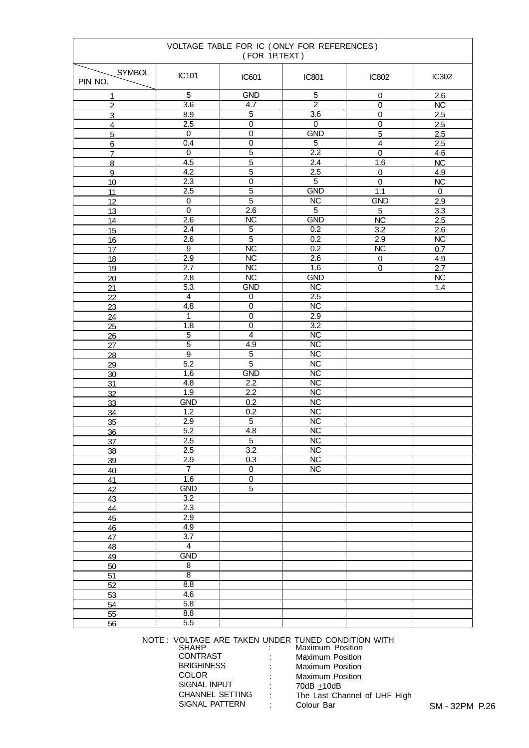| VOLTAGE TABLE FOR IC ( ONLY FOR REFERENCES ) ( FOR 1P.TEXT ) | | | | | |
|---|---|---|---|---|---|
| SYMBOL / PIN NO. | IC101 | IC601 | IC801 | IC802 | IC302 |
| 1 | 5 | GND | 5 | 0 | 2.6 |
| 2 | 3.6 | 4.7 | 2 | 0 | NC |
| 3 | 8.9 | 5 | 3.6 | 0 | 2.5 |
| 4 | 2.5 | 0 | 0 | 0 | 2.5 |
| 5 | 0 | 0 | GND | 5 | 2.5 |
| 6 | 0.4 | 0 | 5 | 4 | 2.5 |
| 7 | 0 | 5 | 2.2 | 0 | 4.6 |
| 8 | 4.5 | 5 | 2.4 | 1.6 | NC |
| 9 | 4.2 | 5 | 2.5 | 0 | 4.9 |
| 10 | 2.3 | 0 | 5 | 0 | NC |
| 11 | 2.5 | 5 | GND | 1.1 | 0 |
| 12 | 0 | 5 | NC | GND | 2.9 |
| 13 | 0 | 2.6 | 5 | 5 | 3.3 |
| 14 | 2.6 | NC | GND | NC | 2.5 |
| 15 | 2.4 | 5 | 0.2 | 3.2 | 2.6 |
| 16 | 2.6 | 5 | 0.2 | 2.9 | NC |
| 17 | 9 | NC | 0.2 | NC | 0.7 |
| 18 | 2.9 | NC | 2.6 | 0 | 4.9 |
| 19 | 2.7 | NC | 1.6 | 0 | 2.7 |
| 20 | 2.8 | NC | GND | | NC |
| 21 | 5.3 | GND | NC | | 1.4 |
| 22 | 4 | 0 | 2.5 | | |
| 23 | 4.8 | 0 | NC | | |
| 24 | 1 | 0 | 2.9 | | |
| 25 | 1.8 | 0 | 3.2 | | |
| 26 | 5 | 4 | NC | | |
| 27 | 5 | 4.9 | NC | | |
| 28 | 9 | 5 | NC | | |
| 29 | 5.2 | 5 | NC | | |
| 30 | 1.6 | GND | NC | | |
| 31 | 4.8 | 2.2 | NC | | |
| 32 | 1.9 | 2.2 | NC | | |
| 33 | GND | 0.2 | NC | | |
| 34 | 1.2 | 0.2 | NC | | |
| 35 | 2.9 | 5 | NC | | |
| 36 | 5.2 | 4.8 | NC | | |
| 37 | 2.5 | 5 | NC | | |
| 38 | 2.5 | 3.2 | NC | | |
| 39 | 2.9 | 0.3 | NC | | |
| 40 | 7 | 0 | NC | | |
| 41 | 1.6 | 0 | | | |
| 42 | GND | 5 | | | |
| 43 | 3.2 | | | | |
| 44 | 2.3 | | | | |
| 45 | 2.9 | | | | |
| 46 | 4.9 | | | | |
| 47 | 3.7 | | | | |
| 48 | 4 | | | | |
| 49 | GND | | | | |
| 50 | 8 | | | | |
| 51 | 8 | | | | |
| 52 | 8.8 | | | | |
| 53 | 4.6 | | | | |
| 54 | 5.8 | | | | |
| 55 | 8.8 | | | | |
| 56 | 5.5 | | | | |

NOTE : VOLTAGE ARE TAKEN UNDER TUNED CONDITION WITH

| | | |
|---|---|---|
| SHARP | : | Maximum Position |
| CONTRAST | : | Maximum Position |
| BRIGHINESS | : | Maximum Position |
| COLOR | : | Maximum Position |
| SIGNAL INPUT | : | 70dB $\pm$10dB |
| CHANNEL SETTING | : | The Last Channel of UHF High |
| SIGNAL PATTERN | : | Colour Bar |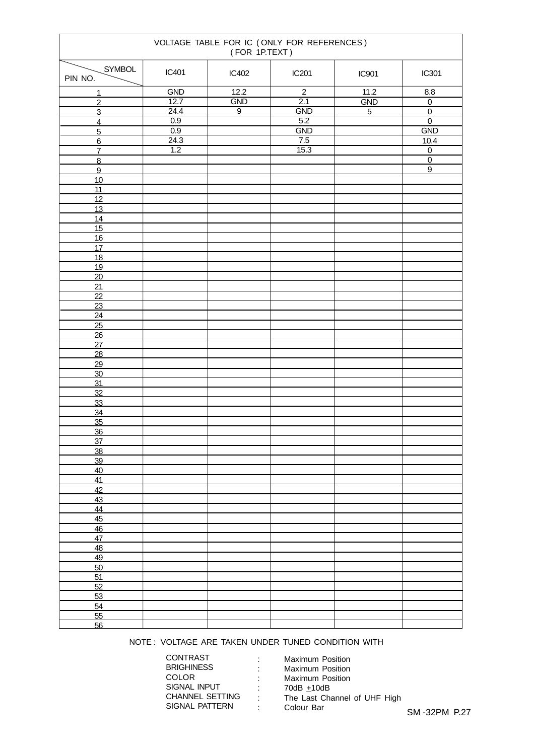VOLTAGE TABLE FOR IC ( ONLY FOR REFERENCES )
( FOR 1P.TEXT )

| PIN NO. \ SYMBOL | IC401 | IC402 | IC201 | IC901 | IC301 |
|---|---|---|---|---|---|
| 1 | GND | 12.2 | 2 | 11.2 | 8.8 |
| 2 | 12.7 | GND | 2.1 | GND | 0 |
| 3 | 24.4 | 9 | GND | 5 | 0 |
| 4 | 0.9 | | 5.2 | | 0 |
| 5 | 0.9 | | GND | | GND |
| 6 | 24.3 | | 7.5 | | 10.4 |
| 7 | 1.2 | | 15.3 | | 0 |
| 8 | | | | | 0 |
| 9 | | | | | 9 |
| 10 | | | | | |
| 11 | | | | | |
| 12 | | | | | |
| 13 | | | | | |
| 14 | | | | | |
| 15 | | | | | |
| 16 | | | | | |
| 17 | | | | | |
| 18 | | | | | |
| 19 | | | | | |
| 20 | | | | | |
| 21 | | | | | |
| 22 | | | | | |
| 23 | | | | | |
| 24 | | | | | |
| 25 | | | | | |
| 26 | | | | | |
| 27 | | | | | |
| 28 | | | | | |
| 29 | | | | | |
| 30 | | | | | |
| 31 | | | | | |
| 32 | | | | | |
| 33 | | | | | |
| 34 | | | | | |
| 35 | | | | | |
| 36 | | | | | |
| 37 | | | | | |
| 38 | | | | | |
| 39 | | | | | |
| 40 | | | | | |
| 41 | | | | | |
| 42 | | | | | |
| 43 | | | | | |
| 44 | | | | | |
| 45 | | | | | |
| 46 | | | | | |
| 47 | | | | | |
| 48 | | | | | |
| 49 | | | | | |
| 50 | | | | | |
| 51 | | | | | |
| 52 | | | | | |
| 53 | | | | | |
| 54 | | | | | |
| 55 | | | | | |
| 56 | | | | | |

NOTE : VOLTAGE ARE TAKEN UNDER TUNED CONDITION WITH

| | | |
|---|---|---|
| CONTRAST | : | Maximum Position |
| BRIGHINESS | : | Maximum Position |
| COLOR | : | Maximum Position |
| SIGNAL INPUT | : | 70dB $\pm$10dB |
| CHANNEL SETTING | : | The Last Channel of UHF High |
| SIGNAL PATTERN | : | Colour Bar |

SM -32PM P.27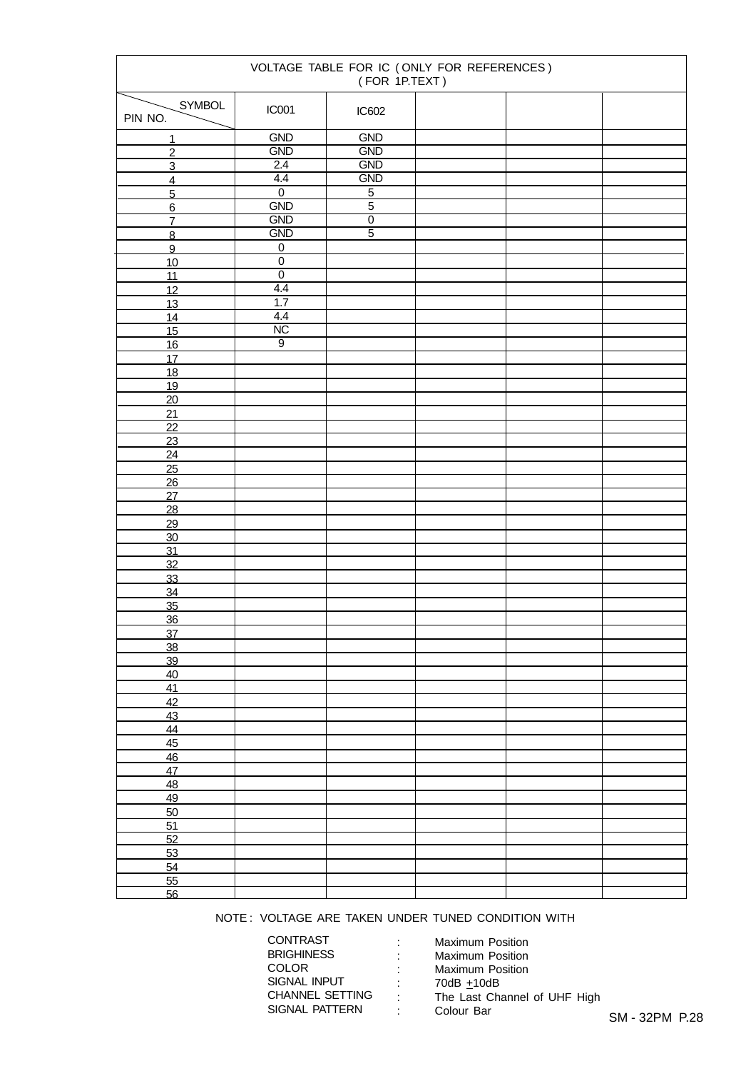# VOLTAGE TABLE FOR IC ( ONLY FOR REFERENCES )
( FOR 1P.TEXT )

| PIN NO. \ SYMBOL | IC001 | IC602 | | | |
|---|---|---|---|---|---|
| 1 | GND | GND | | | |
| 2 | GND | GND | | | |
| 3 | 2.4 | GND | | | |
| 4 | 4.4 | GND | | | |
| 5 | 0 | 5 | | | |
| 6 | GND | 5 | | | |
| 7 | GND | 0 | | | |
| 8 | GND | 5 | | | |
| 9 | 0 | | | | |
| 10 | 0 | | | | |
| 11 | 0 | | | | |
| 12 | 4.4 | | | | |
| 13 | 1.7 | | | | |
| 14 | 4.4 | | | | |
| 15 | NC | | | | |
| 16 | 9 | | | | |
| 17 | | | | | |
| 18 | | | | | |
| 19 | | | | | |
| 20 | | | | | |
| 21 | | | | | |
| 22 | | | | | |
| 23 | | | | | |
| 24 | | | | | |
| 25 | | | | | |
| 26 | | | | | |
| 27 | | | | | |
| 28 | | | | | |
| 29 | | | | | |
| 30 | | | | | |
| 31 | | | | | |
| 32 | | | | | |
| 33 | | | | | |
| 34 | | | | | |
| 35 | | | | | |
| 36 | | | | | |
| 37 | | | | | |
| 38 | | | | | |
| 39 | | | | | |
| 40 | | | | | |
| 41 | | | | | |
| 42 | | | | | |
| 43 | | | | | |
| 44 | | | | | |
| 45 | | | | | |
| 46 | | | | | |
| 47 | | | | | |
| 48 | | | | | |
| 49 | | | | | |
| 50 | | | | | |
| 51 | | | | | |
| 52 | | | | | |
| 53 | | | | | |
| 54 | | | | | |
| 55 | | | | | |
| 56 | | | | | |

NOTE : VOLTAGE ARE TAKEN UNDER TUNED CONDITION WITH

| | | |
|---|---|---|
| CONTRAST | : | Maximum Position |
| BRIGHINESS | : | Maximum Position |
| COLOR | : | Maximum Position |
| SIGNAL INPUT | : | 70dB ±10dB |
| CHANNEL SETTING | : | The Last Channel of UHF High |
| SIGNAL PATTERN | : | Colour Bar |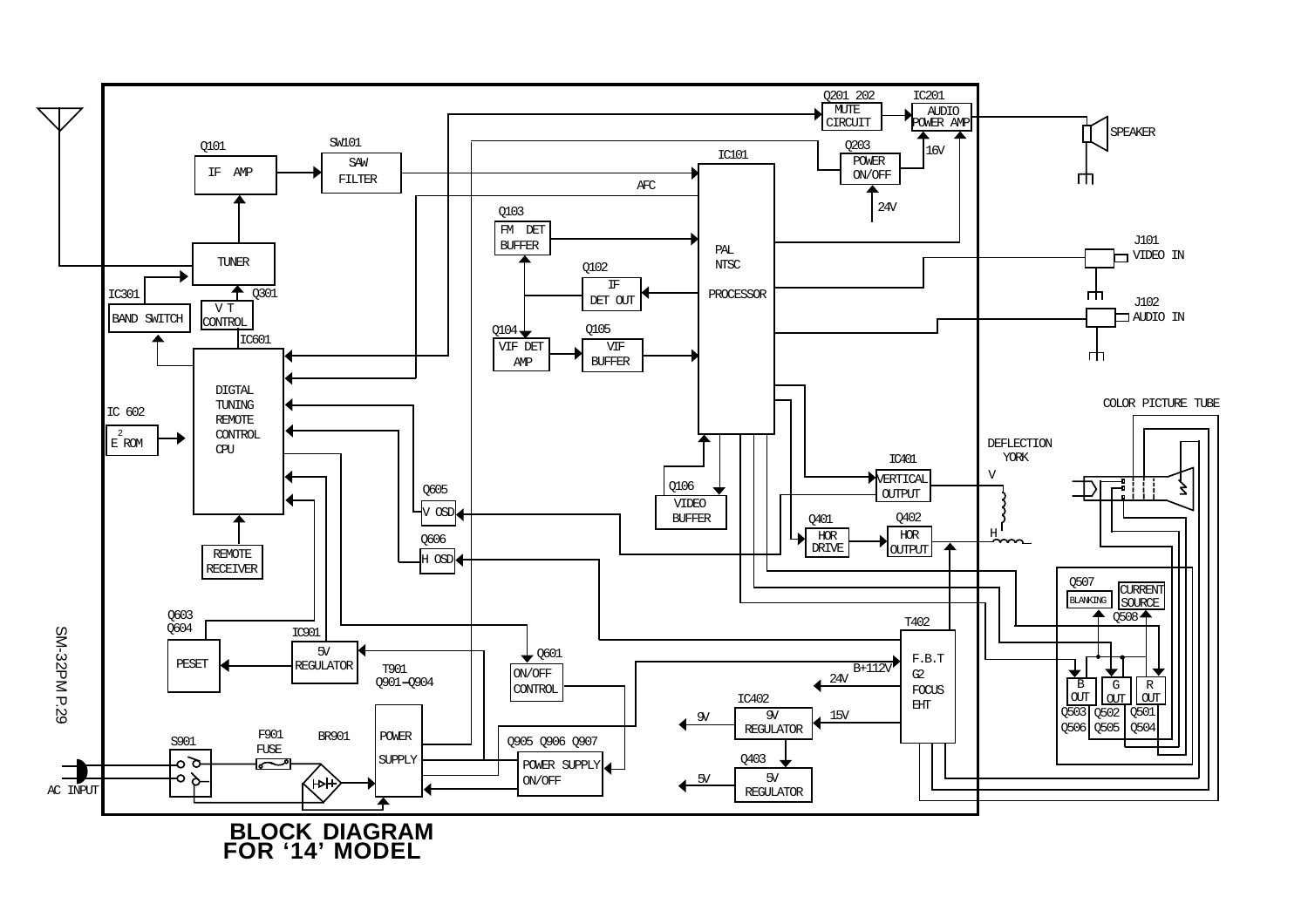# BLOCK DIAGRAM FOR '14' MODEL

Q101 IF AMP

SW101 SAW FILTER

TUNER

IC301 BAND SWITCH

Q301 V T CONTROL

IC601 DIGTAL TUNING REMOTE CONTROL CPU

IC 602 $E^2$ ROM

REMOTE RECEIVER

Q603 Q604 PESET

IC901 5V REGULATOR

T901 Q901-Q904

S901

F901 FUSE

BR901

POWER SUPPLY

AC INPUT

Q103 FM DET BUFFER

Q102 IF DET OUT

Q104 VIF DET AMP

Q105 VIF BUFFER

AFC

IC101 PAL NTSC PROCESSOR

Q106 VIDEO BUFFER

Q605 V OSD

Q606 H OSD

Q601 ON/OFF CONTROL

Q905 Q906 Q907 POWER SUPPLY ON/OFF

Q201 202 MUTE CIRCUIT

IC201 AUDIO POWER AMP

Q203 POWER ON/OFF

16V

24V

SPEAKER

J101 VIDEO IN

J102 AUDIO IN

COLOR PICTURE TUBE

DEFLECTION YORK

V

H

IC401 VERTICAL OUTPUT

Q401 HOR DRIVE

Q402 HOR OUTPUT

T402 F.B.T G2 FOCUS EHT

B+112V

24V

IC402 9V REGULATOR

15V

9V

Q403 5V REGULATOR

5V

Q507 BLANKING

CURRENT SOURCE

Q508

B OUT Q503 Q506

G OUT Q502 Q505

R OUT Q501 Q504

SM-32PM P.29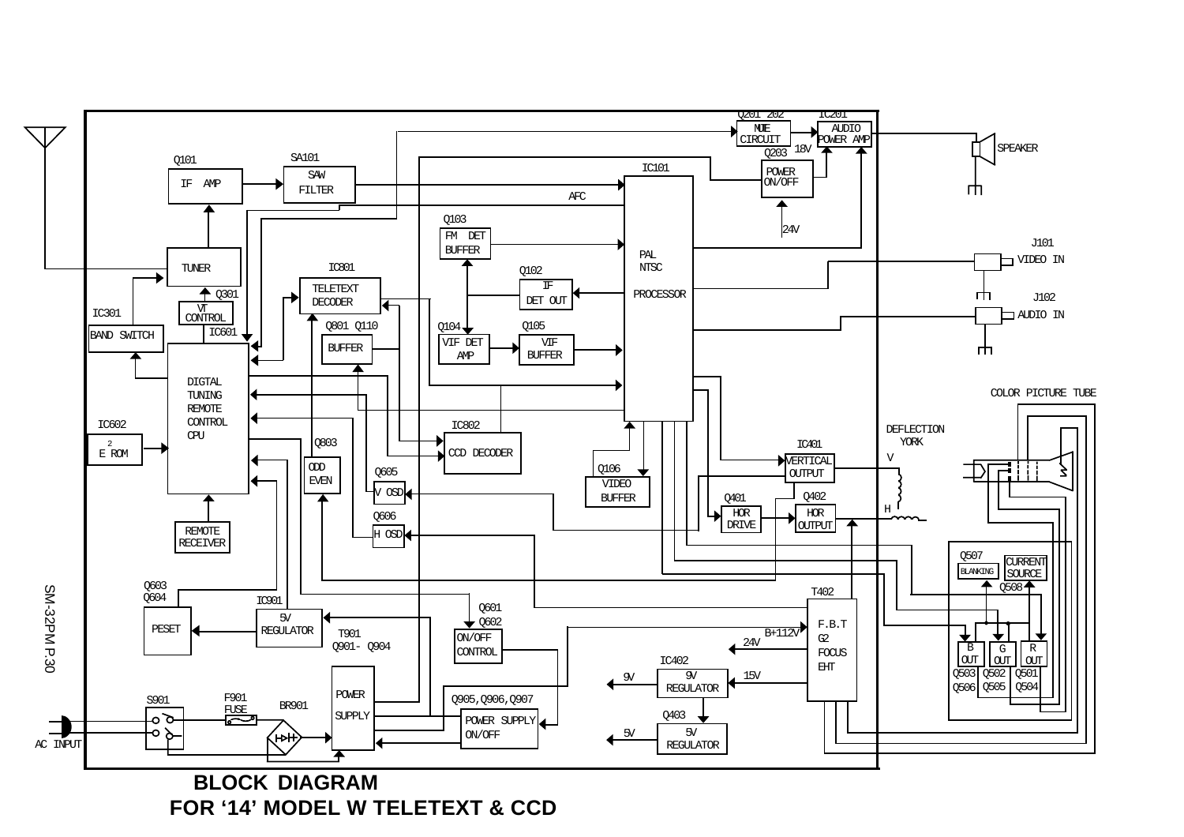**BLOCK DIAGRAM**

**FOR '14' MODEL W TELETEXT & CCD**

Q201 202 — MUTE CIRCUIT
IC201 — AUDIO POWER AMP
SPEAKER
18V
Q203 — POWER ON/OFF
24V
Q101 — IF AMP
SA101 — SAW FILTER
IC101 — PAL NTSC PROCESSOR
AFC
Q103 — FM DET BUFFER
Q102 — IF DET OUT
Q104 — VIF DET AMP
Q105 — VIF BUFFER
J101 — VIDEO IN
J102 — AUDIO IN
TUNER
Q301 — VT CONTROL
IC301 — BAND SWITCH
IC801 — TELETEXT DECODER
Q801 Q110 — BUFFER
IC601 — DIGTAL TUNING REMOTE CONTROL CPU
IC602 — $E^2$ ROM
IC802 — CCD DECODER
Q803 — ODD EVEN
Q605 — V OSD
Q606 — H OSD
Q106 — VIDEO BUFFER
COLOR PICTURE TUBE
DEFLECTION YORK
V
H
IC401 — VERTICAL OUTPUT
Q401 — HOR DRIVE
Q402 — HOR OUTPUT
REMOTE RECEIVER
Q507 — BLANKING
CURRENT SOURCE
Q508
Q603 Q604 — PESET
IC901 — 5V REGULATOR
Q601 Q602 — ON/OFF CONTROL
T901 Q901- Q904
T402 — F.B.T G2 FOCUS EHT
B+112V
24V
IC402 — 9V REGULATOR
9V
15V
B OUT, G OUT, R OUT
Q503 Q506, Q502 Q505, Q501 Q504
S901
F901 FUSE
BR901
POWER SUPPLY
Q905,Q906,Q907 — POWER SUPPLY ON/OFF
Q403 — 5V REGULATOR
5V
AC INPUT

SM-32PM P.30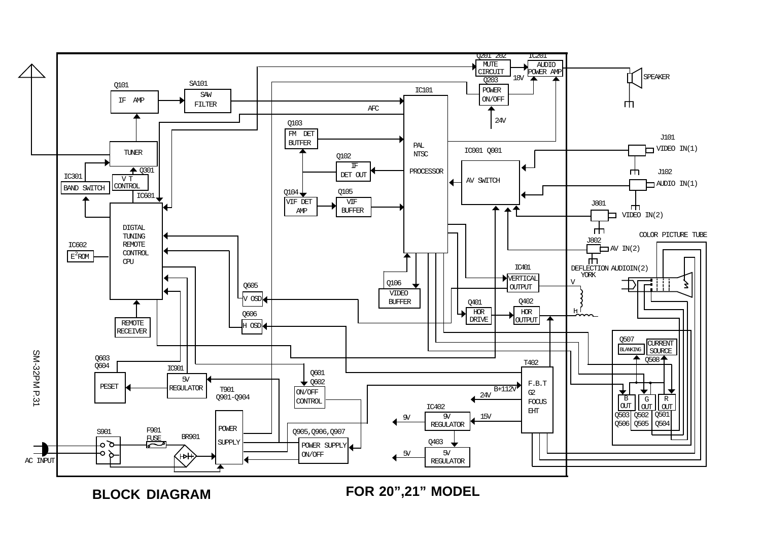# BLOCK DIAGRAM

**FOR 20",21" MODEL**

Q101 IF AMP

SA101 SAW FILTER

TUNER

IC301 BAND SWITCH

Q301 V T CONTROL

IC601 DIGTAL TUNING REMOTE CONTROL CPU

IC602 $E^2$ROM

REMOTE RECEIVER

Q603 Q604 PESET

IC901 5V REGULATOR

T901 Q901-Q904 POWER SUPPLY

S901

F901 FUSE

BR901

AC INPUT

Q103 FM DET BUTFER

Q102 IF DET OUT

Q104 VIF DET AMP

Q105 VIF BUFFER

IC101 PAL NTSC PROCESSOR

AFC

Q106 VIDEO BUFFER

Q605 V OSD

Q606 H OSD

Q601 Q602 ON/OFF CONTROL

Q905,Q906,Q907 POWER SUPPLY ON/OFF

Q201 202 MUTE CIRCUIT

IC201 AUDIO POWER AMP

18V

Q203 POWER ON/OFF

24V

SPEAKER

IC001 Q001 AV SWITCH

J101 VIDEO IN(1)

J102 AUDIO IN(1)

J801 VIDEO IN(2)

J802 AV IN(2)

AUDIOIN(2)

IC401 VERTICAL OUTPUT

Q401 HOR DRIVE

Q402 HOR OUTPUT

DEFLECTION YORK

V

H

COLOR PICTURE TUBE

T402 F.B.T G2 FOCUS EHT

B+112V

24V

IC402 9V REGULATOR

15V

9V

Q403 5V REGULATOR

5V

Q507 BLANKING

CURRENT SOURCE

Q508

B OUT Q503 Q506

G OUT Q502 Q505

R OUT Q501 Q504

SM-32PM P.31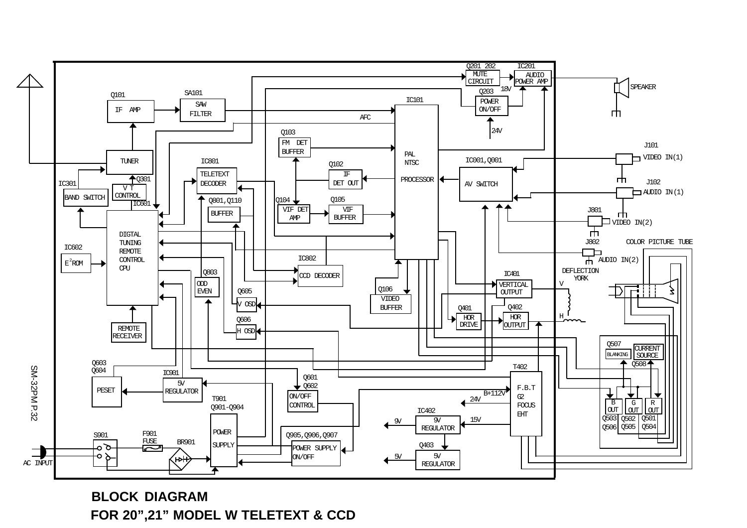Q201 202 MUTE CIRCUIT

IC201 AUDIO POWER AMP

SPEAKER

Q203 POWER ON/OFF

18V

24V

Q101 IF AMP

SA101 SAW FILTER

IC101

AFC

Q103 FM DET BUFFER

PAL NTSC PROCESSOR

J101 VIDEO IN(1)

TUNER

IC801 TELETEXT DECODER

Q102 IF DET OUT

IC001,Q001 AV SWITCH

J102 AUDIO IN(1)

IC301 BAND SWITCH

Q301 V T CONTROL

IC601

Q801,Q110 BUFFER

Q104 VIF DET AMP

Q105 VIF BUFFER

J801 VIDEO IN(2)

DIGTAL TUNING REMOTE CONTROL CPU

J802

COLOR PICTURE TUBE

IC602 $E^2ROM$

IC802 CCD DECODER

AUDIO IN(2)

Q803 ODD EVEN

DEFLECTION YORK

IC401 VERTICAL OUTPUT

V

Q605 V OSD

Q106 VIDEO BUFFER

Q401 HOR DRIVE

Q402 HOR OUTPUT

H

Q606 H OSD

REMOTE RECEIVER

Q507 BLANKING

CURRENT SOURCE

Q508

Q603 Q604

SM-32PM P.32

IC901 5V REGULATOR

T402

PESET

Q601 Q602 ON/OFF CONTROL

F.B.T G2 FOCUS EHT

B+112V

T901 Q901-Q904

24V

B OUT Q503 Q506

G OUT Q502 Q505

R OUT Q501 Q504

IC402 9V REGULATOR

9V

15V

S901

F901 FUSE

BR901

POWER SUPPLY

Q905,Q906,Q907 POWER SUPPLY ON/OFF

Q403 5V REGULATOR

5V

AC INPUT

# BLOCK DIAGRAM

## FOR 20”,21” MODEL W TELETEXT & CCD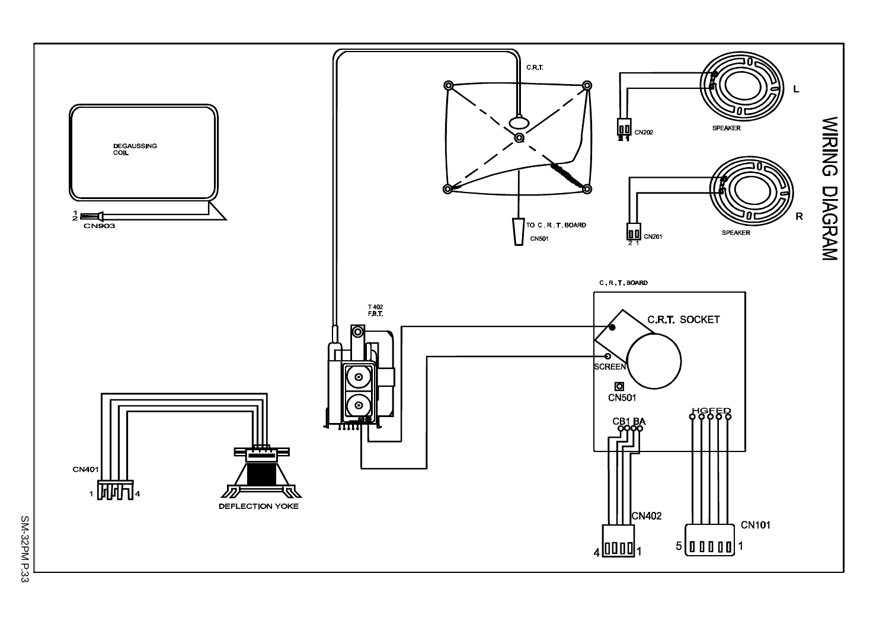# WIRING DIAGRAM

DEGAUSSING COIL

CN903

C.R.T.

TO C.R.T. BOARD

CN501

CN202

SPEAKER

L

CN201

SPEAKER

R

T402 F.B.T.

C.R.T. BOARD

C.R.T. SOCKET

SCREEN

CN501

CB1 BA

HGFED

CN401

DEFLECTION YOKE

CN402

CN101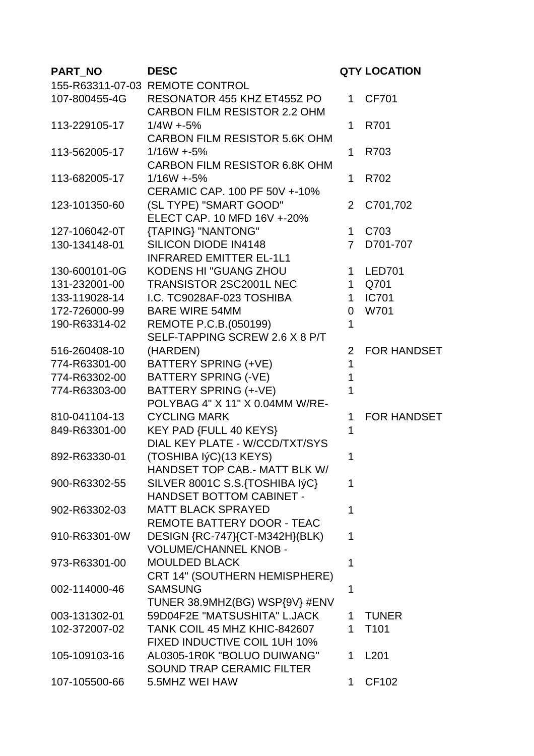| PART_NO | DESC | QTY | LOCATION |
|---|---|---|---|
| 155-R63311-07-03 | REMOTE CONTROL | | |
| 107-800455-4G | RESONATOR 455 KHZ ET455Z PO | 1 | CF701 |
| 113-229105-17 | CARBON FILM RESISTOR 2.2 OHM 1/4W +-5% | 1 | R701 |
| 113-562005-17 | CARBON FILM RESISTOR 5.6K OHM 1/16W +-5% | 1 | R703 |
| 113-682005-17 | CARBON FILM RESISTOR 6.8K OHM 1/16W +-5% | 1 | R702 |
| 123-101350-60 | CERAMIC CAP. 100 PF 50V +-10% (SL TYPE) "SMART GOOD" | 2 | C701,702 |
| 127-106042-0T | ELECT CAP. 10 MFD 16V +-20% {TAPING} "NANTONG" | 1 | C703 |
| 130-134148-01 | SILICON DIODE IN4148 | 7 | D701-707 |
| 130-600101-0G | INFRARED EMITTER EL-1L1 KODENS HI "GUANG ZHOU | 1 | LED701 |
| 131-232001-00 | TRANSISTOR 2SC2001L NEC | 1 | Q701 |
| 133-119028-14 | I.C. TC9028AF-023 TOSHIBA | 1 | IC701 |
| 172-726000-99 | BARE WIRE 54MM | 0 | W701 |
| 190-R63314-02 | REMOTE P.C.B.(050199) | 1 | |
| 516-260408-10 | SELF-TAPPING SCREW 2.6 X 8 P/T (HARDEN) | 2 | FOR HANDSET |
| 774-R63301-00 | BATTERY SPRING (+VE) | 1 | |
| 774-R63302-00 | BATTERY SPRING (-VE) | 1 | |
| 774-R63303-00 | BATTERY SPRING (+-VE) | 1 | |
| 810-041104-13 | POLYBAG 4" X 11" X 0.04MM W/RE-CYCLING MARK | 1 | FOR HANDSET |
| 849-R63301-00 | KEY PAD {FULL 40 KEYS} | 1 | |
| 892-R63330-01 | DIAL KEY PLATE - W/CCD/TXT/SYS (TOSHIBA IýC)(13 KEYS) | 1 | |
| 900-R63302-55 | HANDSET TOP CAB.- MATT BLK W/ SILVER 8001C S.S.{TOSHIBA IýC} | 1 | |
| 902-R63302-03 | HANDSET BOTTOM CABINET - MATT BLACK SPRAYED | 1 | |
| 910-R63301-0W | REMOTE BATTERY DOOR - TEAC DESIGN {RC-747}{CT-M342H}(BLK) | 1 | |
| 973-R63301-00 | VOLUME/CHANNEL KNOB - MOULDED BLACK | 1 | |
| 002-114000-46 | CRT 14" (SOUTHERN HEMISPHERE) SAMSUNG | 1 | |
| 003-131302-01 | TUNER 38.9MHZ(BG) WSP{9V} #ENV 59D04F2E "MATSUSHITA" L.JACK | 1 | TUNER |
| 102-372007-02 | TANK COIL 45 MHZ KHIC-842607 | 1 | T101 |
| 105-109103-16 | FIXED INDUCTIVE COIL 1UH 10% AL0305-1R0K "BOLUO DUIWANG" | 1 | L201 |
| 107-105500-66 | SOUND TRAP CERAMIC FILTER 5.5MHZ WEI HAW | 1 | CF102 |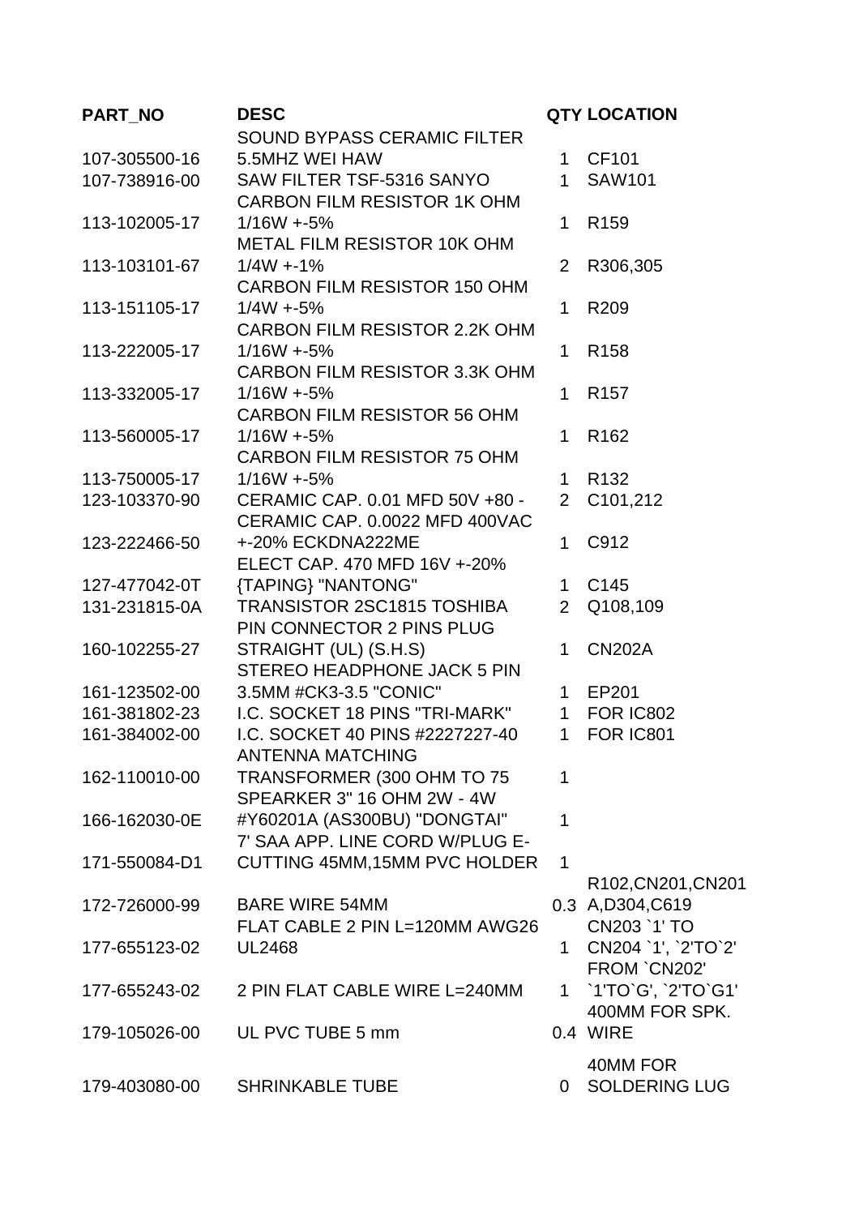| PART_NO | DESC | QTY | LOCATION |
| --- | --- | --- | --- |
| 107-305500-16 | SOUND BYPASS CERAMIC FILTER 5.5MHZ WEI HAW | 1 | CF101 |
| 107-738916-00 | SAW FILTER TSF-5316 SANYO | 1 | SAW101 |
| 113-102005-17 | CARBON FILM RESISTOR 1K OHM 1/16W +-5% | 1 | R159 |
| 113-103101-67 | METAL FILM RESISTOR 10K OHM 1/4W +-1% | 2 | R306,305 |
| 113-151105-17 | CARBON FILM RESISTOR 150 OHM 1/4W +-5% | 1 | R209 |
| 113-222005-17 | CARBON FILM RESISTOR 2.2K OHM 1/16W +-5% | 1 | R158 |
| 113-332005-17 | CARBON FILM RESISTOR 3.3K OHM 1/16W +-5% | 1 | R157 |
| 113-560005-17 | CARBON FILM RESISTOR 56 OHM 1/16W +-5% | 1 | R162 |
| 113-750005-17 | CARBON FILM RESISTOR 75 OHM 1/16W +-5% | 1 | R132 |
| 123-103370-90 | CERAMIC CAP. 0.01 MFD 50V +80 - | 2 | C101,212 |
| 123-222466-50 | CERAMIC CAP. 0.0022 MFD 400VAC +-20% ECKDNA222ME | 1 | C912 |
| 127-477042-0T | ELECT CAP. 470 MFD 16V +-20% {TAPING} "NANTONG" | 1 | C145 |
| 131-231815-0A | TRANSISTOR 2SC1815 TOSHIBA | 2 | Q108,109 |
| 160-102255-27 | PIN CONNECTOR 2 PINS PLUG STRAIGHT (UL) (S.H.S) | 1 | CN202A |
| 161-123502-00 | STEREO HEADPHONE JACK 5 PIN 3.5MM #CK3-3.5 "CONIC" | 1 | EP201 |
| 161-381802-23 | I.C. SOCKET 18 PINS "TRI-MARK" | 1 | FOR IC802 |
| 161-384002-00 | I.C. SOCKET 40 PINS #2227227-40 | 1 | FOR IC801 |
| 162-110010-00 | ANTENNA MATCHING TRANSFORMER (300 OHM TO 75 | 1 | |
| 166-162030-0E | SPEARKER 3" 16 OHM 2W - 4W #Y60201A (AS300BU) "DONGTAI" | 1 | |
| 171-550084-D1 | 7' SAA APP. LINE CORD W/PLUG E-CUTTING 45MM,15MM PVC HOLDER | 1 | |
| 172-726000-99 | BARE WIRE 54MM | 0.3 | R102,CN201,CN201 A,D304,C619 |
| 177-655123-02 | FLAT CABLE 2 PIN L=120MM AWG26 UL2468 | 1 | CN203 `1' TO CN204 `1', `2'TO`2' |
| 177-655243-02 | 2 PIN FLAT CABLE WIRE L=240MM | 1 | FROM `CN202' `1'TO`G', `2'TO`G1' |
| 179-105026-00 | UL PVC TUBE 5 mm | 0.4 | 400MM FOR SPK. WIRE |
| 179-403080-00 | SHRINKABLE TUBE | 0 | 40MM FOR SOLDERING LUG |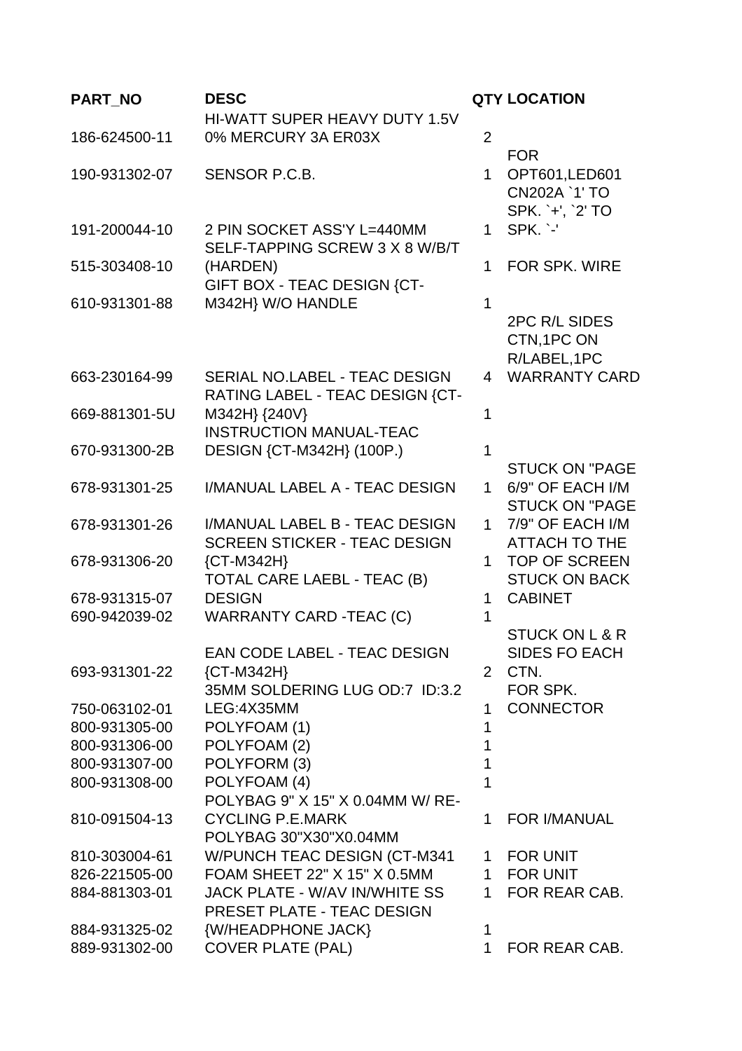| PART_NO | DESC | QTY | LOCATION |
| --- | --- | --- | --- |
| 186-624500-11 | HI-WATT SUPER HEAVY DUTY 1.5V 0% MERCURY 3A ER03X | 2 | |
| 190-931302-07 | SENSOR P.C.B. | 1 | FOR OPT601,LED601 |
| 191-200044-10 | 2 PIN SOCKET ASS'Y L=440MM | 1 | CN202A `1' TO SPK. `+', `2' TO SPK. `-' |
| 515-303408-10 | SELF-TAPPING SCREW 3 X 8 W/B/T (HARDEN) | 1 | FOR SPK. WIRE |
| 610-931301-88 | GIFT BOX - TEAC DESIGN {CT-M342H} W/O HANDLE | 1 | |
| 663-230164-99 | SERIAL NO.LABEL - TEAC DESIGN | 4 | 2PC R/L SIDES CTN,1PC ON R/LABEL,1PC WARRANTY CARD |
| 669-881301-5U | RATING LABEL - TEAC DESIGN {CT-M342H} {240V} | 1 | |
| 670-931300-2B | INSTRUCTION MANUAL-TEAC DESIGN {CT-M342H} (100P.) | 1 | |
| 678-931301-25 | I/MANUAL LABEL A - TEAC DESIGN | 1 | STUCK ON "PAGE 6/9" OF EACH I/M |
| 678-931301-26 | I/MANUAL LABEL B - TEAC DESIGN | 1 | STUCK ON "PAGE 7/9" OF EACH I/M |
| 678-931306-20 | SCREEN STICKER - TEAC DESIGN {CT-M342H} | 1 | ATTACH TO THE TOP OF SCREEN |
| 678-931315-07 | TOTAL CARE LAEBL - TEAC (B) DESIGN | 1 | STUCK ON BACK CABINET |
| 690-942039-02 | WARRANTY CARD -TEAC (C) | 1 | |
| 693-931301-22 | EAN CODE LABEL - TEAC DESIGN {CT-M342H} | 2 | STUCK ON L & R SIDES FO EACH CTN. |
| 750-063102-01 | 35MM SOLDERING LUG OD:7 ID:3.2 LEG:4X35MM | 1 | FOR SPK. CONNECTOR |
| 800-931305-00 | POLYFOAM (1) | 1 | |
| 800-931306-00 | POLYFOAM (2) | 1 | |
| 800-931307-00 | POLYFORM (3) | 1 | |
| 800-931308-00 | POLYFOAM (4) | 1 | |
| 810-091504-13 | POLYBAG 9" X 15" X 0.04MM W/ RE-CYCLING P.E.MARK | 1 | FOR I/MANUAL |
| 810-303004-61 | POLYBAG 30"X30"X0.04MM W/PUNCH TEAC DESIGN (CT-M341 | 1 | FOR UNIT |
| 826-221505-00 | FOAM SHEET 22" X 15" X 0.5MM | 1 | FOR UNIT |
| 884-881303-01 | JACK PLATE - W/AV IN/WHITE SS | 1 | FOR REAR CAB. |
| 884-931325-02 | PRESET PLATE - TEAC DESIGN {W/HEADPHONE JACK} | 1 | |
| 889-931302-00 | COVER PLATE (PAL) | 1 | FOR REAR CAB. |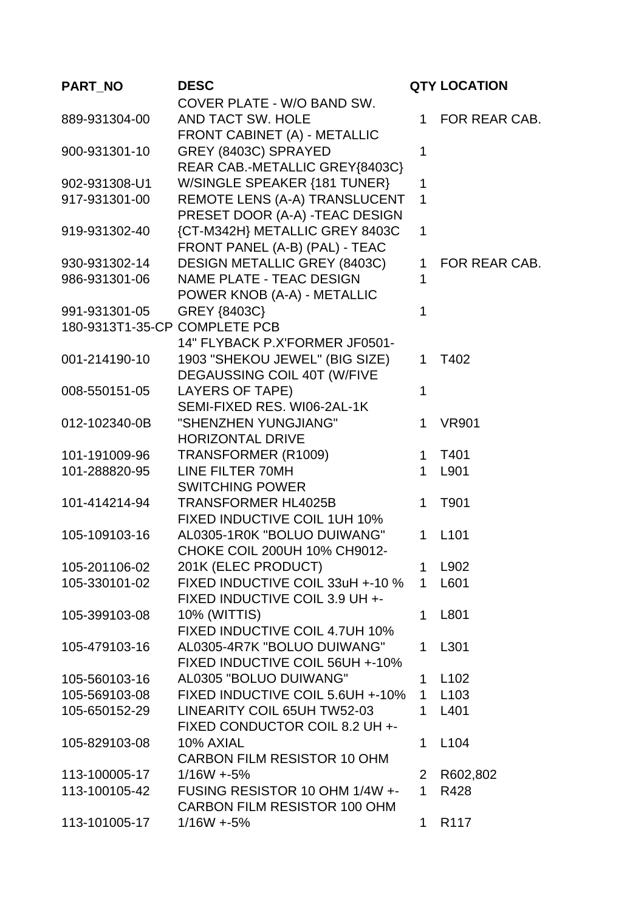| PART_NO | DESC | QTY | LOCATION |
| --- | --- | --- | --- |
| 889-931304-00 | COVER PLATE - W/O BAND SW. AND TACT SW. HOLE | 1 | FOR REAR CAB. |
| 900-931301-10 | FRONT CABINET (A) - METALLIC GREY (8403C) SPRAYED | 1 | |
| 902-931308-U1 | REAR CAB.-METALLIC GREY{8403C} W/SINGLE SPEAKER {181 TUNER} | 1 | |
| 917-931301-00 | REMOTE LENS (A-A) TRANSLUCENT | 1 | |
| 919-931302-40 | PRESET DOOR (A-A) -TEAC DESIGN {CT-M342H} METALLIC GREY 8403C | 1 | |
| 930-931302-14 | FRONT PANEL (A-B) (PAL) - TEAC DESIGN METALLIC GREY (8403C) | 1 | FOR REAR CAB. |
| 986-931301-06 | NAME PLATE - TEAC DESIGN | 1 | |
| 991-931301-05 | POWER KNOB (A-A) - METALLIC GREY {8403C} | 1 | |
| 180-9313T1-35-CP | COMPLETE PCB | | |
| 001-214190-10 | 14" FLYBACK P.X'FORMER JF0501-1903 "SHEKOU JEWEL" (BIG SIZE) | 1 | T402 |
| 008-550151-05 | DEGAUSSING COIL 40T (W/FIVE LAYERS OF TAPE) | 1 | |
| 012-102340-0B | SEMI-FIXED RES. WI06-2AL-1K "SHENZHEN YUNGJIANG" | 1 | VR901 |
| 101-191009-96 | HORIZONTAL DRIVE TRANSFORMER (R1009) | 1 | T401 |
| 101-288820-95 | LINE FILTER 70MH | 1 | L901 |
| 101-414214-94 | SWITCHING POWER TRANSFORMER HL4025B | 1 | T901 |
| 105-109103-16 | FIXED INDUCTIVE COIL 1UH 10% AL0305-1R0K "BOLUO DUIWANG" | 1 | L101 |
| 105-201106-02 | CHOKE COIL 200UH 10% CH9012-201K (ELEC PRODUCT) | 1 | L902 |
| 105-330101-02 | FIXED INDUCTIVE COIL 33uH +-10 % | 1 | L601 |
| 105-399103-08 | FIXED INDUCTIVE COIL 3.9 UH +-10% (WITTIS) | 1 | L801 |
| 105-479103-16 | FIXED INDUCTIVE COIL 4.7UH 10% AL0305-4R7K "BOLUO DUIWANG" | 1 | L301 |
| 105-560103-16 | FIXED INDUCTIVE COIL 56UH +-10% AL0305 "BOLUO DUIWANG" | 1 | L102 |
| 105-569103-08 | FIXED INDUCTIVE COIL 5.6UH +-10% | 1 | L103 |
| 105-650152-29 | LINEARITY COIL 65UH TW52-03 | 1 | L401 |
| 105-829103-08 | FIXED CONDUCTOR COIL 8.2 UH +-10% AXIAL | 1 | L104 |
| 113-100005-17 | CARBON FILM RESISTOR 10 OHM 1/16W +-5% | 2 | R602,802 |
| 113-100105-42 | FUSING RESISTOR 10 OHM 1/4W +- | 1 | R428 |
| 113-101005-17 | CARBON FILM RESISTOR 100 OHM 1/16W +-5% | 1 | R117 |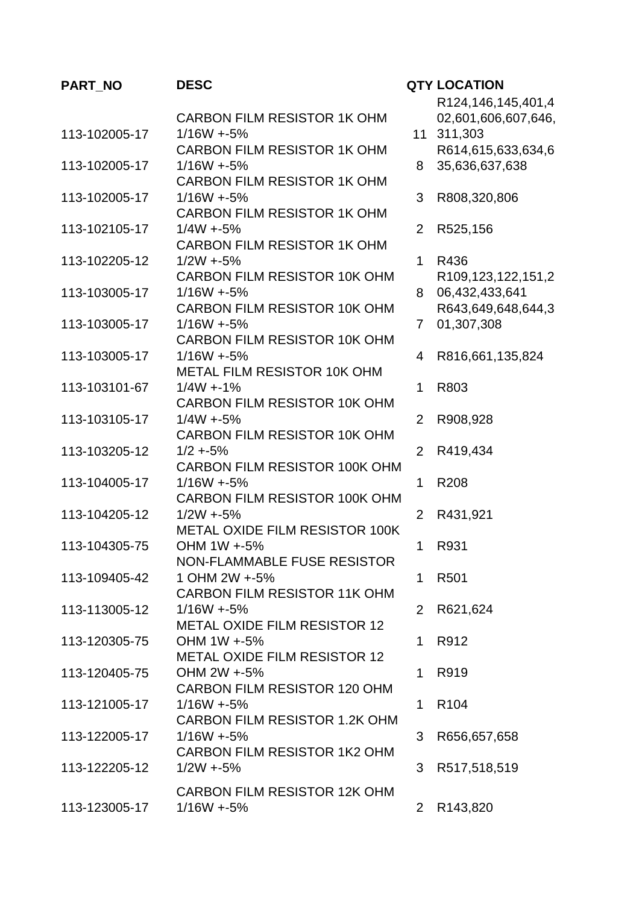| PART_NO | DESC | QTY | LOCATION |
|---|---|---|---|
| 113-102005-17 | CARBON FILM RESISTOR 1K OHM 1/16W +-5% | 11 | R124,146,145,401,402,601,606,607,646,311,303 |
| 113-102005-17 | CARBON FILM RESISTOR 1K OHM 1/16W +-5% | 8 | R614,615,633,634,635,636,637,638 |
| 113-102005-17 | CARBON FILM RESISTOR 1K OHM 1/16W +-5% | 3 | R808,320,806 |
| 113-102105-17 | CARBON FILM RESISTOR 1K OHM 1/4W +-5% | 2 | R525,156 |
| 113-102205-12 | CARBON FILM RESISTOR 1K OHM 1/2W +-5% | 1 | R436 |
| 113-103005-17 | CARBON FILM RESISTOR 10K OHM 1/16W +-5% | 8 | R109,123,122,151,206,432,433,641 |
| 113-103005-17 | CARBON FILM RESISTOR 10K OHM 1/16W +-5% | 7 | R643,649,648,644,301,307,308 |
| 113-103005-17 | CARBON FILM RESISTOR 10K OHM 1/16W +-5% | 4 | R816,661,135,824 |
| 113-103101-67 | METAL FILM RESISTOR 10K OHM 1/4W +-1% | 1 | R803 |
| 113-103105-17 | CARBON FILM RESISTOR 10K OHM 1/4W +-5% | 2 | R908,928 |
| 113-103205-12 | CARBON FILM RESISTOR 10K OHM 1/2 +-5% | 2 | R419,434 |
| 113-104005-17 | CARBON FILM RESISTOR 100K OHM 1/16W +-5% | 1 | R208 |
| 113-104205-12 | CARBON FILM RESISTOR 100K OHM 1/2W +-5% | 2 | R431,921 |
| 113-104305-75 | METAL OXIDE FILM RESISTOR 100K OHM 1W +-5% | 1 | R931 |
| 113-109405-42 | NON-FLAMMABLE FUSE RESISTOR 1 OHM 2W +-5% | 1 | R501 |
| 113-113005-12 | CARBON FILM RESISTOR 11K OHM 1/16W +-5% | 2 | R621,624 |
| 113-120305-75 | METAL OXIDE FILM RESISTOR 12 OHM 1W +-5% | 1 | R912 |
| 113-120405-75 | METAL OXIDE FILM RESISTOR 12 OHM 2W +-5% | 1 | R919 |
| 113-121005-17 | CARBON FILM RESISTOR 120 OHM 1/16W +-5% | 1 | R104 |
| 113-122005-17 | CARBON FILM RESISTOR 1.2K OHM 1/16W +-5% | 3 | R656,657,658 |
| 113-122205-12 | CARBON FILM RESISTOR 1K2 OHM 1/2W +-5% | 3 | R517,518,519 |
| 113-123005-17 | CARBON FILM RESISTOR 12K OHM 1/16W +-5% | 2 | R143,820 |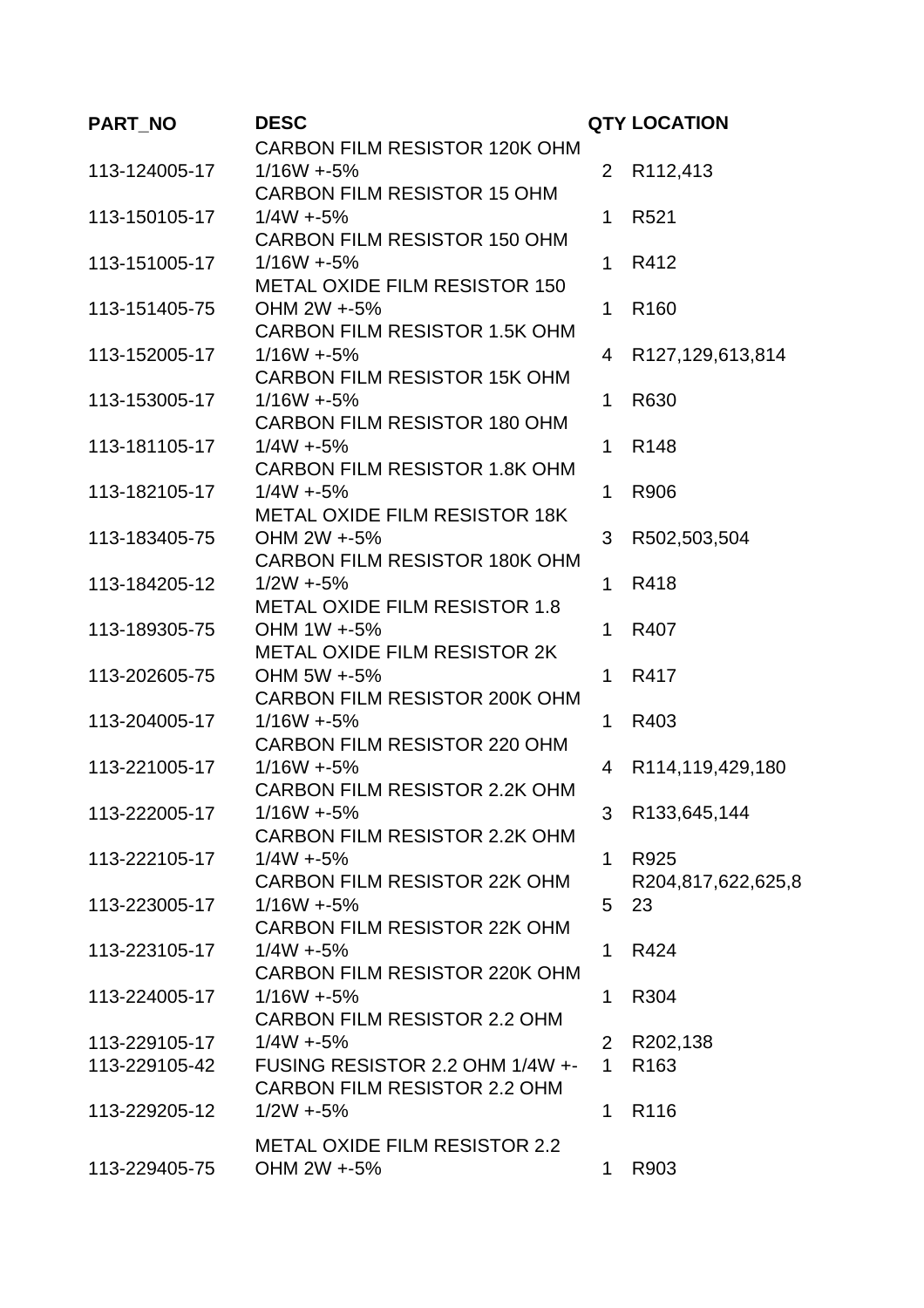| PART_NO | DESC | QTY | LOCATION |
|---|---|---|---|
| 113-124005-17 | CARBON FILM RESISTOR 120K OHM 1/16W +-5% | 2 | R112,413 |
| 113-150105-17 | CARBON FILM RESISTOR 15 OHM 1/4W +-5% | 1 | R521 |
| 113-151005-17 | CARBON FILM RESISTOR 150 OHM 1/16W +-5% | 1 | R412 |
| 113-151405-75 | METAL OXIDE FILM RESISTOR 150 OHM 2W +-5% | 1 | R160 |
| 113-152005-17 | CARBON FILM RESISTOR 1.5K OHM 1/16W +-5% | 4 | R127,129,613,814 |
| 113-153005-17 | CARBON FILM RESISTOR 15K OHM 1/16W +-5% | 1 | R630 |
| 113-181105-17 | CARBON FILM RESISTOR 180 OHM 1/4W +-5% | 1 | R148 |
| 113-182105-17 | CARBON FILM RESISTOR 1.8K OHM 1/4W +-5% | 1 | R906 |
| 113-183405-75 | METAL OXIDE FILM RESISTOR 18K OHM 2W +-5% | 3 | R502,503,504 |
| 113-184205-12 | CARBON FILM RESISTOR 180K OHM 1/2W +-5% | 1 | R418 |
| 113-189305-75 | METAL OXIDE FILM RESISTOR 1.8 OHM 1W +-5% | 1 | R407 |
| 113-202605-75 | METAL OXIDE FILM RESISTOR 2K OHM 5W +-5% | 1 | R417 |
| 113-204005-17 | CARBON FILM RESISTOR 200K OHM 1/16W +-5% | 1 | R403 |
| 113-221005-17 | CARBON FILM RESISTOR 220 OHM 1/16W +-5% | 4 | R114,119,429,180 |
| 113-222005-17 | CARBON FILM RESISTOR 2.2K OHM 1/16W +-5% | 3 | R133,645,144 |
| 113-222105-17 | CARBON FILM RESISTOR 2.2K OHM 1/4W +-5% | 1 | R925 |
| 113-223005-17 | CARBON FILM RESISTOR 22K OHM 1/16W +-5% | 5 | R204,817,622,625,823 |
| 113-223105-17 | CARBON FILM RESISTOR 22K OHM 1/4W +-5% | 1 | R424 |
| 113-224005-17 | CARBON FILM RESISTOR 220K OHM 1/16W +-5% | 1 | R304 |
| 113-229105-17 | CARBON FILM RESISTOR 2.2 OHM 1/4W +-5% | 2 | R202,138 |
| 113-229105-42 | FUSING RESISTOR 2.2 OHM 1/4W +- | 1 | R163 |
| 113-229205-12 | CARBON FILM RESISTOR 2.2 OHM 1/2W +-5% | 1 | R116 |
| 113-229405-75 | METAL OXIDE FILM RESISTOR 2.2 OHM 2W +-5% | 1 | R903 |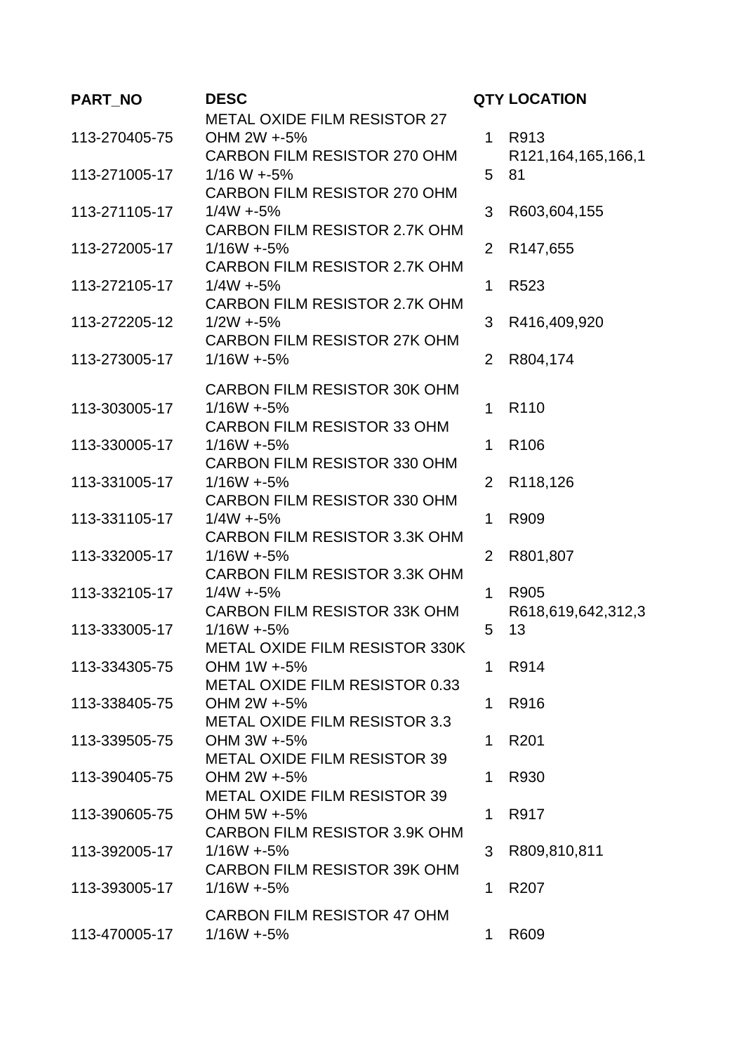| PART_NO | DESC | QTY | LOCATION |
|---|---|---|---|
| 113-270405-75 | METAL OXIDE FILM RESISTOR 27 OHM 2W +-5% | 1 | R913 |
| 113-271005-17 | CARBON FILM RESISTOR 270 OHM 1/16 W +-5% | 5 | R121,164,165,166,181 |
| 113-271105-17 | CARBON FILM RESISTOR 270 OHM 1/4W +-5% | 3 | R603,604,155 |
| 113-272005-17 | CARBON FILM RESISTOR 2.7K OHM 1/16W +-5% | 2 | R147,655 |
| 113-272105-17 | CARBON FILM RESISTOR 2.7K OHM 1/4W +-5% | 1 | R523 |
| 113-272205-12 | CARBON FILM RESISTOR 2.7K OHM 1/2W +-5% | 3 | R416,409,920 |
| 113-273005-17 | CARBON FILM RESISTOR 27K OHM 1/16W +-5% | 2 | R804,174 |
| 113-303005-17 | CARBON FILM RESISTOR 30K OHM 1/16W +-5% | 1 | R110 |
| 113-330005-17 | CARBON FILM RESISTOR 33 OHM 1/16W +-5% | 1 | R106 |
| 113-331005-17 | CARBON FILM RESISTOR 330 OHM 1/16W +-5% | 2 | R118,126 |
| 113-331105-17 | CARBON FILM RESISTOR 330 OHM 1/4W +-5% | 1 | R909 |
| 113-332005-17 | CARBON FILM RESISTOR 3.3K OHM 1/16W +-5% | 2 | R801,807 |
| 113-332105-17 | CARBON FILM RESISTOR 3.3K OHM 1/4W +-5% | 1 | R905 |
| 113-333005-17 | CARBON FILM RESISTOR 33K OHM 1/16W +-5% | 5 | R618,619,642,312,313 |
| 113-334305-75 | METAL OXIDE FILM RESISTOR 330K OHM 1W +-5% | 1 | R914 |
| 113-338405-75 | METAL OXIDE FILM RESISTOR 0.33 OHM 2W +-5% | 1 | R916 |
| 113-339505-75 | METAL OXIDE FILM RESISTOR 3.3 OHM 3W +-5% | 1 | R201 |
| 113-390405-75 | METAL OXIDE FILM RESISTOR 39 OHM 2W +-5% | 1 | R930 |
| 113-390605-75 | METAL OXIDE FILM RESISTOR 39 OHM 5W +-5% | 1 | R917 |
| 113-392005-17 | CARBON FILM RESISTOR 3.9K OHM 1/16W +-5% | 3 | R809,810,811 |
| 113-393005-17 | CARBON FILM RESISTOR 39K OHM 1/16W +-5% | 1 | R207 |
| 113-470005-17 | CARBON FILM RESISTOR 47 OHM 1/16W +-5% | 1 | R609 |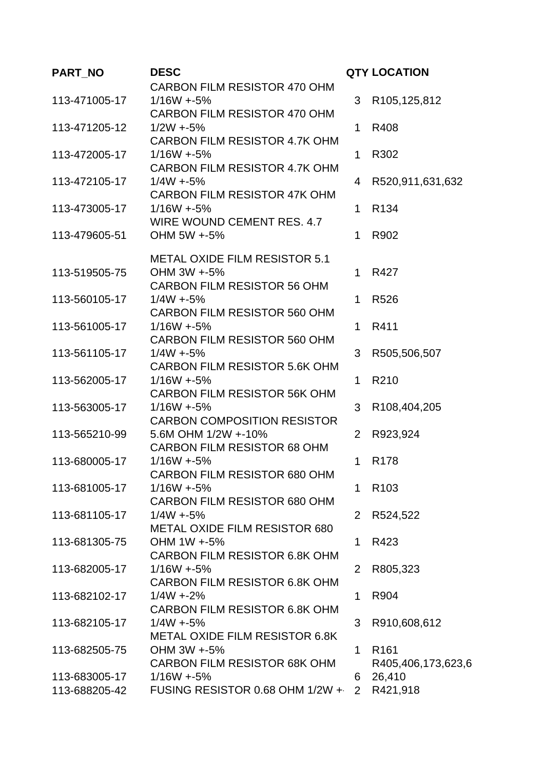| PART_NO | DESC | QTY | LOCATION |
|---|---|---|---|
| 113-471005-17 | CARBON FILM RESISTOR 470 OHM 1/16W +-5% | 3 | R105,125,812 |
| 113-471205-12 | CARBON FILM RESISTOR 470 OHM 1/2W +-5% | 1 | R408 |
| 113-472005-17 | CARBON FILM RESISTOR 4.7K OHM 1/16W +-5% | 1 | R302 |
| 113-472105-17 | CARBON FILM RESISTOR 4.7K OHM 1/4W +-5% | 4 | R520,911,631,632 |
| 113-473005-17 | CARBON FILM RESISTOR 47K OHM 1/16W +-5% | 1 | R134 |
| 113-479605-51 | WIRE WOUND CEMENT RES. 4.7 OHM 5W +-5% | 1 | R902 |
| 113-519505-75 | METAL OXIDE FILM RESISTOR 5.1 OHM 3W +-5% | 1 | R427 |
| 113-560105-17 | CARBON FILM RESISTOR 56 OHM 1/4W +-5% | 1 | R526 |
| 113-561005-17 | CARBON FILM RESISTOR 560 OHM 1/16W +-5% | 1 | R411 |
| 113-561105-17 | CARBON FILM RESISTOR 560 OHM 1/4W +-5% | 3 | R505,506,507 |
| 113-562005-17 | CARBON FILM RESISTOR 5.6K OHM 1/16W +-5% | 1 | R210 |
| 113-563005-17 | CARBON FILM RESISTOR 56K OHM 1/16W +-5% | 3 | R108,404,205 |
| 113-565210-99 | CARBON COMPOSITION RESISTOR 5.6M OHM 1/2W +-10% | 2 | R923,924 |
| 113-680005-17 | CARBON FILM RESISTOR 68 OHM 1/16W +-5% | 1 | R178 |
| 113-681005-17 | CARBON FILM RESISTOR 680 OHM 1/16W +-5% | 1 | R103 |
| 113-681105-17 | CARBON FILM RESISTOR 680 OHM 1/4W +-5% | 2 | R524,522 |
| 113-681305-75 | METAL OXIDE FILM RESISTOR 680 OHM 1W +-5% | 1 | R423 |
| 113-682005-17 | CARBON FILM RESISTOR 6.8K OHM 1/16W +-5% | 2 | R805,323 |
| 113-682102-17 | CARBON FILM RESISTOR 6.8K OHM 1/4W +-2% | 1 | R904 |
| 113-682105-17 | CARBON FILM RESISTOR 6.8K OHM 1/4W +-5% | 3 | R910,608,612 |
| 113-682505-75 | METAL OXIDE FILM RESISTOR 6.8K OHM 3W +-5% | 1 | R161 |
| 113-683005-17 | CARBON FILM RESISTOR 68K OHM 1/16W +-5% | 6 | R405,406,173,623,626,410 |
| 113-688205-42 | FUSING RESISTOR 0.68 OHM 1/2W + | 2 | R421,918 |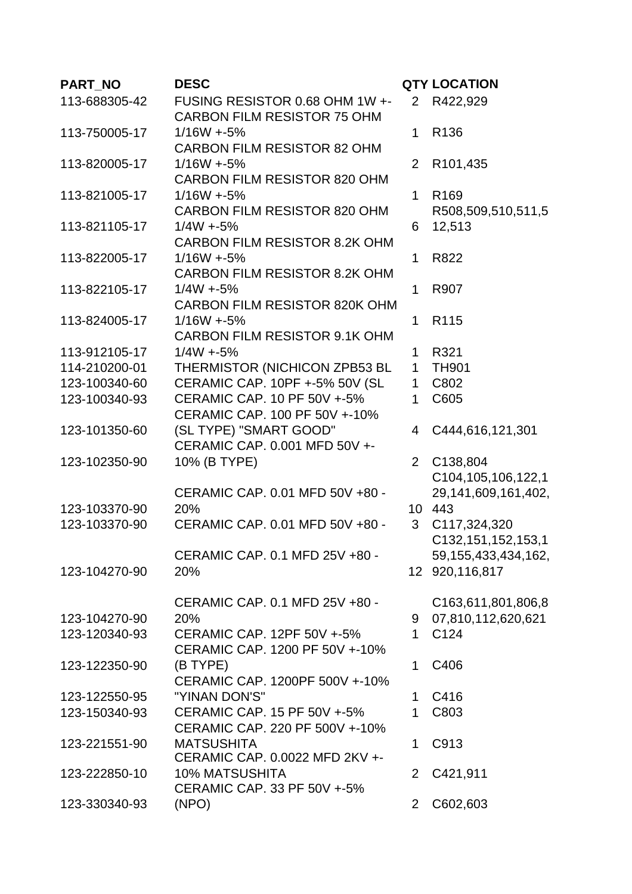| PART_NO | DESC | QTY | LOCATION |
|---|---|---|---|
| 113-688305-42 | FUSING RESISTOR 0.68 OHM 1W +- | 2 | R422,929 |
| 113-750005-17 | CARBON FILM RESISTOR 75 OHM 1/16W +-5% | 1 | R136 |
| 113-820005-17 | CARBON FILM RESISTOR 82 OHM 1/16W +-5% | 2 | R101,435 |
| 113-821005-17 | CARBON FILM RESISTOR 820 OHM 1/16W +-5% | 1 | R169 |
| 113-821105-17 | CARBON FILM RESISTOR 820 OHM 1/4W +-5% | 6 | R508,509,510,511,512,513 |
| 113-822005-17 | CARBON FILM RESISTOR 8.2K OHM 1/16W +-5% | 1 | R822 |
| 113-822105-17 | CARBON FILM RESISTOR 8.2K OHM 1/4W +-5% | 1 | R907 |
| 113-824005-17 | CARBON FILM RESISTOR 820K OHM 1/16W +-5% | 1 | R115 |
| 113-912105-17 | CARBON FILM RESISTOR 9.1K OHM 1/4W +-5% | 1 | R321 |
| 114-210200-01 | THERMISTOR (NICHICON ZPB53 BL | 1 | TH901 |
| 123-100340-60 | CERAMIC CAP. 10PF +-5% 50V (SL | 1 | C802 |
| 123-100340-93 | CERAMIC CAP. 10 PF 50V +-5% | 1 | C605 |
| 123-101350-60 | CERAMIC CAP. 100 PF 50V +-10% (SL TYPE) "SMART GOOD" | 4 | C444,616,121,301 |
| 123-102350-90 | CERAMIC CAP. 0.001 MFD 50V +-10% (B TYPE) | 2 | C138,804 |
| 123-103370-90 | CERAMIC CAP. 0.01 MFD 50V +80 -20% | 10 | C104,105,106,122,129,141,609,161,402,443 |
| 123-103370-90 | CERAMIC CAP. 0.01 MFD 50V +80 - | 3 | C117,324,320 |
| 123-104270-90 | CERAMIC CAP. 0.1 MFD 25V +80 -20% | 12 | C132,151,152,153,159,155,433,434,162,920,116,817 |
| 123-104270-90 | CERAMIC CAP. 0.1 MFD 25V +80 -20% | 9 | C163,611,801,806,807,810,112,620,621 |
| 123-120340-93 | CERAMIC CAP. 12PF 50V +-5% | 1 | C124 |
| 123-122350-90 | CERAMIC CAP. 1200 PF 50V +-10% (B TYPE) | 1 | C406 |
| 123-122550-95 | CERAMIC CAP. 1200PF 500V +-10% "YINAN DON'S" | 1 | C416 |
| 123-150340-93 | CERAMIC CAP. 15 PF 50V +-5% | 1 | C803 |
| 123-221551-90 | CERAMIC CAP. 220 PF 500V +-10% MATSUSHITA | 1 | C913 |
| 123-222850-10 | CERAMIC CAP. 0.0022 MFD 2KV +-10% MATSUSHITA | 2 | C421,911 |
| 123-330340-93 | CERAMIC CAP. 33 PF 50V +-5% (NPO) | 2 | C602,603 |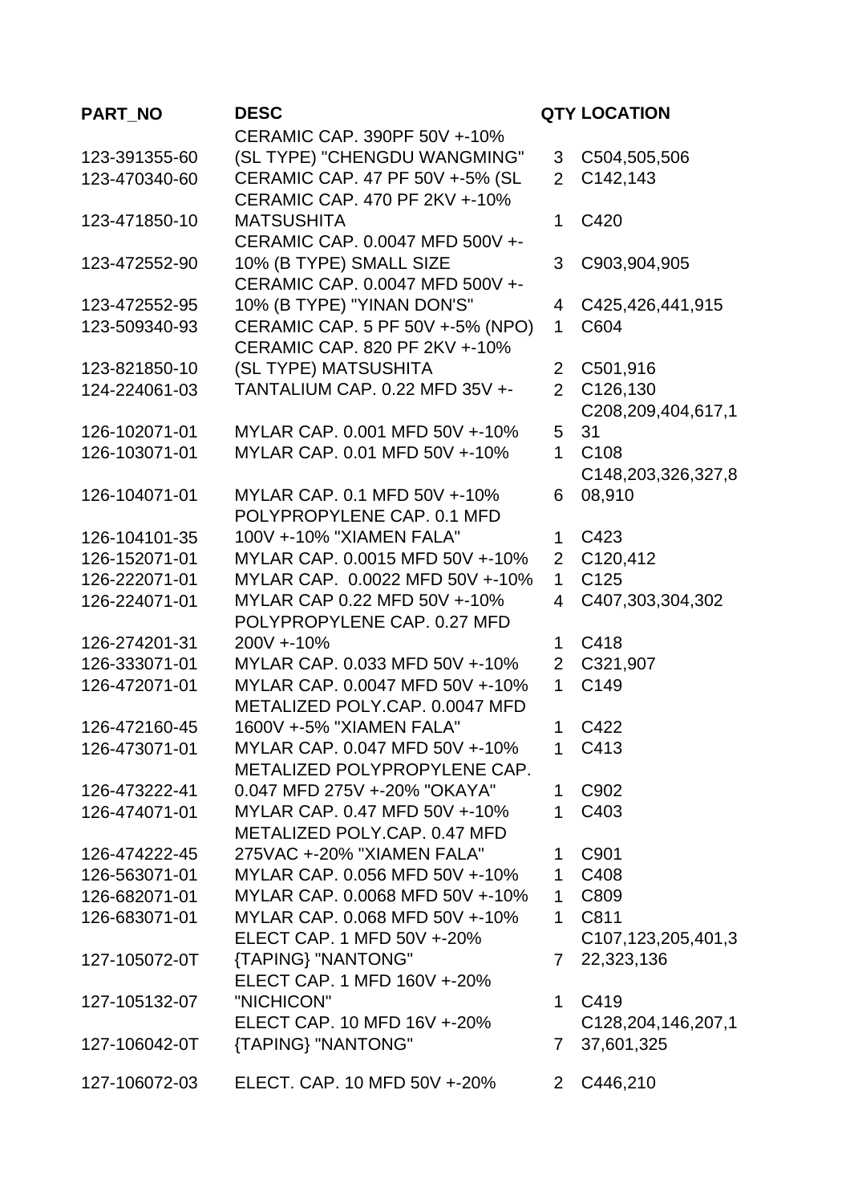| PART_NO | DESC | QTY | LOCATION |
|---|---|---|---|
| 123-391355-60 | CERAMIC CAP. 390PF 50V +-10% (SL TYPE) "CHENGDU WANGMING" | 3 | C504,505,506 |
| 123-470340-60 | CERAMIC CAP. 47 PF 50V +-5% (SL | 2 | C142,143 |
| 123-471850-10 | CERAMIC CAP. 470 PF 2KV +-10% MATSUSHITA | 1 | C420 |
| 123-472552-90 | CERAMIC CAP. 0.0047 MFD 500V +-10% (B TYPE) SMALL SIZE | 3 | C903,904,905 |
| 123-472552-95 | CERAMIC CAP. 0.0047 MFD 500V +-10% (B TYPE) "YINAN DON'S" | 4 | C425,426,441,915 |
| 123-509340-93 | CERAMIC CAP. 5 PF 50V +-5% (NPO) | 1 | C604 |
| 123-821850-10 | CERAMIC CAP. 820 PF 2KV +-10% (SL TYPE) MATSUSHITA | 2 | C501,916 |
| 124-224061-03 | TANTALIUM CAP. 0.22 MFD 35V +- | 2 | C126,130 |
| 126-102071-01 | MYLAR CAP. 0.001 MFD 50V +-10% | 5 | C208,209,404,617,131 |
| 126-103071-01 | MYLAR CAP. 0.01 MFD 50V +-10% | 1 | C108 |
| 126-104071-01 | MYLAR CAP. 0.1 MFD 50V +-10% | 6 | C148,203,326,327,808,910 |
| 126-104101-35 | POLYPROPYLENE CAP. 0.1 MFD 100V +-10% "XIAMEN FALA" | 1 | C423 |
| 126-152071-01 | MYLAR CAP. 0.0015 MFD 50V +-10% | 2 | C120,412 |
| 126-222071-01 | MYLAR CAP.  0.0022 MFD 50V +-10% | 1 | C125 |
| 126-224071-01 | MYLAR CAP 0.22 MFD 50V +-10% | 4 | C407,303,304,302 |
| 126-274201-31 | POLYPROPYLENE CAP. 0.27 MFD 200V +-10% | 1 | C418 |
| 126-333071-01 | MYLAR CAP. 0.033 MFD 50V +-10% | 2 | C321,907 |
| 126-472071-01 | MYLAR CAP. 0.0047 MFD 50V +-10% | 1 | C149 |
| 126-472160-45 | METALIZED POLY.CAP. 0.0047 MFD 1600V +-5% "XIAMEN FALA" | 1 | C422 |
| 126-473071-01 | MYLAR CAP. 0.047 MFD 50V +-10% | 1 | C413 |
| 126-473222-41 | METALIZED POLYPROPYLENE CAP. 0.047 MFD 275V +-20% "OKAYA" | 1 | C902 |
| 126-474071-01 | MYLAR CAP. 0.47 MFD 50V +-10% | 1 | C403 |
| 126-474222-45 | METALIZED POLY.CAP. 0.47 MFD 275VAC +-20% "XIAMEN FALA" | 1 | C901 |
| 126-563071-01 | MYLAR CAP. 0.056 MFD 50V +-10% | 1 | C408 |
| 126-682071-01 | MYLAR CAP. 0.0068 MFD 50V +-10% | 1 | C809 |
| 126-683071-01 | MYLAR CAP. 0.068 MFD 50V +-10% | 1 | C811 |
| 127-105072-0T | ELECT CAP. 1 MFD 50V +-20% {TAPING} "NANTONG" | 7 | C107,123,205,401,322,323,136 |
| 127-105132-07 | ELECT CAP. 1 MFD 160V +-20% "NICHICON" | 1 | C419 |
| 127-106042-0T | ELECT CAP. 10 MFD 16V +-20% {TAPING} "NANTONG" | 7 | C128,204,146,207,137,601,325 |
| 127-106072-03 | ELECT. CAP. 10 MFD 50V +-20% | 2 | C446,210 |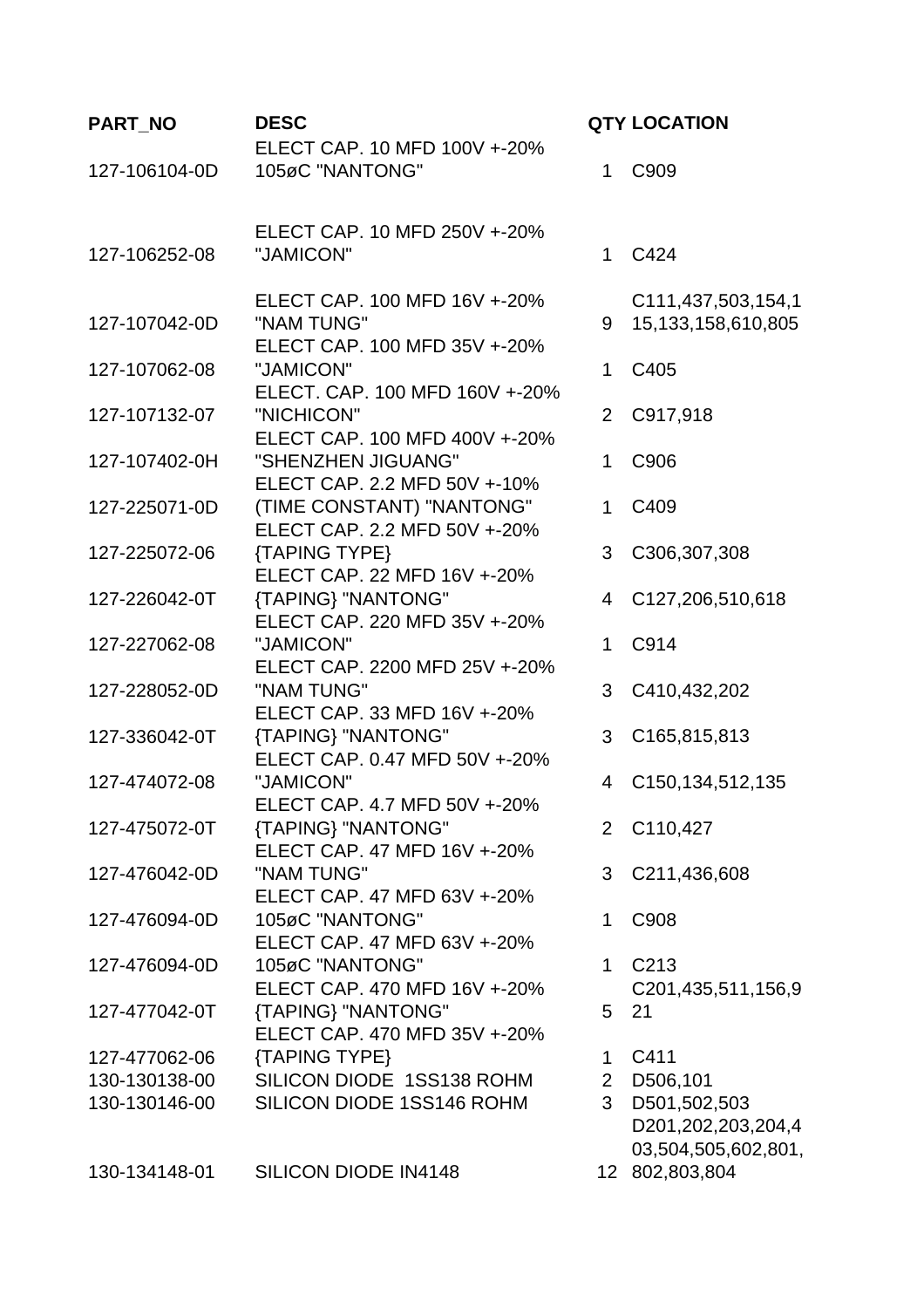| PART_NO | DESC | QTY | LOCATION |
|---|---|---|---|
| 127-106104-0D | ELECT CAP. 10 MFD 100V +-20% 105øC "NANTONG" | 1 | C909 |
| 127-106252-08 | ELECT CAP. 10 MFD 250V +-20% "JAMICON" | 1 | C424 |
| 127-107042-0D | ELECT CAP. 100 MFD 16V +-20% "NAM TUNG" | 9 | C111,437,503,154,115,133,158,610,805 |
| 127-107062-08 | ELECT CAP. 100 MFD 35V +-20% "JAMICON" | 1 | C405 |
| 127-107132-07 | ELECT. CAP. 100 MFD 160V +-20% "NICHICON" | 2 | C917,918 |
| 127-107402-0H | ELECT CAP. 100 MFD 400V +-20% "SHENZHEN JIGUANG" | 1 | C906 |
| 127-225071-0D | ELECT CAP. 2.2 MFD 50V +-10% (TIME CONSTANT) "NANTONG" | 1 | C409 |
| 127-225072-06 | ELECT CAP. 2.2 MFD 50V +-20% {TAPING TYPE} | 3 | C306,307,308 |
| 127-226042-0T | ELECT CAP. 22 MFD 16V +-20% {TAPING} "NANTONG" | 4 | C127,206,510,618 |
| 127-227062-08 | ELECT CAP. 220 MFD 35V +-20% "JAMICON" | 1 | C914 |
| 127-228052-0D | ELECT CAP. 2200 MFD 25V +-20% "NAM TUNG" | 3 | C410,432,202 |
| 127-336042-0T | ELECT CAP. 33 MFD 16V +-20% {TAPING} "NANTONG" | 3 | C165,815,813 |
| 127-474072-08 | ELECT CAP. 0.47 MFD 50V +-20% "JAMICON" | 4 | C150,134,512,135 |
| 127-475072-0T | ELECT CAP. 4.7 MFD 50V +-20% {TAPING} "NANTONG" | 2 | C110,427 |
| 127-476042-0D | ELECT CAP. 47 MFD 16V +-20% "NAM TUNG" | 3 | C211,436,608 |
| 127-476094-0D | ELECT CAP. 47 MFD 63V +-20% 105øC "NANTONG" | 1 | C908 |
| 127-476094-0D | ELECT CAP. 47 MFD 63V +-20% 105øC "NANTONG" | 1 | C213 |
| 127-477042-0T | ELECT CAP. 470 MFD 16V +-20% {TAPING} "NANTONG" | 5 | C201,435,511,156,921 |
| 127-477062-06 | ELECT CAP. 470 MFD 35V +-20% {TAPING TYPE} | 1 | C411 |
| 130-130138-00 | SILICON DIODE 1SS138 ROHM | 2 | D506,101 |
| 130-130146-00 | SILICON DIODE 1SS146 ROHM | 3 | D501,502,503 |
| 130-134148-01 | SILICON DIODE IN4148 | 12 | D201,202,203,204,403,504,505,602,801,802,803,804 |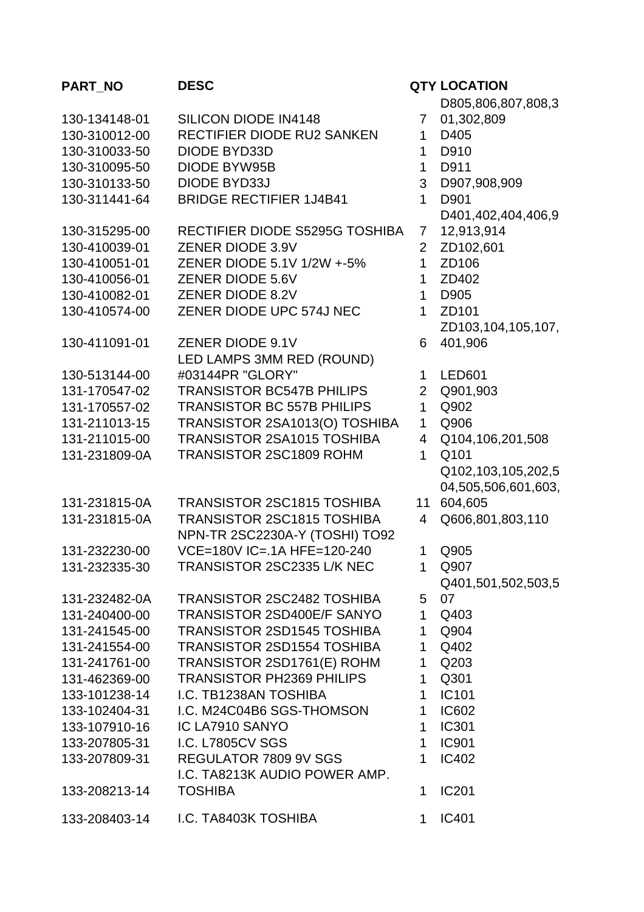| PART_NO | DESC | QTY | LOCATION |
|---|---|---|---|
| 130-134148-01 | SILICON DIODE IN4148 | 7 | D805,806,807,808,301,302,809 |
| 130-310012-00 | RECTIFIER DIODE RU2 SANKEN | 1 | D405 |
| 130-310033-50 | DIODE BYD33D | 1 | D910 |
| 130-310095-50 | DIODE BYW95B | 1 | D911 |
| 130-310133-50 | DIODE BYD33J | 3 | D907,908,909 |
| 130-311441-64 | BRIDGE RECTIFIER 1J4B41 | 1 | D901 |
| 130-315295-00 | RECTIFIER DIODE S5295G TOSHIBA | 7 | D401,402,404,406,912,913,914 |
| 130-410039-01 | ZENER DIODE 3.9V | 2 | ZD102,601 |
| 130-410051-01 | ZENER DIODE 5.1V 1/2W +-5% | 1 | ZD106 |
| 130-410056-01 | ZENER DIODE 5.6V | 1 | ZD402 |
| 130-410082-01 | ZENER DIODE 8.2V | 1 | D905 |
| 130-410574-00 | ZENER DIODE UPC 574J NEC | 1 | ZD101 |
| 130-411091-01 | ZENER DIODE 9.1V | 6 | ZD103,104,105,107,401,906 |
| 130-513144-00 | LED LAMPS 3MM RED (ROUND) #03144PR "GLORY" | 1 | LED601 |
| 131-170547-02 | TRANSISTOR BC547B PHILIPS | 2 | Q901,903 |
| 131-170557-02 | TRANSISTOR BC 557B PHILIPS | 1 | Q902 |
| 131-211013-15 | TRANSISTOR 2SA1013(O) TOSHIBA | 1 | Q906 |
| 131-211015-00 | TRANSISTOR 2SA1015 TOSHIBA | 4 | Q104,106,201,508 |
| 131-231809-0A | TRANSISTOR 2SC1809 ROHM | 1 | Q101 |
| 131-231815-0A | TRANSISTOR 2SC1815 TOSHIBA | 11 | Q102,103,105,202,504,505,506,601,603,604,605 |
| 131-231815-0A | TRANSISTOR 2SC1815 TOSHIBA | 4 | Q606,801,803,110 |
| 131-232230-00 | NPN-TR 2SC2230A-Y (TOSHI) TO92 VCE=180V IC=.1A HFE=120-240 | 1 | Q905 |
| 131-232335-30 | TRANSISTOR 2SC2335 L/K NEC | 1 | Q907 |
| 131-232482-0A | TRANSISTOR 2SC2482 TOSHIBA | 5 | Q401,501,502,503,507 |
| 131-240400-00 | TRANSISTOR 2SD400E/F SANYO | 1 | Q403 |
| 131-241545-00 | TRANSISTOR 2SD1545 TOSHIBA | 1 | Q904 |
| 131-241554-00 | TRANSISTOR 2SD1554 TOSHIBA | 1 | Q402 |
| 131-241761-00 | TRANSISTOR 2SD1761(E) ROHM | 1 | Q203 |
| 131-462369-00 | TRANSISTOR PH2369 PHILIPS | 1 | Q301 |
| 133-101238-14 | I.C. TB1238AN TOSHIBA | 1 | IC101 |
| 133-102404-31 | I.C. M24C04B6 SGS-THOMSON | 1 | IC602 |
| 133-107910-16 | IC LA7910 SANYO | 1 | IC301 |
| 133-207805-31 | I.C. L7805CV SGS | 1 | IC901 |
| 133-207809-31 | REGULATOR 7809 9V SGS | 1 | IC402 |
| 133-208213-14 | I.C. TA8213K AUDIO POWER AMP. TOSHIBA | 1 | IC201 |
| 133-208403-14 | I.C. TA8403K TOSHIBA | 1 | IC401 |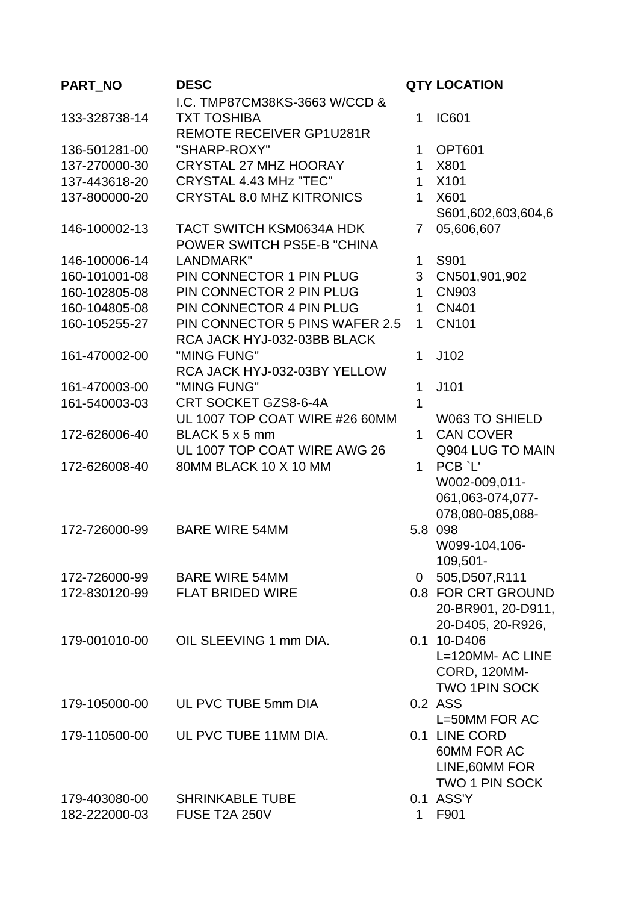| PART_NO | DESC | QTY | LOCATION |
|---|---|---|---|
| 133-328738-14 | I.C. TMP87CM38KS-3663 W/CCD & TXT TOSHIBA | 1 | IC601 |
| 136-501281-00 | REMOTE RECEIVER GP1U281R "SHARP-ROXY" | 1 | OPT601 |
| 137-270000-30 | CRYSTAL 27 MHZ HOORAY | 1 | X801 |
| 137-443618-20 | CRYSTAL 4.43 MHz "TEC" | 1 | X101 |
| 137-800000-20 | CRYSTAL 8.0 MHZ KITRONICS | 1 | X601 |
| 146-100002-13 | TACT SWITCH KSM0634A HDK | 7 | S601,602,603,604,605,606,607 |
| 146-100006-14 | POWER SWITCH PS5E-B "CHINA LANDMARK" | 1 | S901 |
| 160-101001-08 | PIN CONNECTOR 1 PIN PLUG | 3 | CN501,901,902 |
| 160-102805-08 | PIN CONNECTOR 2 PIN PLUG | 1 | CN903 |
| 160-104805-08 | PIN CONNECTOR 4 PIN PLUG | 1 | CN401 |
| 160-105255-27 | PIN CONNECTOR 5 PINS WAFER 2.5 | 1 | CN101 |
| 161-470002-00 | RCA JACK HYJ-032-03BB BLACK "MING FUNG" | 1 | J102 |
| 161-470003-00 | RCA JACK HYJ-032-03BY YELLOW "MING FUNG" | 1 | J101 |
| 161-540003-03 | CRT SOCKET GZS8-6-4A | 1 | |
| 172-626006-40 | UL 1007 TOP COAT WIRE #26 60MM BLACK 5 x 5 mm | 1 | W063 TO SHIELD CAN COVER |
| 172-626008-40 | UL 1007 TOP COAT WIRE AWG 26 80MM BLACK 10 X 10 MM | 1 | Q904 LUG TO MAIN PCB `L' |
| 172-726000-99 | BARE WIRE 54MM | 5.8 | W002-009,011-061,063-074,077-078,080-085,088-098 |
| 172-726000-99 | BARE WIRE 54MM | 0 | W099-104,106-109,501-505,D507,R111 |
| 172-830120-99 | FLAT BRIDED WIRE | 0.8 | FOR CRT GROUND |
| 179-001010-00 | OIL SLEEVING 1 mm DIA. | 0.1 | 20-BR901, 20-D911, 20-D405, 20-R926, 10-D406 |
| 179-105000-00 | UL PVC TUBE 5mm DIA | 0.2 | L=120MM- AC LINE CORD, 120MM- TWO 1PIN SOCK ASS |
| 179-110500-00 | UL PVC TUBE 11MM DIA. | 0.1 | L=50MM FOR AC LINE CORD |
| 179-403080-00 | SHRINKABLE TUBE | 0.1 | 60MM FOR AC LINE,60MM FOR TWO 1 PIN SOCK ASS'Y |
| 182-222000-03 | FUSE T2A 250V | 1 | F901 |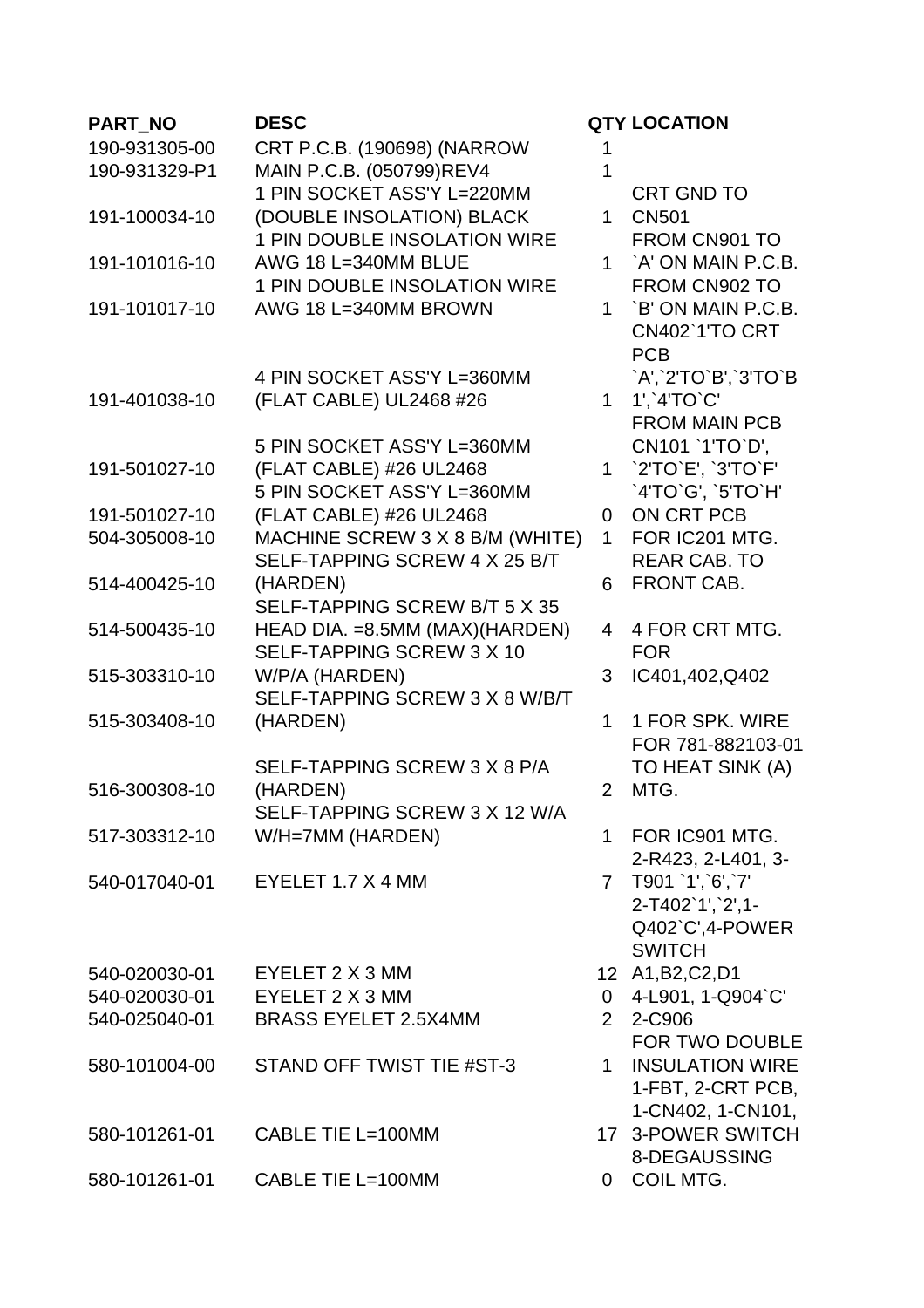| PART_NO | DESC | QTY | LOCATION |
|---|---|---|---|
| 190-931305-00 | CRT P.C.B. (190698) (NARROW | 1 | |
| 190-931329-P1 | MAIN P.C.B. (050799)REV4 | 1 | |
| 191-100034-10 | 1 PIN SOCKET ASS'Y L=220MM (DOUBLE INSOLATION) BLACK | 1 | CRT GND TO CN501 |
| 191-101016-10 | 1 PIN DOUBLE INSOLATION WIRE AWG 18 L=340MM BLUE | 1 | FROM CN901 TO `A' ON MAIN P.C.B. |
| 191-101017-10 | 1 PIN DOUBLE INSOLATION WIRE AWG 18 L=340MM BROWN | 1 | FROM CN902 TO `B' ON MAIN P.C.B. |
| 191-401038-10 | 4 PIN SOCKET ASS'Y L=360MM (FLAT CABLE) UL2468 #26 | 1 | CN402`1'TO CRT PCB `A',`2'TO`B',`3'TO`B 1',`4'TO`C' |
| 191-501027-10 | 5 PIN SOCKET ASS'Y L=360MM (FLAT CABLE) #26 UL2468 | 1 | FROM MAIN PCB CN101 `1'TO`D', `2'TO`E', `3'TO`F' |
| 191-501027-10 | 5 PIN SOCKET ASS'Y L=360MM (FLAT CABLE) #26 UL2468 | 0 | `4'TO`G', `5'TO`H' ON CRT PCB |
| 504-305008-10 | MACHINE SCREW 3 X 8 B/M (WHITE) | 1 | FOR IC201 MTG. |
| 514-400425-10 | SELF-TAPPING SCREW 4 X 25 B/T (HARDEN) | 6 | REAR CAB. TO FRONT CAB. |
| 514-500435-10 | SELF-TAPPING SCREW B/T 5 X 35 HEAD DIA. =8.5MM (MAX)(HARDEN) | 4 | 4 FOR CRT MTG. |
| 515-303310-10 | SELF-TAPPING SCREW 3 X 10 W/P/A (HARDEN) | 3 | FOR IC401,402,Q402 |
| 515-303408-10 | SELF-TAPPING SCREW 3 X 8 W/B/T (HARDEN) | 1 | 1 FOR SPK. WIRE |
| 516-300308-10 | SELF-TAPPING SCREW 3 X 8 P/A (HARDEN) | 2 | FOR 781-882103-01 TO HEAT SINK (A) MTG. |
| 517-303312-10 | SELF-TAPPING SCREW 3 X 12 W/A W/H=7MM (HARDEN) | 1 | FOR IC901 MTG. |
| 540-017040-01 | EYELET 1.7 X 4 MM | 7 | 2-R423, 2-L401, 3-T901 `1',`6',`7' 2-T402`1',`2',1-Q402`C',4-POWER SWITCH |
| 540-020030-01 | EYELET 2 X 3 MM | 12 | A1,B2,C2,D1 |
| 540-020030-01 | EYELET 2 X 3 MM | 0 | 4-L901, 1-Q904`C' |
| 540-025040-01 | BRASS EYELET 2.5X4MM | 2 | 2-C906 |
| 580-101004-00 | STAND OFF TWIST TIE #ST-3 | 1 | FOR TWO DOUBLE INSULATION WIRE |
| 580-101261-01 | CABLE TIE L=100MM | 17 | 1-FBT, 2-CRT PCB, 1-CN402, 1-CN101, 3-POWER SWITCH |
| 580-101261-01 | CABLE TIE L=100MM | 0 | 8-DEGAUSSING COIL MTG. |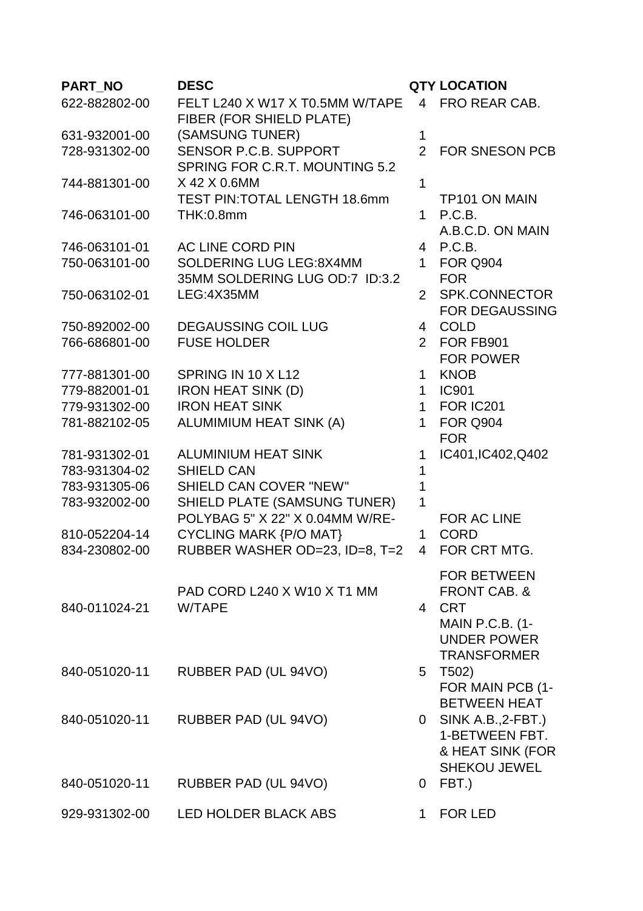| PART_NO | DESC | QTY | LOCATION |
|---|---|---|---|
| 622-882802-00 | FELT L240 X W17 X T0.5MM W/TAPE FIBER (FOR SHIELD PLATE) | 4 | FRO REAR CAB. |
| 631-932001-00 | (SAMSUNG TUNER) | 1 | |
| 728-931302-00 | SENSOR P.C.B. SUPPORT | 2 | FOR SNESON PCB |
| 744-881301-00 | SPRING FOR C.R.T. MOUNTING 5.2 X 42 X 0.6MM | 1 | |
| 746-063101-00 | TEST PIN:TOTAL LENGTH 18.6mm THK:0.8mm | 1 | TP101 ON MAIN P.C.B. |
| 746-063101-01 | AC LINE CORD PIN | 4 | A.B.C.D. ON MAIN P.C.B. |
| 750-063101-00 | SOLDERING LUG LEG:8X4MM | 1 | FOR Q904 |
| 750-063102-01 | 35MM SOLDERING LUG OD:7 ID:3.2 LEG:4X35MM | 2 | FOR SPK.CONNECTOR |
| 750-892002-00 | DEGAUSSING COIL LUG | 4 | FOR DEGAUSSING COLD |
| 766-686801-00 | FUSE HOLDER | 2 | FOR FB901 |
| 777-881301-00 | SPRING IN 10 X L12 | 1 | FOR POWER KNOB |
| 779-882001-01 | IRON HEAT SINK (D) | 1 | IC901 |
| 779-931302-00 | IRON HEAT SINK | 1 | FOR IC201 |
| 781-882102-05 | ALUMIMIUM HEAT SINK (A) | 1 | FOR Q904 |
| 781-931302-01 | ALUMINIUM HEAT SINK | 1 | FOR IC401,IC402,Q402 |
| 783-931304-02 | SHIELD CAN | 1 | |
| 783-931305-06 | SHIELD CAN COVER "NEW" | 1 | |
| 783-932002-00 | SHIELD PLATE (SAMSUNG TUNER) | 1 | |
| 810-052204-14 | POLYBAG 5" X 22" X 0.04MM W/RE-CYCLING MARK {P/O MAT} | 1 | FOR AC LINE CORD |
| 834-230802-00 | RUBBER WASHER OD=23, ID=8, T=2 | 4 | FOR CRT MTG. |
| 840-011024-21 | PAD CORD L240 X W10 X T1 MM W/TAPE | 4 | FOR BETWEEN FRONT CAB. & CRT |
| 840-051020-11 | RUBBER PAD (UL 94VO) | 5 | MAIN P.C.B. (1-UNDER POWER TRANSFORMER T502) |
| 840-051020-11 | RUBBER PAD (UL 94VO) | 0 | FOR MAIN PCB (1-BETWEEN HEAT SINK A.B.,2-FBT.) |
| 840-051020-11 | RUBBER PAD (UL 94VO) | 0 | 1-BETWEEN FBT. & HEAT SINK (FOR SHEKOU JEWEL FBT.) |
| 929-931302-00 | LED HOLDER BLACK ABS | 1 | FOR LED |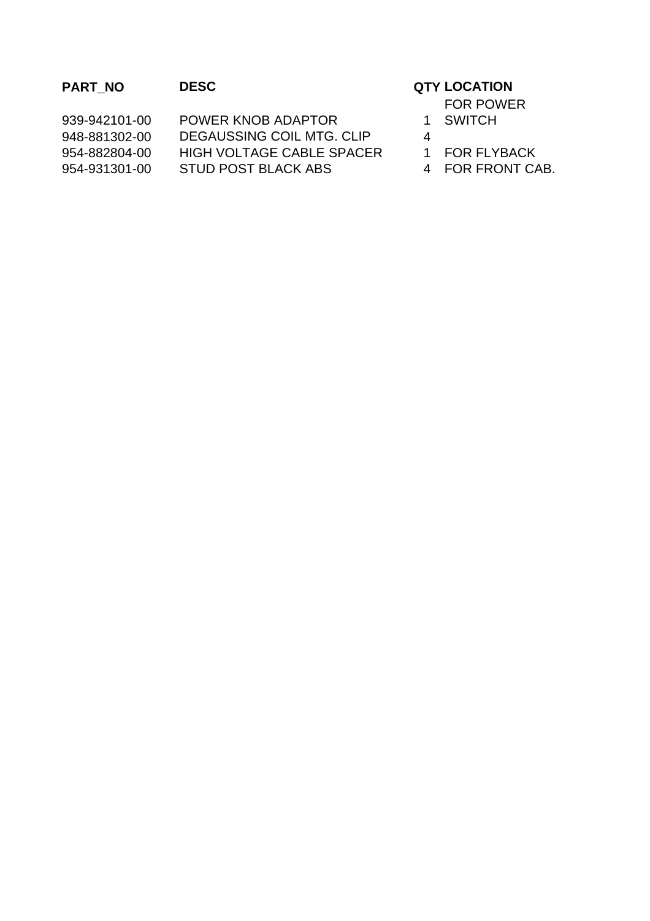| PART_NO | DESC | QTY | LOCATION |
|---|---|---|---|
| 939-942101-00 | POWER KNOB ADAPTOR | 1 | FOR POWER SWITCH |
| 948-881302-00 | DEGAUSSING COIL MTG. CLIP | 4 | |
| 954-882804-00 | HIGH VOLTAGE CABLE SPACER | 1 | FOR FLYBACK |
| 954-931301-00 | STUD POST BLACK ABS | 4 | FOR FRONT CAB. |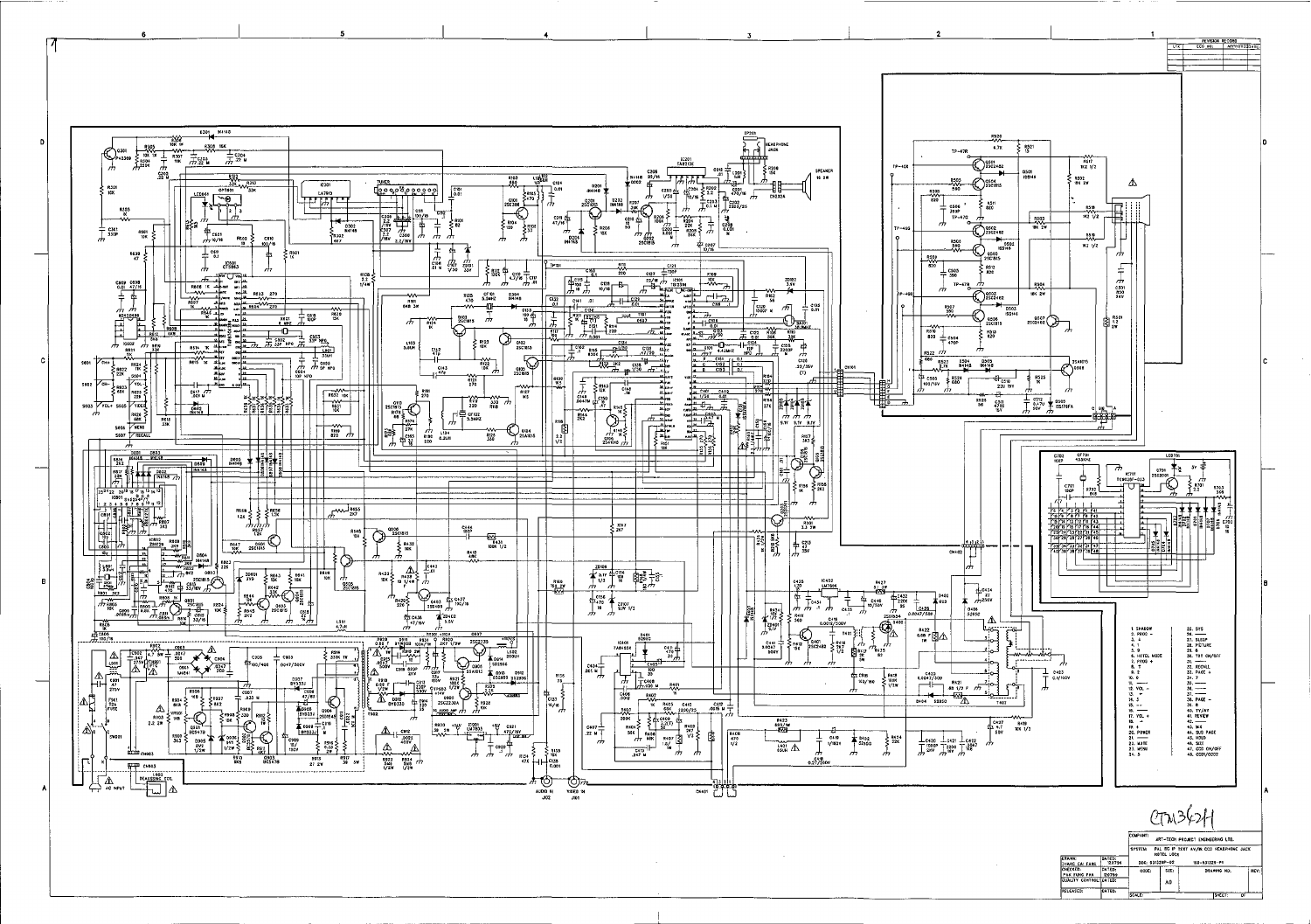REVISION RECORD

HEADPHONE JACK

SPEAKER 16 Ω 3W

TUNER

AC INPUT

DEGAUSSING COIL

AUDIO IN

VIDEO IN

| | |
|---|---|
| 1. SHADOW | 22. SYS |
| 2. PROG - | 23. — |
| 3. 4 | 24. SLEEP |
| 4. 5 | 25. PICTURE |
| 5. HOTEL MODE | 26. 8 |
| 6. PROG + | 27. TXT ON/OFF |
| 7. 1 | 28. 2 |
| 8. 3 | 29. RECALL |
| 9. 7 | 30. PAGE + |
| 10. 6 | 31. 9 |
| 11. — | 32. — |
| 12. VOL - | 33. — |
| 13. — | 34. — |
| 14. — | 35. PAGE - |
| 15. — | 36. — |
| 16. — | 37. — |
| 17. VOL + | 38. TV/AV |
| 18. — | 39. REVIEW |
| 19. 0 | 40. — |
| 20. POWER | 41. MIX |
| 21. — | 42. SUB PAGE |
| 22. MUTE | 43. HOLD |
| 23. MENU | 44. SIZE |
| 24. 5 | 45. CCD ON/OFF |
| | 46. CCD/OCCD |

CTM3624H

COMPANY: ART-TECH PROJECT ENGINEERING LTD.

SYSTEM: PAL BG IF TEXT AV/M CCD HEADPHONE JACK HOTEL LOCK

| | | | |
|---|---|---|---|
| DRAWN | DATED | | |
| CHECKED | DATED | | |
| QUALITY CONTROL | DATED | | |
| RELEASED | DATED | | |
| SIZE | A3 | DRAWING NO. | REV |
| SCALE | | SHEET | OF |